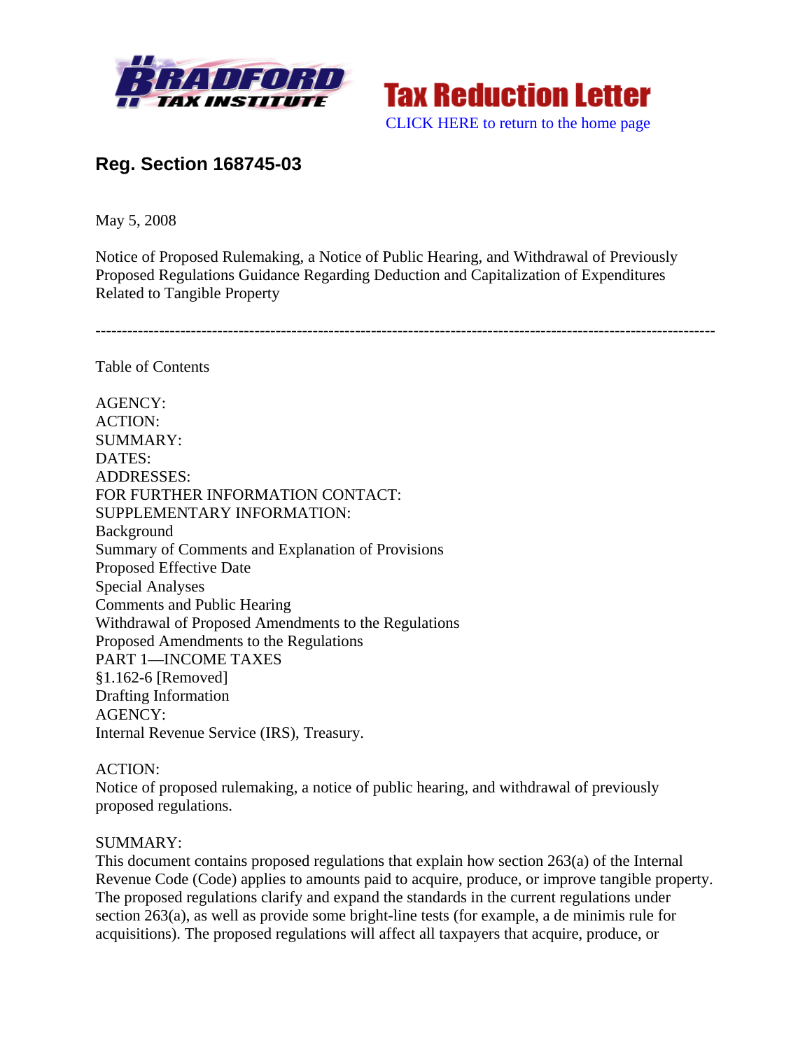Bradford Tax Institute

Tax Reduction Letter

CLICK HERE to return to the home page

## Reg. Section 168745-03

May 5, 2008

Notice of Proposed Rulemaking, a Notice of Public Hearing, and Withdrawal of Previously Proposed Regulations Guidance Regarding Deduction and Capitalization of Expenditures Related to Tangible Property

---

Table of Contents

AGENCY:
ACTION:
SUMMARY:
DATES:
ADDRESSES:
FOR FURTHER INFORMATION CONTACT:
SUPPLEMENTARY INFORMATION:
Background
Summary of Comments and Explanation of Provisions
Proposed Effective Date
Special Analyses
Comments and Public Hearing
Withdrawal of Proposed Amendments to the Regulations
Proposed Amendments to the Regulations
PART 1—INCOME TAXES
§1.162-6 [Removed]
Drafting Information

AGENCY:
Internal Revenue Service (IRS), Treasury.

ACTION:
Notice of proposed rulemaking, a notice of public hearing, and withdrawal of previously proposed regulations.

SUMMARY:
This document contains proposed regulations that explain how section 263(a) of the Internal Revenue Code (Code) applies to amounts paid to acquire, produce, or improve tangible property. The proposed regulations clarify and expand the standards in the current regulations under section 263(a), as well as provide some bright-line tests (for example, a de minimis rule for acquisitions). The proposed regulations will affect all taxpayers that acquire, produce, or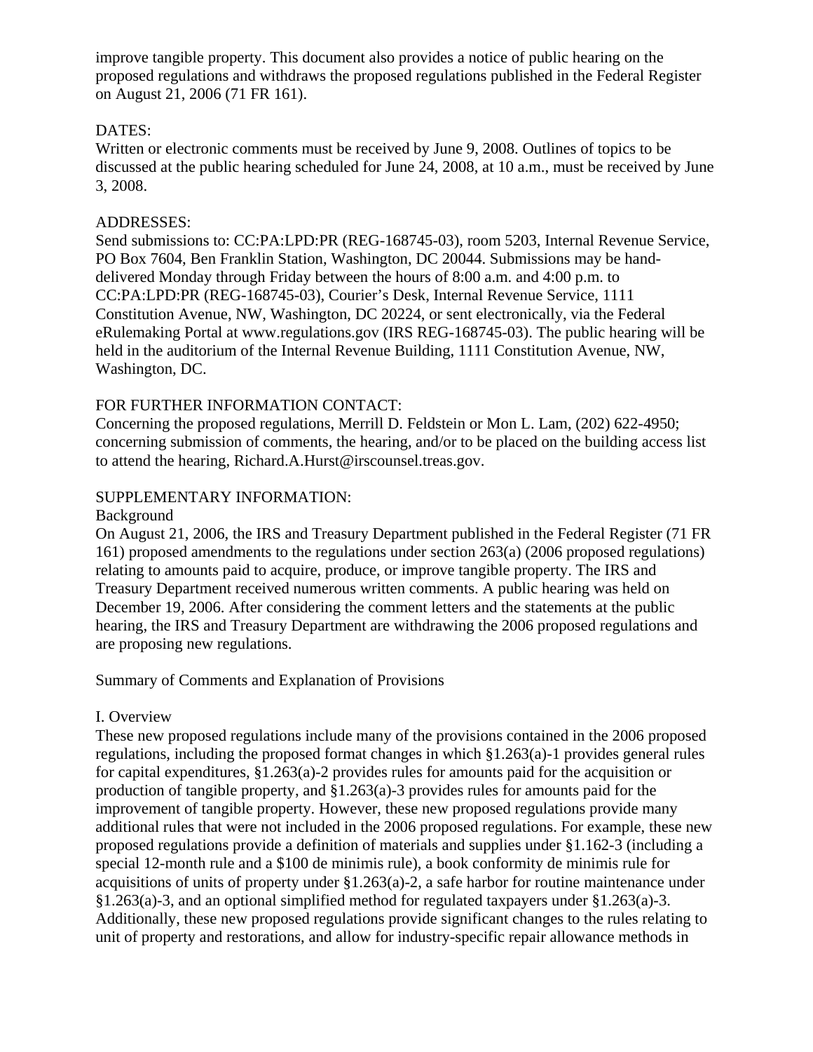improve tangible property. This document also provides a notice of public hearing on the proposed regulations and withdraws the proposed regulations published in the Federal Register on August 21, 2006 (71 FR 161).

DATES:
Written or electronic comments must be received by June 9, 2008. Outlines of topics to be discussed at the public hearing scheduled for June 24, 2008, at 10 a.m., must be received by June 3, 2008.

ADDRESSES:
Send submissions to: CC:PA:LPD:PR (REG-168745-03), room 5203, Internal Revenue Service, PO Box 7604, Ben Franklin Station, Washington, DC 20044. Submissions may be hand-delivered Monday through Friday between the hours of 8:00 a.m. and 4:00 p.m. to CC:PA:LPD:PR (REG-168745-03), Courier's Desk, Internal Revenue Service, 1111 Constitution Avenue, NW, Washington, DC 20224, or sent electronically, via the Federal eRulemaking Portal at www.regulations.gov (IRS REG-168745-03). The public hearing will be held in the auditorium of the Internal Revenue Building, 1111 Constitution Avenue, NW, Washington, DC.

FOR FURTHER INFORMATION CONTACT:
Concerning the proposed regulations, Merrill D. Feldstein or Mon L. Lam, (202) 622-4950; concerning submission of comments, the hearing, and/or to be placed on the building access list to attend the hearing, Richard.A.Hurst@irscounsel.treas.gov.

SUPPLEMENTARY INFORMATION:

Background

On August 21, 2006, the IRS and Treasury Department published in the Federal Register (71 FR 161) proposed amendments to the regulations under section 263(a) (2006 proposed regulations) relating to amounts paid to acquire, produce, or improve tangible property. The IRS and Treasury Department received numerous written comments. A public hearing was held on December 19, 2006. After considering the comment letters and the statements at the public hearing, the IRS and Treasury Department are withdrawing the 2006 proposed regulations and are proposing new regulations.

Summary of Comments and Explanation of Provisions

I. Overview

These new proposed regulations include many of the provisions contained in the 2006 proposed regulations, including the proposed format changes in which §1.263(a)-1 provides general rules for capital expenditures, §1.263(a)-2 provides rules for amounts paid for the acquisition or production of tangible property, and §1.263(a)-3 provides rules for amounts paid for the improvement of tangible property. However, these new proposed regulations provide many additional rules that were not included in the 2006 proposed regulations. For example, these new proposed regulations provide a definition of materials and supplies under §1.162-3 (including a special 12-month rule and a $100 de minimis rule), a book conformity de minimis rule for acquisitions of units of property under §1.263(a)-2, a safe harbor for routine maintenance under §1.263(a)-3, and an optional simplified method for regulated taxpayers under §1.263(a)-3. Additionally, these new proposed regulations provide significant changes to the rules relating to unit of property and restorations, and allow for industry-specific repair allowance methods in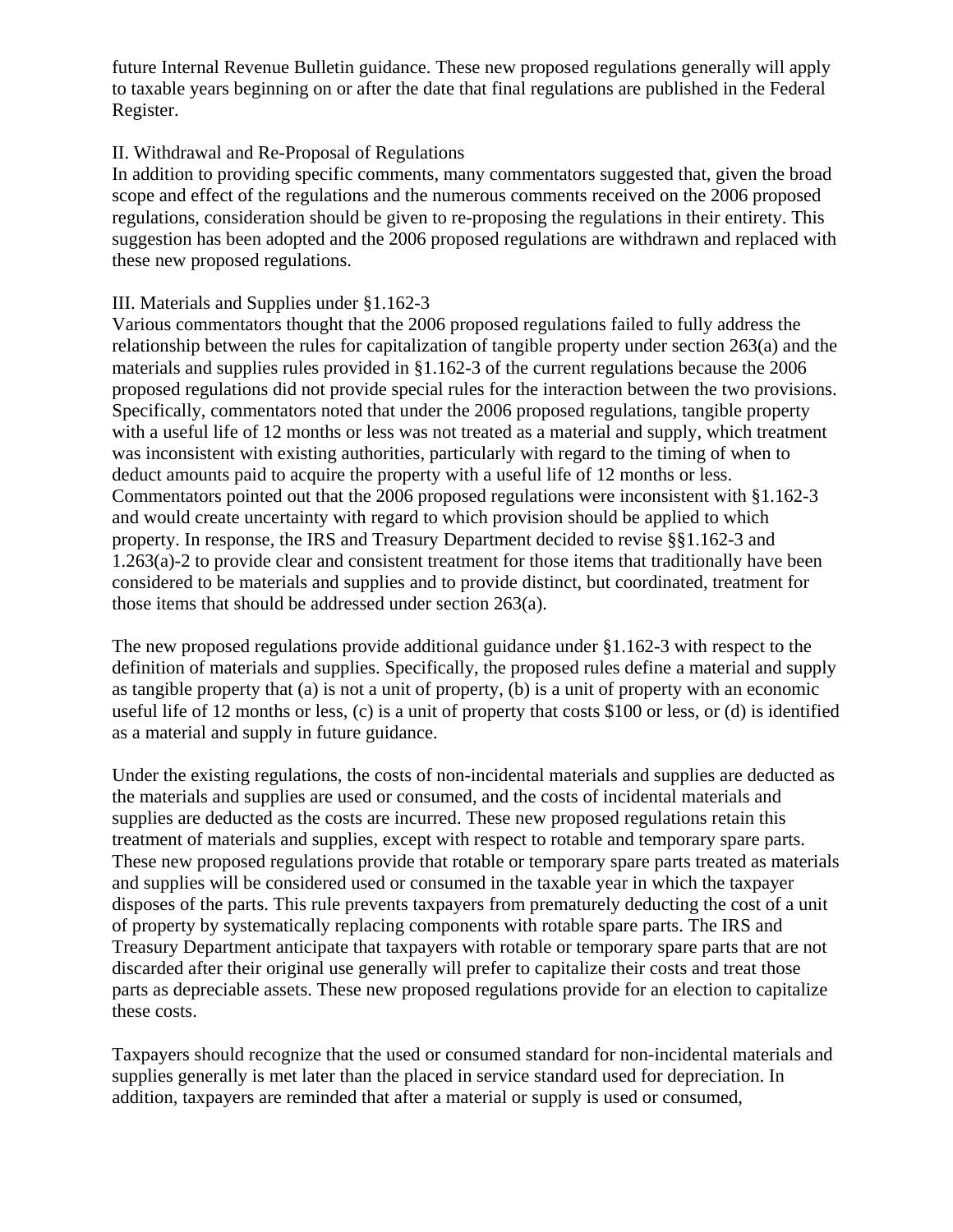future Internal Revenue Bulletin guidance. These new proposed regulations generally will apply to taxable years beginning on or after the date that final regulations are published in the Federal Register.

## II. Withdrawal and Re-Proposal of Regulations

In addition to providing specific comments, many commentators suggested that, given the broad scope and effect of the regulations and the numerous comments received on the 2006 proposed regulations, consideration should be given to re-proposing the regulations in their entirety. This suggestion has been adopted and the 2006 proposed regulations are withdrawn and replaced with these new proposed regulations.

## III. Materials and Supplies under §1.162-3

Various commentators thought that the 2006 proposed regulations failed to fully address the relationship between the rules for capitalization of tangible property under section 263(a) and the materials and supplies rules provided in §1.162-3 of the current regulations because the 2006 proposed regulations did not provide special rules for the interaction between the two provisions. Specifically, commentators noted that under the 2006 proposed regulations, tangible property with a useful life of 12 months or less was not treated as a material and supply, which treatment was inconsistent with existing authorities, particularly with regard to the timing of when to deduct amounts paid to acquire the property with a useful life of 12 months or less. Commentators pointed out that the 2006 proposed regulations were inconsistent with §1.162-3 and would create uncertainty with regard to which provision should be applied to which property. In response, the IRS and Treasury Department decided to revise §§1.162-3 and 1.263(a)-2 to provide clear and consistent treatment for those items that traditionally have been considered to be materials and supplies and to provide distinct, but coordinated, treatment for those items that should be addressed under section 263(a).

The new proposed regulations provide additional guidance under §1.162-3 with respect to the definition of materials and supplies. Specifically, the proposed rules define a material and supply as tangible property that (a) is not a unit of property, (b) is a unit of property with an economic useful life of 12 months or less, (c) is a unit of property that costs $100 or less, or (d) is identified as a material and supply in future guidance.

Under the existing regulations, the costs of non-incidental materials and supplies are deducted as the materials and supplies are used or consumed, and the costs of incidental materials and supplies are deducted as the costs are incurred. These new proposed regulations retain this treatment of materials and supplies, except with respect to rotable and temporary spare parts. These new proposed regulations provide that rotable or temporary spare parts treated as materials and supplies will be considered used or consumed in the taxable year in which the taxpayer disposes of the parts. This rule prevents taxpayers from prematurely deducting the cost of a unit of property by systematically replacing components with rotable spare parts. The IRS and Treasury Department anticipate that taxpayers with rotable or temporary spare parts that are not discarded after their original use generally will prefer to capitalize their costs and treat those parts as depreciable assets. These new proposed regulations provide for an election to capitalize these costs.

Taxpayers should recognize that the used or consumed standard for non-incidental materials and supplies generally is met later than the placed in service standard used for depreciation. In addition, taxpayers are reminded that after a material or supply is used or consumed,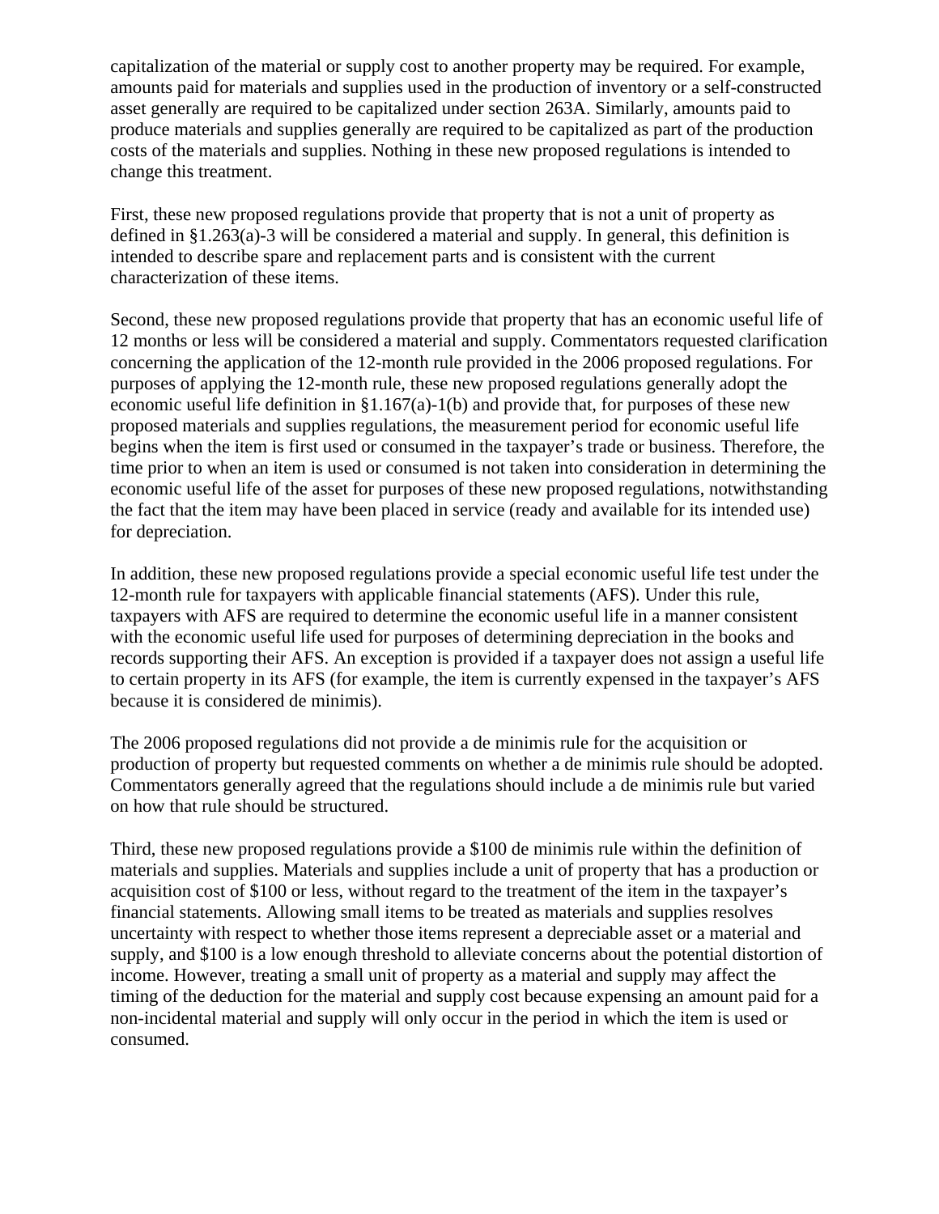capitalization of the material or supply cost to another property may be required. For example, amounts paid for materials and supplies used in the production of inventory or a self-constructed asset generally are required to be capitalized under section 263A. Similarly, amounts paid to produce materials and supplies generally are required to be capitalized as part of the production costs of the materials and supplies. Nothing in these new proposed regulations is intended to change this treatment.

First, these new proposed regulations provide that property that is not a unit of property as defined in §1.263(a)-3 will be considered a material and supply. In general, this definition is intended to describe spare and replacement parts and is consistent with the current characterization of these items.

Second, these new proposed regulations provide that property that has an economic useful life of 12 months or less will be considered a material and supply. Commentators requested clarification concerning the application of the 12-month rule provided in the 2006 proposed regulations. For purposes of applying the 12-month rule, these new proposed regulations generally adopt the economic useful life definition in §1.167(a)-1(b) and provide that, for purposes of these new proposed materials and supplies regulations, the measurement period for economic useful life begins when the item is first used or consumed in the taxpayer's trade or business. Therefore, the time prior to when an item is used or consumed is not taken into consideration in determining the economic useful life of the asset for purposes of these new proposed regulations, notwithstanding the fact that the item may have been placed in service (ready and available for its intended use) for depreciation.

In addition, these new proposed regulations provide a special economic useful life test under the 12-month rule for taxpayers with applicable financial statements (AFS). Under this rule, taxpayers with AFS are required to determine the economic useful life in a manner consistent with the economic useful life used for purposes of determining depreciation in the books and records supporting their AFS. An exception is provided if a taxpayer does not assign a useful life to certain property in its AFS (for example, the item is currently expensed in the taxpayer's AFS because it is considered de minimis).

The 2006 proposed regulations did not provide a de minimis rule for the acquisition or production of property but requested comments on whether a de minimis rule should be adopted. Commentators generally agreed that the regulations should include a de minimis rule but varied on how that rule should be structured.

Third, these new proposed regulations provide a $100 de minimis rule within the definition of materials and supplies. Materials and supplies include a unit of property that has a production or acquisition cost of $100 or less, without regard to the treatment of the item in the taxpayer's financial statements. Allowing small items to be treated as materials and supplies resolves uncertainty with respect to whether those items represent a depreciable asset or a material and supply, and $100 is a low enough threshold to alleviate concerns about the potential distortion of income. However, treating a small unit of property as a material and supply may affect the timing of the deduction for the material and supply cost because expensing an amount paid for a non-incidental material and supply will only occur in the period in which the item is used or consumed.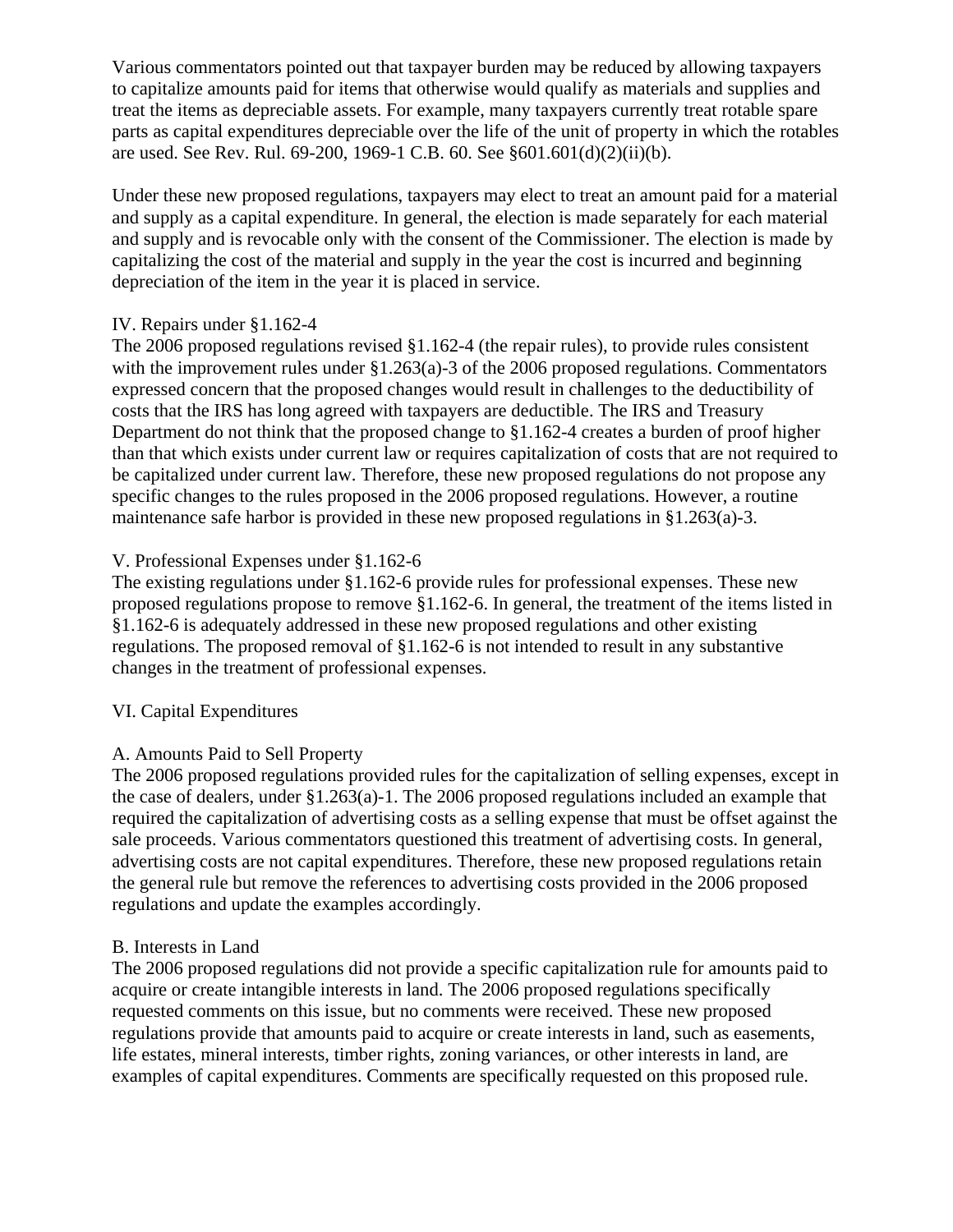Various commentators pointed out that taxpayer burden may be reduced by allowing taxpayers to capitalize amounts paid for items that otherwise would qualify as materials and supplies and treat the items as depreciable assets. For example, many taxpayers currently treat rotable spare parts as capital expenditures depreciable over the life of the unit of property in which the rotables are used. See Rev. Rul. 69-200, 1969-1 C.B. 60. See §601.601(d)(2)(ii)(b).

Under these new proposed regulations, taxpayers may elect to treat an amount paid for a material and supply as a capital expenditure. In general, the election is made separately for each material and supply and is revocable only with the consent of the Commissioner. The election is made by capitalizing the cost of the material and supply in the year the cost is incurred and beginning depreciation of the item in the year it is placed in service.

## IV. Repairs under §1.162-4

The 2006 proposed regulations revised §1.162-4 (the repair rules), to provide rules consistent with the improvement rules under §1.263(a)-3 of the 2006 proposed regulations. Commentators expressed concern that the proposed changes would result in challenges to the deductibility of costs that the IRS has long agreed with taxpayers are deductible. The IRS and Treasury Department do not think that the proposed change to §1.162-4 creates a burden of proof higher than that which exists under current law or requires capitalization of costs that are not required to be capitalized under current law. Therefore, these new proposed regulations do not propose any specific changes to the rules proposed in the 2006 proposed regulations. However, a routine maintenance safe harbor is provided in these new proposed regulations in §1.263(a)-3.

## V. Professional Expenses under §1.162-6

The existing regulations under §1.162-6 provide rules for professional expenses. These new proposed regulations propose to remove §1.162-6. In general, the treatment of the items listed in §1.162-6 is adequately addressed in these new proposed regulations and other existing regulations. The proposed removal of §1.162-6 is not intended to result in any substantive changes in the treatment of professional expenses.

## VI. Capital Expenditures

### A. Amounts Paid to Sell Property

The 2006 proposed regulations provided rules for the capitalization of selling expenses, except in the case of dealers, under §1.263(a)-1. The 2006 proposed regulations included an example that required the capitalization of advertising costs as a selling expense that must be offset against the sale proceeds. Various commentators questioned this treatment of advertising costs. In general, advertising costs are not capital expenditures. Therefore, these new proposed regulations retain the general rule but remove the references to advertising costs provided in the 2006 proposed regulations and update the examples accordingly.

### B. Interests in Land

The 2006 proposed regulations did not provide a specific capitalization rule for amounts paid to acquire or create intangible interests in land. The 2006 proposed regulations specifically requested comments on this issue, but no comments were received. These new proposed regulations provide that amounts paid to acquire or create interests in land, such as easements, life estates, mineral interests, timber rights, zoning variances, or other interests in land, are examples of capital expenditures. Comments are specifically requested on this proposed rule.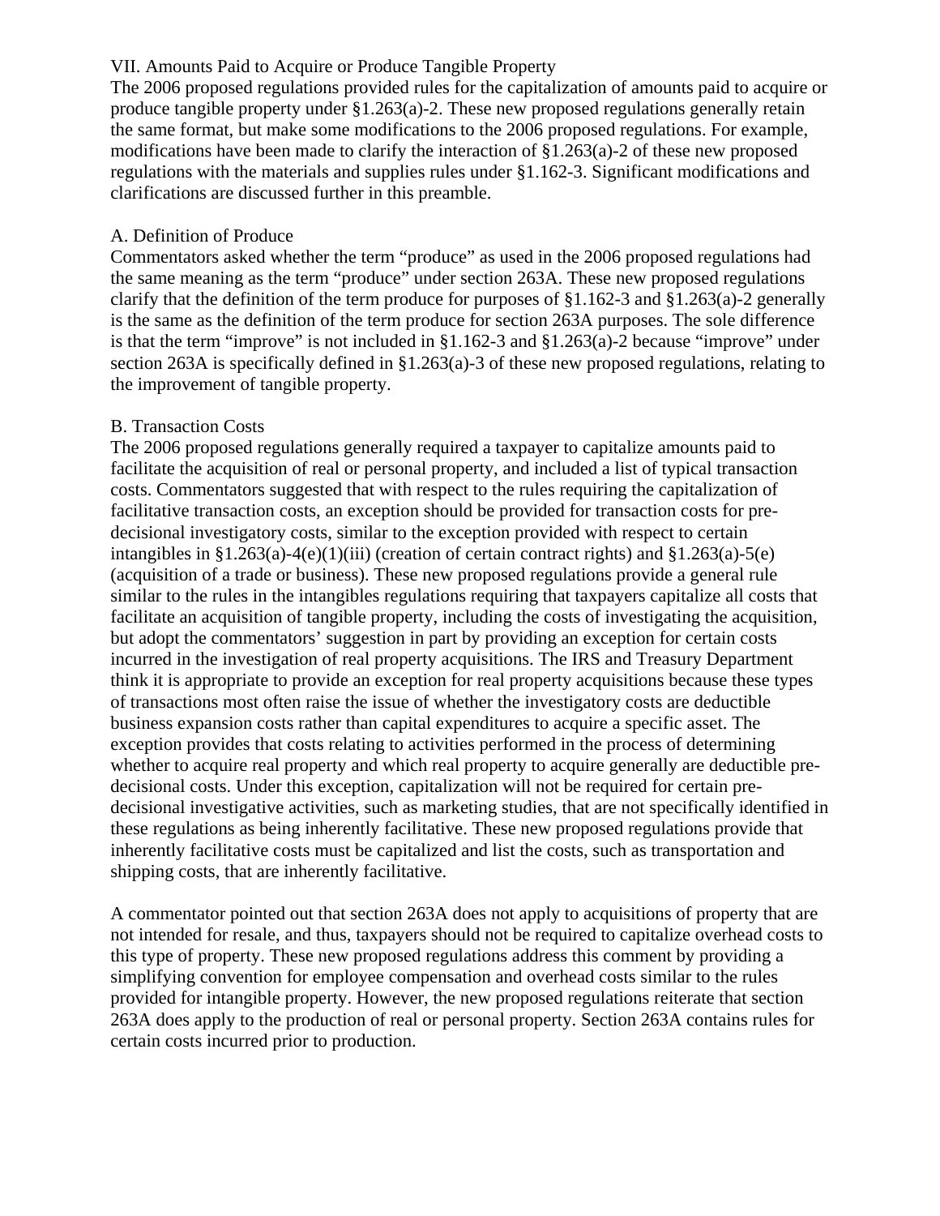## VII. Amounts Paid to Acquire or Produce Tangible Property

The 2006 proposed regulations provided rules for the capitalization of amounts paid to acquire or produce tangible property under §1.263(a)-2. These new proposed regulations generally retain the same format, but make some modifications to the 2006 proposed regulations. For example, modifications have been made to clarify the interaction of §1.263(a)-2 of these new proposed regulations with the materials and supplies rules under §1.162-3. Significant modifications and clarifications are discussed further in this preamble.

### A. Definition of Produce

Commentators asked whether the term "produce" as used in the 2006 proposed regulations had the same meaning as the term "produce" under section 263A. These new proposed regulations clarify that the definition of the term produce for purposes of §1.162-3 and §1.263(a)-2 generally is the same as the definition of the term produce for section 263A purposes. The sole difference is that the term "improve" is not included in §1.162-3 and §1.263(a)-2 because "improve" under section 263A is specifically defined in §1.263(a)-3 of these new proposed regulations, relating to the improvement of tangible property.

### B. Transaction Costs

The 2006 proposed regulations generally required a taxpayer to capitalize amounts paid to facilitate the acquisition of real or personal property, and included a list of typical transaction costs. Commentators suggested that with respect to the rules requiring the capitalization of facilitative transaction costs, an exception should be provided for transaction costs for pre-decisional investigatory costs, similar to the exception provided with respect to certain intangibles in §1.263(a)-4(e)(1)(iii) (creation of certain contract rights) and §1.263(a)-5(e) (acquisition of a trade or business). These new proposed regulations provide a general rule similar to the rules in the intangibles regulations requiring that taxpayers capitalize all costs that facilitate an acquisition of tangible property, including the costs of investigating the acquisition, but adopt the commentators' suggestion in part by providing an exception for certain costs incurred in the investigation of real property acquisitions. The IRS and Treasury Department think it is appropriate to provide an exception for real property acquisitions because these types of transactions most often raise the issue of whether the investigatory costs are deductible business expansion costs rather than capital expenditures to acquire a specific asset. The exception provides that costs relating to activities performed in the process of determining whether to acquire real property and which real property to acquire generally are deductible pre-decisional costs. Under this exception, capitalization will not be required for certain pre-decisional investigative activities, such as marketing studies, that are not specifically identified in these regulations as being inherently facilitative. These new proposed regulations provide that inherently facilitative costs must be capitalized and list the costs, such as transportation and shipping costs, that are inherently facilitative.

A commentator pointed out that section 263A does not apply to acquisitions of property that are not intended for resale, and thus, taxpayers should not be required to capitalize overhead costs to this type of property. These new proposed regulations address this comment by providing a simplifying convention for employee compensation and overhead costs similar to the rules provided for intangible property. However, the new proposed regulations reiterate that section 263A does apply to the production of real or personal property. Section 263A contains rules for certain costs incurred prior to production.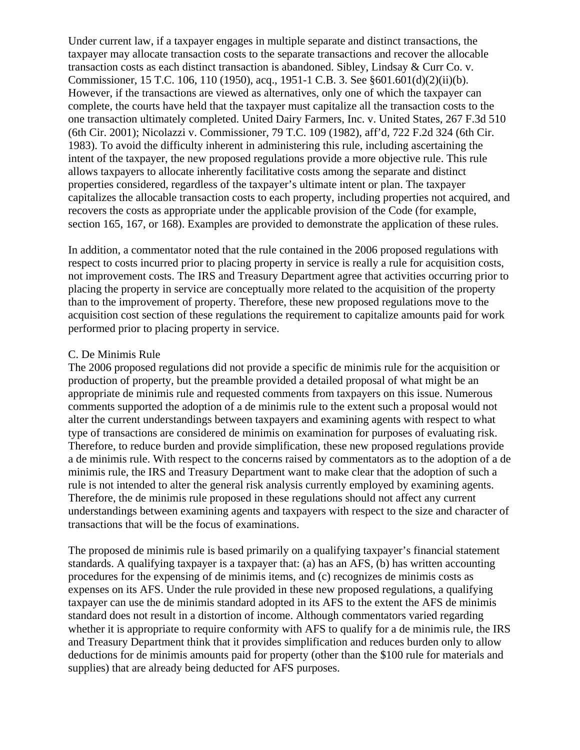Under current law, if a taxpayer engages in multiple separate and distinct transactions, the taxpayer may allocate transaction costs to the separate transactions and recover the allocable transaction costs as each distinct transaction is abandoned. Sibley, Lindsay & Curr Co. v. Commissioner, 15 T.C. 106, 110 (1950), acq., 1951-1 C.B. 3. See §601.601(d)(2)(ii)(b). However, if the transactions are viewed as alternatives, only one of which the taxpayer can complete, the courts have held that the taxpayer must capitalize all the transaction costs to the one transaction ultimately completed. United Dairy Farmers, Inc. v. United States, 267 F.3d 510 (6th Cir. 2001); Nicolazzi v. Commissioner, 79 T.C. 109 (1982), aff'd, 722 F.2d 324 (6th Cir. 1983). To avoid the difficulty inherent in administering this rule, including ascertaining the intent of the taxpayer, the new proposed regulations provide a more objective rule. This rule allows taxpayers to allocate inherently facilitative costs among the separate and distinct properties considered, regardless of the taxpayer's ultimate intent or plan. The taxpayer capitalizes the allocable transaction costs to each property, including properties not acquired, and recovers the costs as appropriate under the applicable provision of the Code (for example, section 165, 167, or 168). Examples are provided to demonstrate the application of these rules.

In addition, a commentator noted that the rule contained in the 2006 proposed regulations with respect to costs incurred prior to placing property in service is really a rule for acquisition costs, not improvement costs. The IRS and Treasury Department agree that activities occurring prior to placing the property in service are conceptually more related to the acquisition of the property than to the improvement of property. Therefore, these new proposed regulations move to the acquisition cost section of these regulations the requirement to capitalize amounts paid for work performed prior to placing property in service.

C. De Minimis Rule

The 2006 proposed regulations did not provide a specific de minimis rule for the acquisition or production of property, but the preamble provided a detailed proposal of what might be an appropriate de minimis rule and requested comments from taxpayers on this issue. Numerous comments supported the adoption of a de minimis rule to the extent such a proposal would not alter the current understandings between taxpayers and examining agents with respect to what type of transactions are considered de minimis on examination for purposes of evaluating risk. Therefore, to reduce burden and provide simplification, these new proposed regulations provide a de minimis rule. With respect to the concerns raised by commentators as to the adoption of a de minimis rule, the IRS and Treasury Department want to make clear that the adoption of such a rule is not intended to alter the general risk analysis currently employed by examining agents. Therefore, the de minimis rule proposed in these regulations should not affect any current understandings between examining agents and taxpayers with respect to the size and character of transactions that will be the focus of examinations.

The proposed de minimis rule is based primarily on a qualifying taxpayer's financial statement standards. A qualifying taxpayer is a taxpayer that: (a) has an AFS, (b) has written accounting procedures for the expensing of de minimis items, and (c) recognizes de minimis costs as expenses on its AFS. Under the rule provided in these new proposed regulations, a qualifying taxpayer can use the de minimis standard adopted in its AFS to the extent the AFS de minimis standard does not result in a distortion of income. Although commentators varied regarding whether it is appropriate to require conformity with AFS to qualify for a de minimis rule, the IRS and Treasury Department think that it provides simplification and reduces burden only to allow deductions for de minimis amounts paid for property (other than the $100 rule for materials and supplies) that are already being deducted for AFS purposes.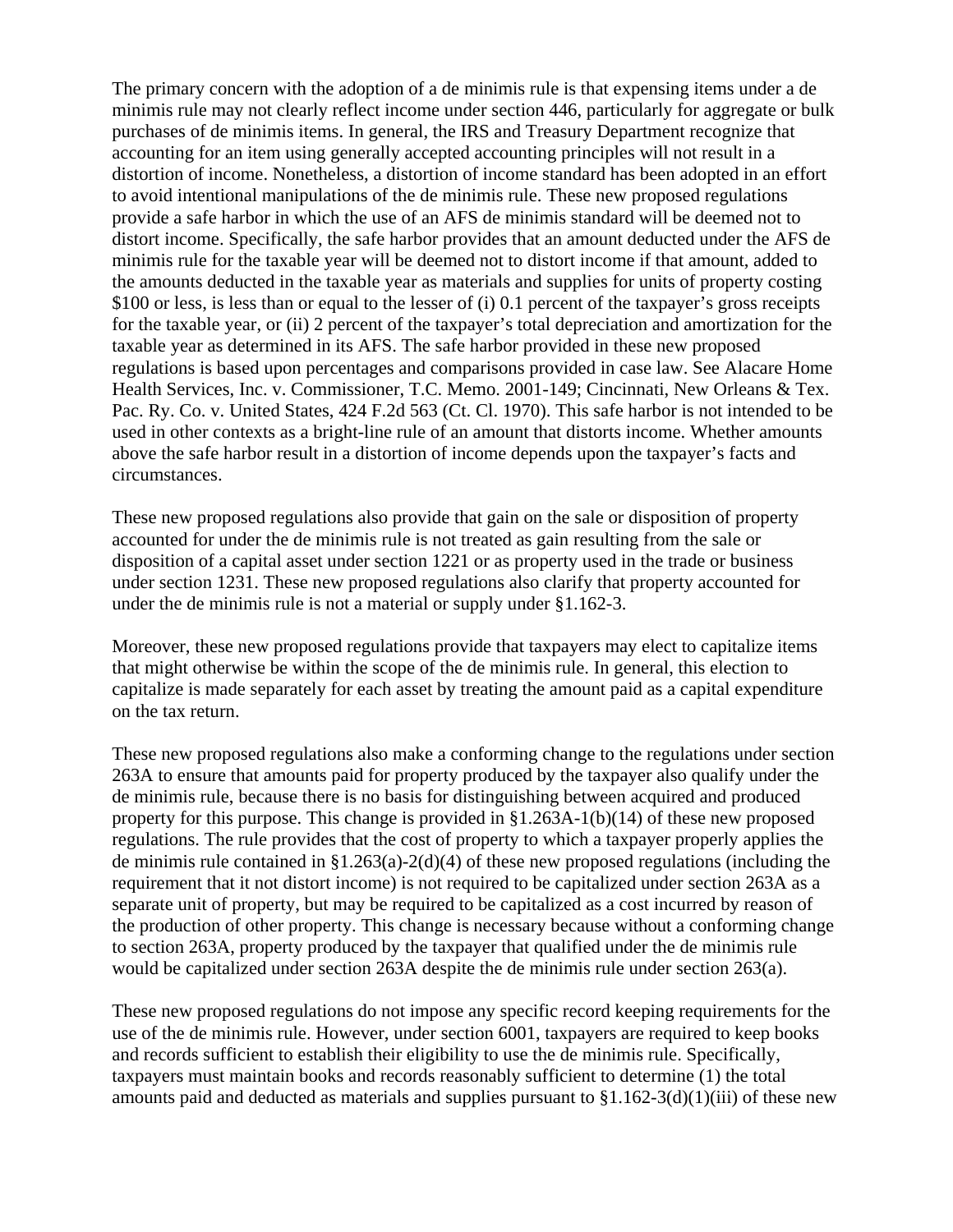The primary concern with the adoption of a de minimis rule is that expensing items under a de minimis rule may not clearly reflect income under section 446, particularly for aggregate or bulk purchases of de minimis items. In general, the IRS and Treasury Department recognize that accounting for an item using generally accepted accounting principles will not result in a distortion of income. Nonetheless, a distortion of income standard has been adopted in an effort to avoid intentional manipulations of the de minimis rule. These new proposed regulations provide a safe harbor in which the use of an AFS de minimis standard will be deemed not to distort income. Specifically, the safe harbor provides that an amount deducted under the AFS de minimis rule for the taxable year will be deemed not to distort income if that amount, added to the amounts deducted in the taxable year as materials and supplies for units of property costing $100 or less, is less than or equal to the lesser of (i) 0.1 percent of the taxpayer's gross receipts for the taxable year, or (ii) 2 percent of the taxpayer's total depreciation and amortization for the taxable year as determined in its AFS. The safe harbor provided in these new proposed regulations is based upon percentages and comparisons provided in case law. See Alacare Home Health Services, Inc. v. Commissioner, T.C. Memo. 2001-149; Cincinnati, New Orleans & Tex. Pac. Ry. Co. v. United States, 424 F.2d 563 (Ct. Cl. 1970). This safe harbor is not intended to be used in other contexts as a bright-line rule of an amount that distorts income. Whether amounts above the safe harbor result in a distortion of income depends upon the taxpayer's facts and circumstances.

These new proposed regulations also provide that gain on the sale or disposition of property accounted for under the de minimis rule is not treated as gain resulting from the sale or disposition of a capital asset under section 1221 or as property used in the trade or business under section 1231. These new proposed regulations also clarify that property accounted for under the de minimis rule is not a material or supply under §1.162-3.

Moreover, these new proposed regulations provide that taxpayers may elect to capitalize items that might otherwise be within the scope of the de minimis rule. In general, this election to capitalize is made separately for each asset by treating the amount paid as a capital expenditure on the tax return.

These new proposed regulations also make a conforming change to the regulations under section 263A to ensure that amounts paid for property produced by the taxpayer also qualify under the de minimis rule, because there is no basis for distinguishing between acquired and produced property for this purpose. This change is provided in §1.263A-1(b)(14) of these new proposed regulations. The rule provides that the cost of property to which a taxpayer properly applies the de minimis rule contained in §1.263(a)-2(d)(4) of these new proposed regulations (including the requirement that it not distort income) is not required to be capitalized under section 263A as a separate unit of property, but may be required to be capitalized as a cost incurred by reason of the production of other property. This change is necessary because without a conforming change to section 263A, property produced by the taxpayer that qualified under the de minimis rule would be capitalized under section 263A despite the de minimis rule under section 263(a).

These new proposed regulations do not impose any specific record keeping requirements for the use of the de minimis rule. However, under section 6001, taxpayers are required to keep books and records sufficient to establish their eligibility to use the de minimis rule. Specifically, taxpayers must maintain books and records reasonably sufficient to determine (1) the total amounts paid and deducted as materials and supplies pursuant to §1.162-3(d)(1)(iii) of these new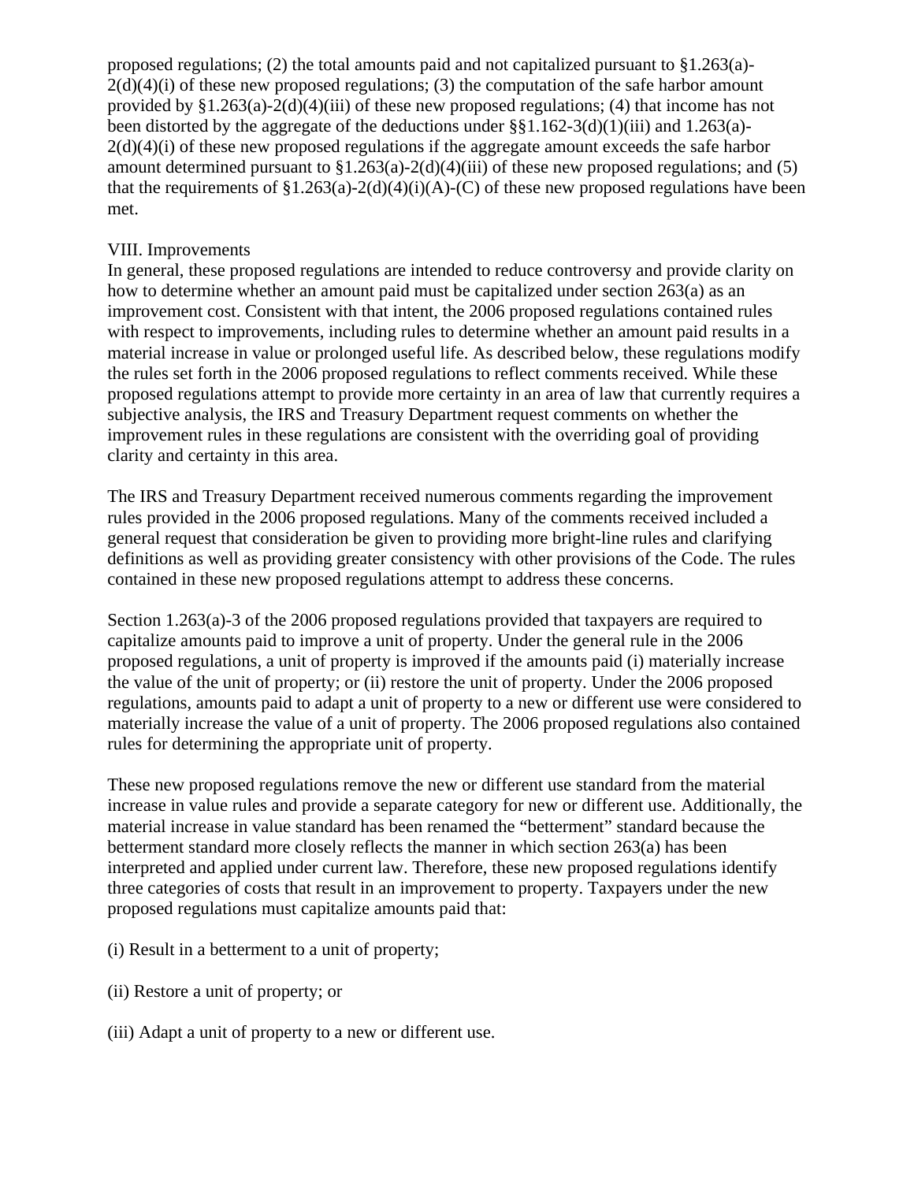proposed regulations; (2) the total amounts paid and not capitalized pursuant to §1.263(a)-2(d)(4)(i) of these new proposed regulations; (3) the computation of the safe harbor amount provided by §1.263(a)-2(d)(4)(iii) of these new proposed regulations; (4) that income has not been distorted by the aggregate of the deductions under §§1.162-3(d)(1)(iii) and 1.263(a)-2(d)(4)(i) of these new proposed regulations if the aggregate amount exceeds the safe harbor amount determined pursuant to §1.263(a)-2(d)(4)(iii) of these new proposed regulations; and (5) that the requirements of §1.263(a)-2(d)(4)(i)(A)-(C) of these new proposed regulations have been met.

## VIII. Improvements

In general, these proposed regulations are intended to reduce controversy and provide clarity on how to determine whether an amount paid must be capitalized under section 263(a) as an improvement cost. Consistent with that intent, the 2006 proposed regulations contained rules with respect to improvements, including rules to determine whether an amount paid results in a material increase in value or prolonged useful life. As described below, these regulations modify the rules set forth in the 2006 proposed regulations to reflect comments received. While these proposed regulations attempt to provide more certainty in an area of law that currently requires a subjective analysis, the IRS and Treasury Department request comments on whether the improvement rules in these regulations are consistent with the overriding goal of providing clarity and certainty in this area.

The IRS and Treasury Department received numerous comments regarding the improvement rules provided in the 2006 proposed regulations. Many of the comments received included a general request that consideration be given to providing more bright-line rules and clarifying definitions as well as providing greater consistency with other provisions of the Code. The rules contained in these new proposed regulations attempt to address these concerns.

Section 1.263(a)-3 of the 2006 proposed regulations provided that taxpayers are required to capitalize amounts paid to improve a unit of property. Under the general rule in the 2006 proposed regulations, a unit of property is improved if the amounts paid (i) materially increase the value of the unit of property; or (ii) restore the unit of property. Under the 2006 proposed regulations, amounts paid to adapt a unit of property to a new or different use were considered to materially increase the value of a unit of property. The 2006 proposed regulations also contained rules for determining the appropriate unit of property.

These new proposed regulations remove the new or different use standard from the material increase in value rules and provide a separate category for new or different use. Additionally, the material increase in value standard has been renamed the "betterment" standard because the betterment standard more closely reflects the manner in which section 263(a) has been interpreted and applied under current law. Therefore, these new proposed regulations identify three categories of costs that result in an improvement to property. Taxpayers under the new proposed regulations must capitalize amounts paid that:

(i) Result in a betterment to a unit of property;

(ii) Restore a unit of property; or

(iii) Adapt a unit of property to a new or different use.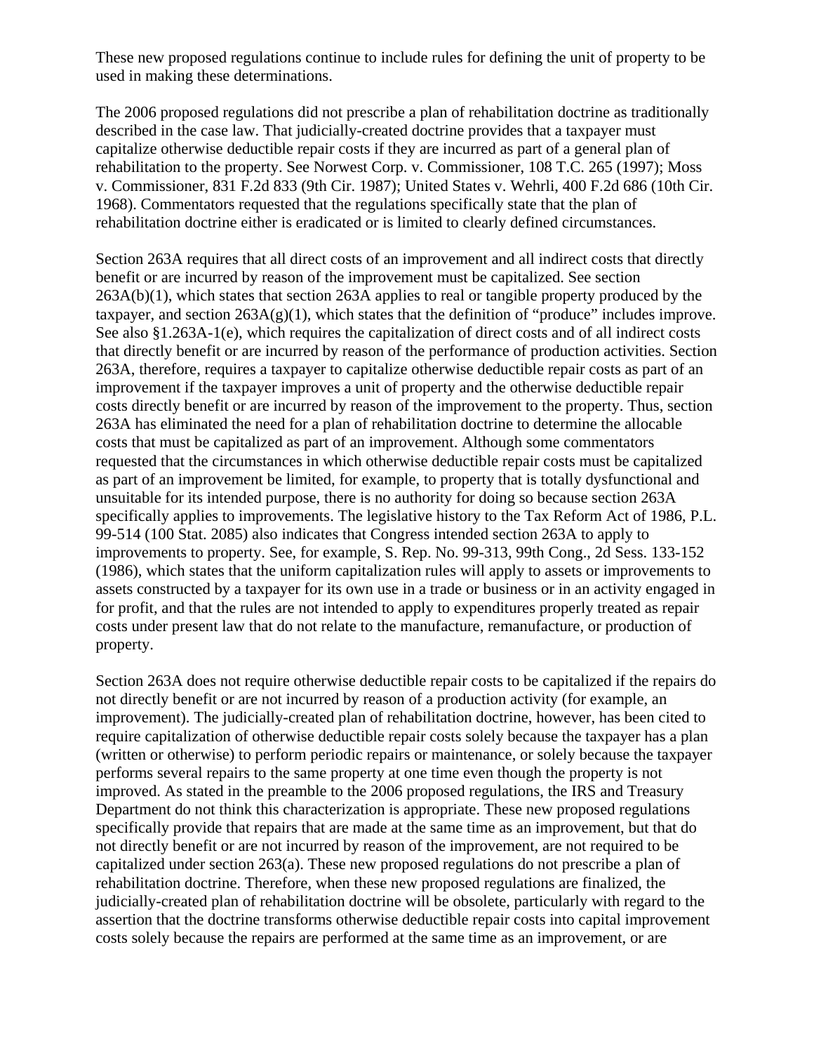These new proposed regulations continue to include rules for defining the unit of property to be used in making these determinations.

The 2006 proposed regulations did not prescribe a plan of rehabilitation doctrine as traditionally described in the case law. That judicially-created doctrine provides that a taxpayer must capitalize otherwise deductible repair costs if they are incurred as part of a general plan of rehabilitation to the property. See Norwest Corp. v. Commissioner, 108 T.C. 265 (1997); Moss v. Commissioner, 831 F.2d 833 (9th Cir. 1987); United States v. Wehrli, 400 F.2d 686 (10th Cir. 1968). Commentators requested that the regulations specifically state that the plan of rehabilitation doctrine either is eradicated or is limited to clearly defined circumstances.

Section 263A requires that all direct costs of an improvement and all indirect costs that directly benefit or are incurred by reason of the improvement must be capitalized. See section 263A(b)(1), which states that section 263A applies to real or tangible property produced by the taxpayer, and section 263A(g)(1), which states that the definition of "produce" includes improve. See also §1.263A-1(e), which requires the capitalization of direct costs and of all indirect costs that directly benefit or are incurred by reason of the performance of production activities. Section 263A, therefore, requires a taxpayer to capitalize otherwise deductible repair costs as part of an improvement if the taxpayer improves a unit of property and the otherwise deductible repair costs directly benefit or are incurred by reason of the improvement to the property. Thus, section 263A has eliminated the need for a plan of rehabilitation doctrine to determine the allocable costs that must be capitalized as part of an improvement. Although some commentators requested that the circumstances in which otherwise deductible repair costs must be capitalized as part of an improvement be limited, for example, to property that is totally dysfunctional and unsuitable for its intended purpose, there is no authority for doing so because section 263A specifically applies to improvements. The legislative history to the Tax Reform Act of 1986, P.L. 99-514 (100 Stat. 2085) also indicates that Congress intended section 263A to apply to improvements to property. See, for example, S. Rep. No. 99-313, 99th Cong., 2d Sess. 133-152 (1986), which states that the uniform capitalization rules will apply to assets or improvements to assets constructed by a taxpayer for its own use in a trade or business or in an activity engaged in for profit, and that the rules are not intended to apply to expenditures properly treated as repair costs under present law that do not relate to the manufacture, remanufacture, or production of property.

Section 263A does not require otherwise deductible repair costs to be capitalized if the repairs do not directly benefit or are not incurred by reason of a production activity (for example, an improvement). The judicially-created plan of rehabilitation doctrine, however, has been cited to require capitalization of otherwise deductible repair costs solely because the taxpayer has a plan (written or otherwise) to perform periodic repairs or maintenance, or solely because the taxpayer performs several repairs to the same property at one time even though the property is not improved. As stated in the preamble to the 2006 proposed regulations, the IRS and Treasury Department do not think this characterization is appropriate. These new proposed regulations specifically provide that repairs that are made at the same time as an improvement, but that do not directly benefit or are not incurred by reason of the improvement, are not required to be capitalized under section 263(a). These new proposed regulations do not prescribe a plan of rehabilitation doctrine. Therefore, when these new proposed regulations are finalized, the judicially-created plan of rehabilitation doctrine will be obsolete, particularly with regard to the assertion that the doctrine transforms otherwise deductible repair costs into capital improvement costs solely because the repairs are performed at the same time as an improvement, or are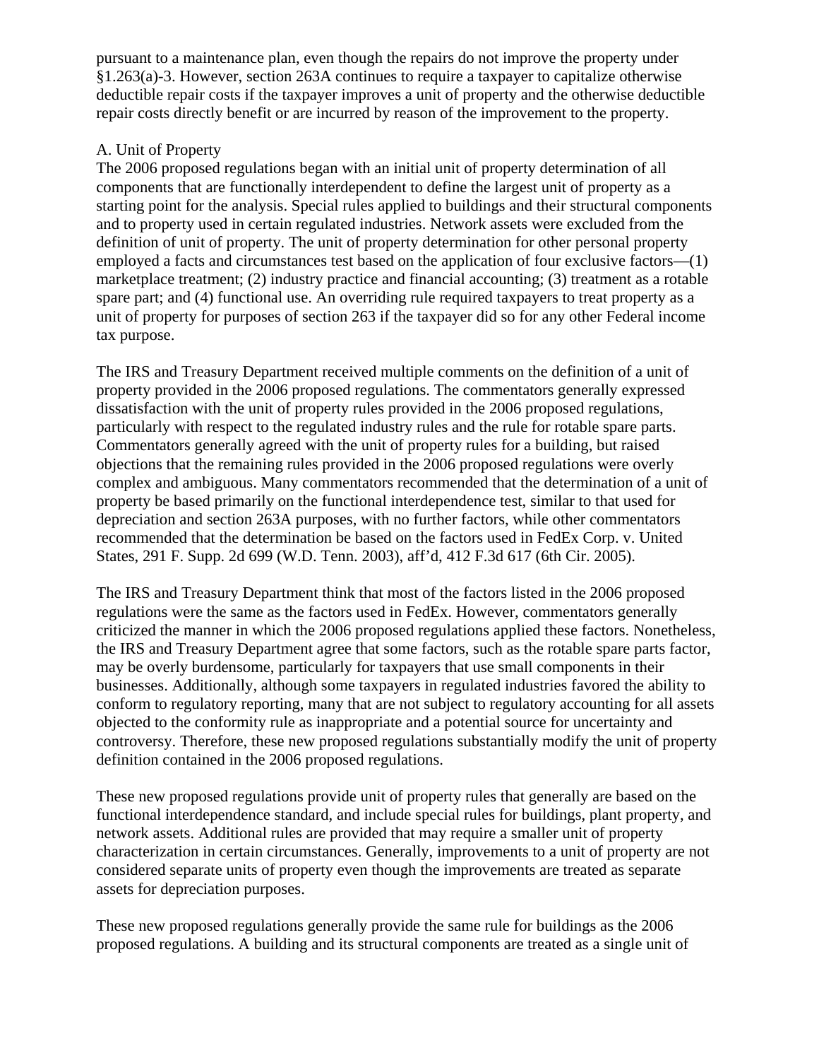pursuant to a maintenance plan, even though the repairs do not improve the property under §1.263(a)-3. However, section 263A continues to require a taxpayer to capitalize otherwise deductible repair costs if the taxpayer improves a unit of property and the otherwise deductible repair costs directly benefit or are incurred by reason of the improvement to the property.

A. Unit of Property

The 2006 proposed regulations began with an initial unit of property determination of all components that are functionally interdependent to define the largest unit of property as a starting point for the analysis. Special rules applied to buildings and their structural components and to property used in certain regulated industries. Network assets were excluded from the definition of unit of property. The unit of property determination for other personal property employed a facts and circumstances test based on the application of four exclusive factors—(1) marketplace treatment; (2) industry practice and financial accounting; (3) treatment as a rotable spare part; and (4) functional use. An overriding rule required taxpayers to treat property as a unit of property for purposes of section 263 if the taxpayer did so for any other Federal income tax purpose.

The IRS and Treasury Department received multiple comments on the definition of a unit of property provided in the 2006 proposed regulations. The commentators generally expressed dissatisfaction with the unit of property rules provided in the 2006 proposed regulations, particularly with respect to the regulated industry rules and the rule for rotable spare parts. Commentators generally agreed with the unit of property rules for a building, but raised objections that the remaining rules provided in the 2006 proposed regulations were overly complex and ambiguous. Many commentators recommended that the determination of a unit of property be based primarily on the functional interdependence test, similar to that used for depreciation and section 263A purposes, with no further factors, while other commentators recommended that the determination be based on the factors used in FedEx Corp. v. United States, 291 F. Supp. 2d 699 (W.D. Tenn. 2003), aff'd, 412 F.3d 617 (6th Cir. 2005).

The IRS and Treasury Department think that most of the factors listed in the 2006 proposed regulations were the same as the factors used in FedEx. However, commentators generally criticized the manner in which the 2006 proposed regulations applied these factors. Nonetheless, the IRS and Treasury Department agree that some factors, such as the rotable spare parts factor, may be overly burdensome, particularly for taxpayers that use small components in their businesses. Additionally, although some taxpayers in regulated industries favored the ability to conform to regulatory reporting, many that are not subject to regulatory accounting for all assets objected to the conformity rule as inappropriate and a potential source for uncertainty and controversy. Therefore, these new proposed regulations substantially modify the unit of property definition contained in the 2006 proposed regulations.

These new proposed regulations provide unit of property rules that generally are based on the functional interdependence standard, and include special rules for buildings, plant property, and network assets. Additional rules are provided that may require a smaller unit of property characterization in certain circumstances. Generally, improvements to a unit of property are not considered separate units of property even though the improvements are treated as separate assets for depreciation purposes.

These new proposed regulations generally provide the same rule for buildings as the 2006 proposed regulations. A building and its structural components are treated as a single unit of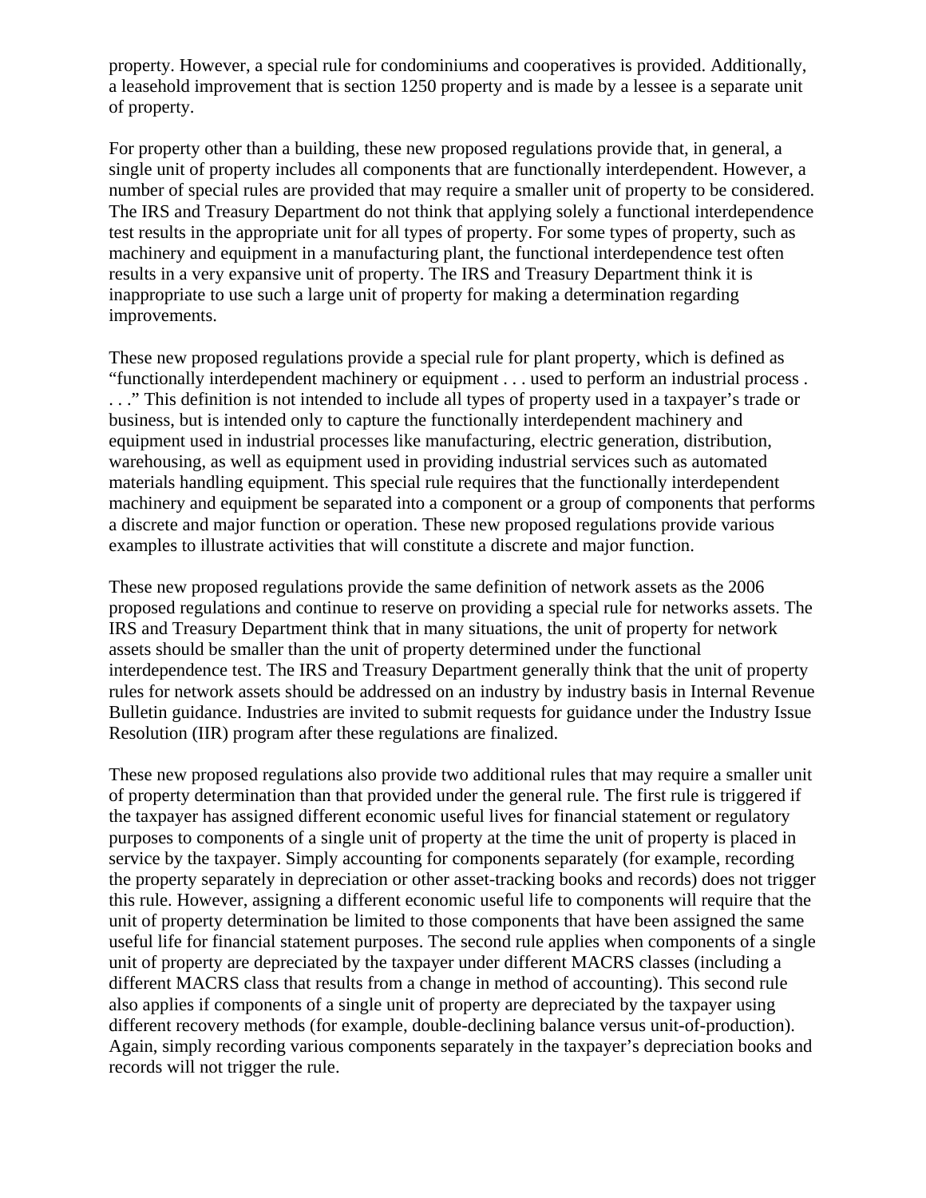property. However, a special rule for condominiums and cooperatives is provided. Additionally, a leasehold improvement that is section 1250 property and is made by a lessee is a separate unit of property.

For property other than a building, these new proposed regulations provide that, in general, a single unit of property includes all components that are functionally interdependent. However, a number of special rules are provided that may require a smaller unit of property to be considered. The IRS and Treasury Department do not think that applying solely a functional interdependence test results in the appropriate unit for all types of property. For some types of property, such as machinery and equipment in a manufacturing plant, the functional interdependence test often results in a very expansive unit of property. The IRS and Treasury Department think it is inappropriate to use such a large unit of property for making a determination regarding improvements.

These new proposed regulations provide a special rule for plant property, which is defined as "functionally interdependent machinery or equipment . . . used to perform an industrial process . . . ." This definition is not intended to include all types of property used in a taxpayer's trade or business, but is intended only to capture the functionally interdependent machinery and equipment used in industrial processes like manufacturing, electric generation, distribution, warehousing, as well as equipment used in providing industrial services such as automated materials handling equipment. This special rule requires that the functionally interdependent machinery and equipment be separated into a component or a group of components that performs a discrete and major function or operation. These new proposed regulations provide various examples to illustrate activities that will constitute a discrete and major function.

These new proposed regulations provide the same definition of network assets as the 2006 proposed regulations and continue to reserve on providing a special rule for networks assets. The IRS and Treasury Department think that in many situations, the unit of property for network assets should be smaller than the unit of property determined under the functional interdependence test. The IRS and Treasury Department generally think that the unit of property rules for network assets should be addressed on an industry by industry basis in Internal Revenue Bulletin guidance. Industries are invited to submit requests for guidance under the Industry Issue Resolution (IIR) program after these regulations are finalized.

These new proposed regulations also provide two additional rules that may require a smaller unit of property determination than that provided under the general rule. The first rule is triggered if the taxpayer has assigned different economic useful lives for financial statement or regulatory purposes to components of a single unit of property at the time the unit of property is placed in service by the taxpayer. Simply accounting for components separately (for example, recording the property separately in depreciation or other asset-tracking books and records) does not trigger this rule. However, assigning a different economic useful life to components will require that the unit of property determination be limited to those components that have been assigned the same useful life for financial statement purposes. The second rule applies when components of a single unit of property are depreciated by the taxpayer under different MACRS classes (including a different MACRS class that results from a change in method of accounting). This second rule also applies if components of a single unit of property are depreciated by the taxpayer using different recovery methods (for example, double-declining balance versus unit-of-production). Again, simply recording various components separately in the taxpayer's depreciation books and records will not trigger the rule.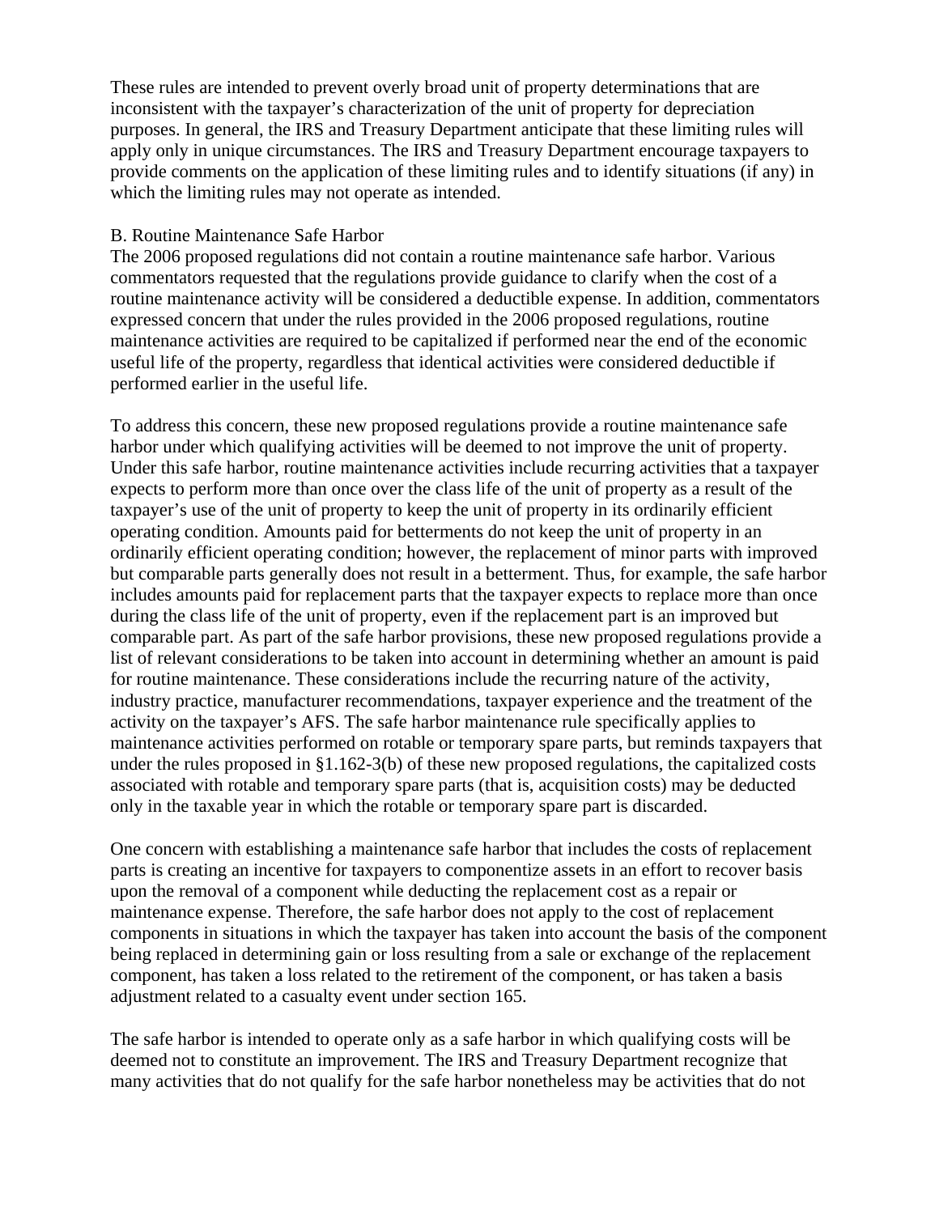These rules are intended to prevent overly broad unit of property determinations that are inconsistent with the taxpayer's characterization of the unit of property for depreciation purposes. In general, the IRS and Treasury Department anticipate that these limiting rules will apply only in unique circumstances. The IRS and Treasury Department encourage taxpayers to provide comments on the application of these limiting rules and to identify situations (if any) in which the limiting rules may not operate as intended.

B. Routine Maintenance Safe Harbor

The 2006 proposed regulations did not contain a routine maintenance safe harbor. Various commentators requested that the regulations provide guidance to clarify when the cost of a routine maintenance activity will be considered a deductible expense. In addition, commentators expressed concern that under the rules provided in the 2006 proposed regulations, routine maintenance activities are required to be capitalized if performed near the end of the economic useful life of the property, regardless that identical activities were considered deductible if performed earlier in the useful life.

To address this concern, these new proposed regulations provide a routine maintenance safe harbor under which qualifying activities will be deemed to not improve the unit of property. Under this safe harbor, routine maintenance activities include recurring activities that a taxpayer expects to perform more than once over the class life of the unit of property as a result of the taxpayer's use of the unit of property to keep the unit of property in its ordinarily efficient operating condition. Amounts paid for betterments do not keep the unit of property in an ordinarily efficient operating condition; however, the replacement of minor parts with improved but comparable parts generally does not result in a betterment. Thus, for example, the safe harbor includes amounts paid for replacement parts that the taxpayer expects to replace more than once during the class life of the unit of property, even if the replacement part is an improved but comparable part. As part of the safe harbor provisions, these new proposed regulations provide a list of relevant considerations to be taken into account in determining whether an amount is paid for routine maintenance. These considerations include the recurring nature of the activity, industry practice, manufacturer recommendations, taxpayer experience and the treatment of the activity on the taxpayer's AFS. The safe harbor maintenance rule specifically applies to maintenance activities performed on rotable or temporary spare parts, but reminds taxpayers that under the rules proposed in §1.162-3(b) of these new proposed regulations, the capitalized costs associated with rotable and temporary spare parts (that is, acquisition costs) may be deducted only in the taxable year in which the rotable or temporary spare part is discarded.

One concern with establishing a maintenance safe harbor that includes the costs of replacement parts is creating an incentive for taxpayers to componentize assets in an effort to recover basis upon the removal of a component while deducting the replacement cost as a repair or maintenance expense. Therefore, the safe harbor does not apply to the cost of replacement components in situations in which the taxpayer has taken into account the basis of the component being replaced in determining gain or loss resulting from a sale or exchange of the replacement component, has taken a loss related to the retirement of the component, or has taken a basis adjustment related to a casualty event under section 165.

The safe harbor is intended to operate only as a safe harbor in which qualifying costs will be deemed not to constitute an improvement. The IRS and Treasury Department recognize that many activities that do not qualify for the safe harbor nonetheless may be activities that do not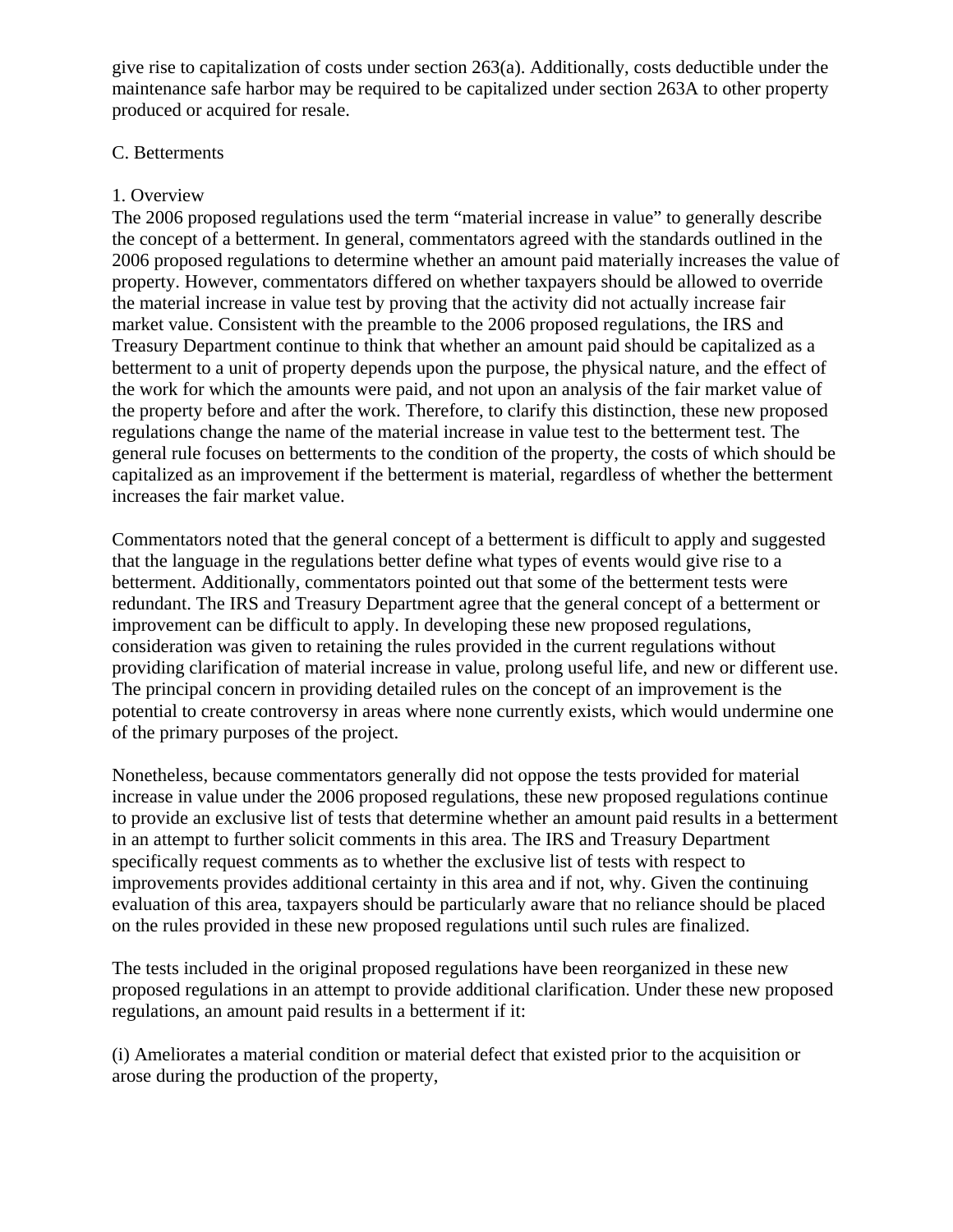give rise to capitalization of costs under section 263(a). Additionally, costs deductible under the maintenance safe harbor may be required to be capitalized under section 263A to other property produced or acquired for resale.

C. Betterments

1. Overview

The 2006 proposed regulations used the term “material increase in value” to generally describe the concept of a betterment. In general, commentators agreed with the standards outlined in the 2006 proposed regulations to determine whether an amount paid materially increases the value of property. However, commentators differed on whether taxpayers should be allowed to override the material increase in value test by proving that the activity did not actually increase fair market value. Consistent with the preamble to the 2006 proposed regulations, the IRS and Treasury Department continue to think that whether an amount paid should be capitalized as a betterment to a unit of property depends upon the purpose, the physical nature, and the effect of the work for which the amounts were paid, and not upon an analysis of the fair market value of the property before and after the work. Therefore, to clarify this distinction, these new proposed regulations change the name of the material increase in value test to the betterment test. The general rule focuses on betterments to the condition of the property, the costs of which should be capitalized as an improvement if the betterment is material, regardless of whether the betterment increases the fair market value.

Commentators noted that the general concept of a betterment is difficult to apply and suggested that the language in the regulations better define what types of events would give rise to a betterment. Additionally, commentators pointed out that some of the betterment tests were redundant. The IRS and Treasury Department agree that the general concept of a betterment or improvement can be difficult to apply. In developing these new proposed regulations, consideration was given to retaining the rules provided in the current regulations without providing clarification of material increase in value, prolong useful life, and new or different use. The principal concern in providing detailed rules on the concept of an improvement is the potential to create controversy in areas where none currently exists, which would undermine one of the primary purposes of the project.

Nonetheless, because commentators generally did not oppose the tests provided for material increase in value under the 2006 proposed regulations, these new proposed regulations continue to provide an exclusive list of tests that determine whether an amount paid results in a betterment in an attempt to further solicit comments in this area. The IRS and Treasury Department specifically request comments as to whether the exclusive list of tests with respect to improvements provides additional certainty in this area and if not, why. Given the continuing evaluation of this area, taxpayers should be particularly aware that no reliance should be placed on the rules provided in these new proposed regulations until such rules are finalized.

The tests included in the original proposed regulations have been reorganized in these new proposed regulations in an attempt to provide additional clarification. Under these new proposed regulations, an amount paid results in a betterment if it:

(i) Ameliorates a material condition or material defect that existed prior to the acquisition or arose during the production of the property,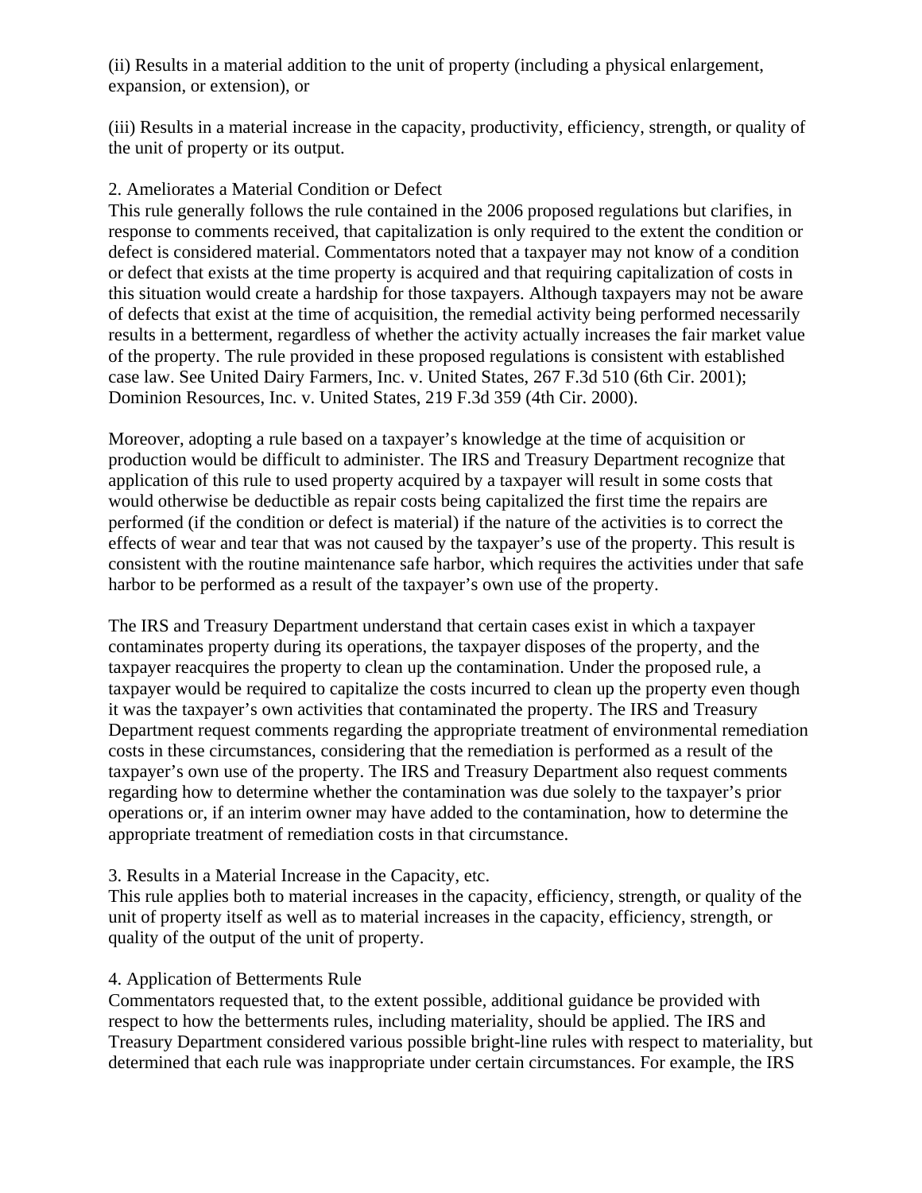(ii) Results in a material addition to the unit of property (including a physical enlargement, expansion, or extension), or

(iii) Results in a material increase in the capacity, productivity, efficiency, strength, or quality of the unit of property or its output.

2. Ameliorates a Material Condition or Defect

This rule generally follows the rule contained in the 2006 proposed regulations but clarifies, in response to comments received, that capitalization is only required to the extent the condition or defect is considered material. Commentators noted that a taxpayer may not know of a condition or defect that exists at the time property is acquired and that requiring capitalization of costs in this situation would create a hardship for those taxpayers. Although taxpayers may not be aware of defects that exist at the time of acquisition, the remedial activity being performed necessarily results in a betterment, regardless of whether the activity actually increases the fair market value of the property. The rule provided in these proposed regulations is consistent with established case law. See United Dairy Farmers, Inc. v. United States, 267 F.3d 510 (6th Cir. 2001); Dominion Resources, Inc. v. United States, 219 F.3d 359 (4th Cir. 2000).

Moreover, adopting a rule based on a taxpayer's knowledge at the time of acquisition or production would be difficult to administer. The IRS and Treasury Department recognize that application of this rule to used property acquired by a taxpayer will result in some costs that would otherwise be deductible as repair costs being capitalized the first time the repairs are performed (if the condition or defect is material) if the nature of the activities is to correct the effects of wear and tear that was not caused by the taxpayer's use of the property. This result is consistent with the routine maintenance safe harbor, which requires the activities under that safe harbor to be performed as a result of the taxpayer's own use of the property.

The IRS and Treasury Department understand that certain cases exist in which a taxpayer contaminates property during its operations, the taxpayer disposes of the property, and the taxpayer reacquires the property to clean up the contamination. Under the proposed rule, a taxpayer would be required to capitalize the costs incurred to clean up the property even though it was the taxpayer's own activities that contaminated the property. The IRS and Treasury Department request comments regarding the appropriate treatment of environmental remediation costs in these circumstances, considering that the remediation is performed as a result of the taxpayer's own use of the property. The IRS and Treasury Department also request comments regarding how to determine whether the contamination was due solely to the taxpayer's prior operations or, if an interim owner may have added to the contamination, how to determine the appropriate treatment of remediation costs in that circumstance.

3. Results in a Material Increase in the Capacity, etc.

This rule applies both to material increases in the capacity, efficiency, strength, or quality of the unit of property itself as well as to material increases in the capacity, efficiency, strength, or quality of the output of the unit of property.

4. Application of Betterments Rule

Commentators requested that, to the extent possible, additional guidance be provided with respect to how the betterments rules, including materiality, should be applied. The IRS and Treasury Department considered various possible bright-line rules with respect to materiality, but determined that each rule was inappropriate under certain circumstances. For example, the IRS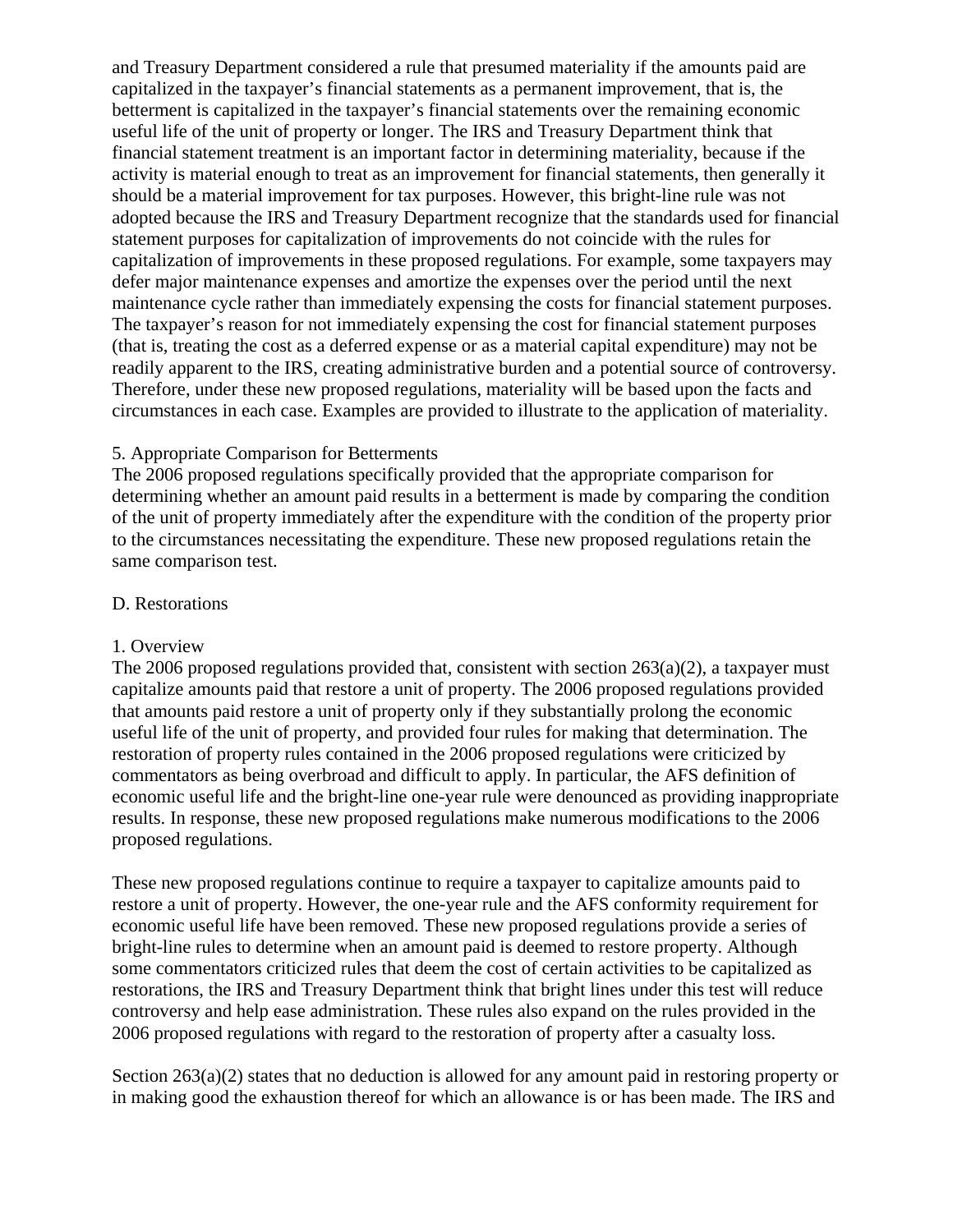and Treasury Department considered a rule that presumed materiality if the amounts paid are capitalized in the taxpayer's financial statements as a permanent improvement, that is, the betterment is capitalized in the taxpayer's financial statements over the remaining economic useful life of the unit of property or longer. The IRS and Treasury Department think that financial statement treatment is an important factor in determining materiality, because if the activity is material enough to treat as an improvement for financial statements, then generally it should be a material improvement for tax purposes. However, this bright-line rule was not adopted because the IRS and Treasury Department recognize that the standards used for financial statement purposes for capitalization of improvements do not coincide with the rules for capitalization of improvements in these proposed regulations. For example, some taxpayers may defer major maintenance expenses and amortize the expenses over the period until the next maintenance cycle rather than immediately expensing the costs for financial statement purposes. The taxpayer's reason for not immediately expensing the cost for financial statement purposes (that is, treating the cost as a deferred expense or as a material capital expenditure) may not be readily apparent to the IRS, creating administrative burden and a potential source of controversy. Therefore, under these new proposed regulations, materiality will be based upon the facts and circumstances in each case. Examples are provided to illustrate to the application of materiality.

5. Appropriate Comparison for Betterments

The 2006 proposed regulations specifically provided that the appropriate comparison for determining whether an amount paid results in a betterment is made by comparing the condition of the unit of property immediately after the expenditure with the condition of the property prior to the circumstances necessitating the expenditure. These new proposed regulations retain the same comparison test.

D. Restorations

1. Overview

The 2006 proposed regulations provided that, consistent with section 263(a)(2), a taxpayer must capitalize amounts paid that restore a unit of property. The 2006 proposed regulations provided that amounts paid restore a unit of property only if they substantially prolong the economic useful life of the unit of property, and provided four rules for making that determination. The restoration of property rules contained in the 2006 proposed regulations were criticized by commentators as being overbroad and difficult to apply. In particular, the AFS definition of economic useful life and the bright-line one-year rule were denounced as providing inappropriate results. In response, these new proposed regulations make numerous modifications to the 2006 proposed regulations.

These new proposed regulations continue to require a taxpayer to capitalize amounts paid to restore a unit of property. However, the one-year rule and the AFS conformity requirement for economic useful life have been removed. These new proposed regulations provide a series of bright-line rules to determine when an amount paid is deemed to restore property. Although some commentators criticized rules that deem the cost of certain activities to be capitalized as restorations, the IRS and Treasury Department think that bright lines under this test will reduce controversy and help ease administration. These rules also expand on the rules provided in the 2006 proposed regulations with regard to the restoration of property after a casualty loss.

Section 263(a)(2) states that no deduction is allowed for any amount paid in restoring property or in making good the exhaustion thereof for which an allowance is or has been made. The IRS and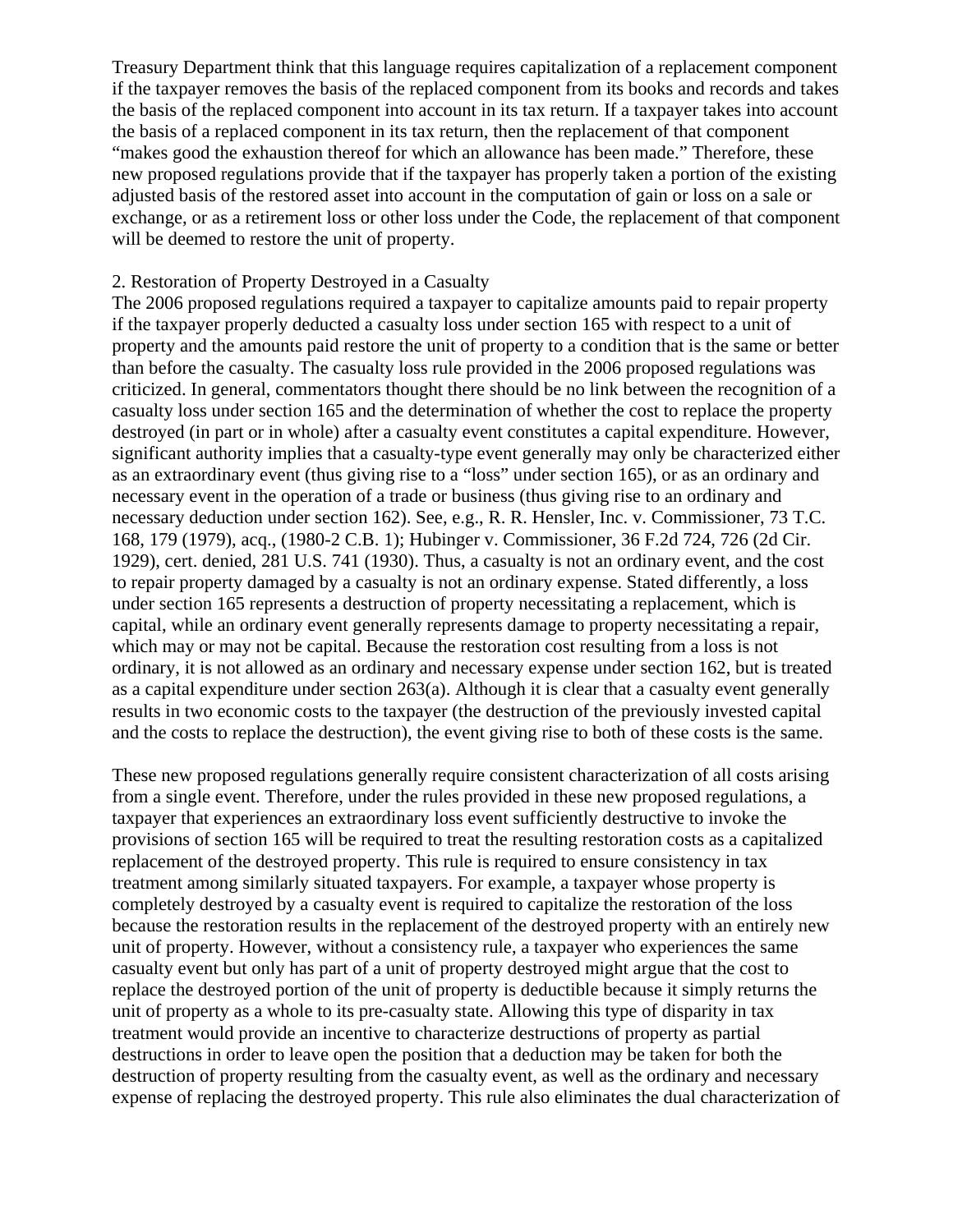Treasury Department think that this language requires capitalization of a replacement component if the taxpayer removes the basis of the replaced component from its books and records and takes the basis of the replaced component into account in its tax return. If a taxpayer takes into account the basis of a replaced component in its tax return, then the replacement of that component "makes good the exhaustion thereof for which an allowance has been made." Therefore, these new proposed regulations provide that if the taxpayer has properly taken a portion of the existing adjusted basis of the restored asset into account in the computation of gain or loss on a sale or exchange, or as a retirement loss or other loss under the Code, the replacement of that component will be deemed to restore the unit of property.

2. Restoration of Property Destroyed in a Casualty

The 2006 proposed regulations required a taxpayer to capitalize amounts paid to repair property if the taxpayer properly deducted a casualty loss under section 165 with respect to a unit of property and the amounts paid restore the unit of property to a condition that is the same or better than before the casualty. The casualty loss rule provided in the 2006 proposed regulations was criticized. In general, commentators thought there should be no link between the recognition of a casualty loss under section 165 and the determination of whether the cost to replace the property destroyed (in part or in whole) after a casualty event constitutes a capital expenditure. However, significant authority implies that a casualty-type event generally may only be characterized either as an extraordinary event (thus giving rise to a "loss" under section 165), or as an ordinary and necessary event in the operation of a trade or business (thus giving rise to an ordinary and necessary deduction under section 162). See, e.g., R. R. Hensler, Inc. v. Commissioner, 73 T.C. 168, 179 (1979), acq., (1980-2 C.B. 1); Hubinger v. Commissioner, 36 F.2d 724, 726 (2d Cir. 1929), cert. denied, 281 U.S. 741 (1930). Thus, a casualty is not an ordinary event, and the cost to repair property damaged by a casualty is not an ordinary expense. Stated differently, a loss under section 165 represents a destruction of property necessitating a replacement, which is capital, while an ordinary event generally represents damage to property necessitating a repair, which may or may not be capital. Because the restoration cost resulting from a loss is not ordinary, it is not allowed as an ordinary and necessary expense under section 162, but is treated as a capital expenditure under section 263(a). Although it is clear that a casualty event generally results in two economic costs to the taxpayer (the destruction of the previously invested capital and the costs to replace the destruction), the event giving rise to both of these costs is the same.

These new proposed regulations generally require consistent characterization of all costs arising from a single event. Therefore, under the rules provided in these new proposed regulations, a taxpayer that experiences an extraordinary loss event sufficiently destructive to invoke the provisions of section 165 will be required to treat the resulting restoration costs as a capitalized replacement of the destroyed property. This rule is required to ensure consistency in tax treatment among similarly situated taxpayers. For example, a taxpayer whose property is completely destroyed by a casualty event is required to capitalize the restoration of the loss because the restoration results in the replacement of the destroyed property with an entirely new unit of property. However, without a consistency rule, a taxpayer who experiences the same casualty event but only has part of a unit of property destroyed might argue that the cost to replace the destroyed portion of the unit of property is deductible because it simply returns the unit of property as a whole to its pre-casualty state. Allowing this type of disparity in tax treatment would provide an incentive to characterize destructions of property as partial destructions in order to leave open the position that a deduction may be taken for both the destruction of property resulting from the casualty event, as well as the ordinary and necessary expense of replacing the destroyed property. This rule also eliminates the dual characterization of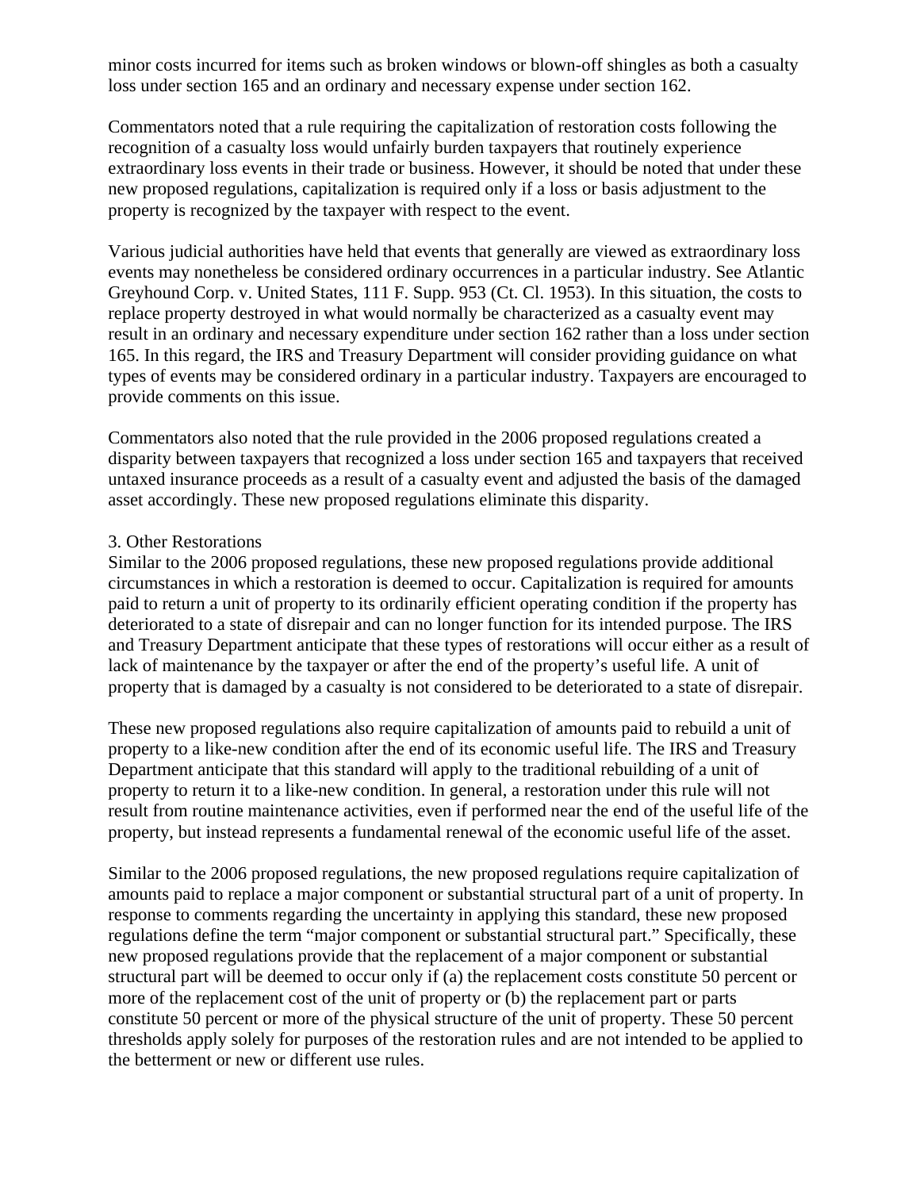minor costs incurred for items such as broken windows or blown-off shingles as both a casualty loss under section 165 and an ordinary and necessary expense under section 162.

Commentators noted that a rule requiring the capitalization of restoration costs following the recognition of a casualty loss would unfairly burden taxpayers that routinely experience extraordinary loss events in their trade or business. However, it should be noted that under these new proposed regulations, capitalization is required only if a loss or basis adjustment to the property is recognized by the taxpayer with respect to the event.

Various judicial authorities have held that events that generally are viewed as extraordinary loss events may nonetheless be considered ordinary occurrences in a particular industry. See Atlantic Greyhound Corp. v. United States, 111 F. Supp. 953 (Ct. Cl. 1953). In this situation, the costs to replace property destroyed in what would normally be characterized as a casualty event may result in an ordinary and necessary expenditure under section 162 rather than a loss under section 165. In this regard, the IRS and Treasury Department will consider providing guidance on what types of events may be considered ordinary in a particular industry. Taxpayers are encouraged to provide comments on this issue.

Commentators also noted that the rule provided in the 2006 proposed regulations created a disparity between taxpayers that recognized a loss under section 165 and taxpayers that received untaxed insurance proceeds as a result of a casualty event and adjusted the basis of the damaged asset accordingly. These new proposed regulations eliminate this disparity.

3. Other Restorations

Similar to the 2006 proposed regulations, these new proposed regulations provide additional circumstances in which a restoration is deemed to occur. Capitalization is required for amounts paid to return a unit of property to its ordinarily efficient operating condition if the property has deteriorated to a state of disrepair and can no longer function for its intended purpose. The IRS and Treasury Department anticipate that these types of restorations will occur either as a result of lack of maintenance by the taxpayer or after the end of the property's useful life. A unit of property that is damaged by a casualty is not considered to be deteriorated to a state of disrepair.

These new proposed regulations also require capitalization of amounts paid to rebuild a unit of property to a like-new condition after the end of its economic useful life. The IRS and Treasury Department anticipate that this standard will apply to the traditional rebuilding of a unit of property to return it to a like-new condition. In general, a restoration under this rule will not result from routine maintenance activities, even if performed near the end of the useful life of the property, but instead represents a fundamental renewal of the economic useful life of the asset.

Similar to the 2006 proposed regulations, the new proposed regulations require capitalization of amounts paid to replace a major component or substantial structural part of a unit of property. In response to comments regarding the uncertainty in applying this standard, these new proposed regulations define the term "major component or substantial structural part." Specifically, these new proposed regulations provide that the replacement of a major component or substantial structural part will be deemed to occur only if (a) the replacement costs constitute 50 percent or more of the replacement cost of the unit of property or (b) the replacement part or parts constitute 50 percent or more of the physical structure of the unit of property. These 50 percent thresholds apply solely for purposes of the restoration rules and are not intended to be applied to the betterment or new or different use rules.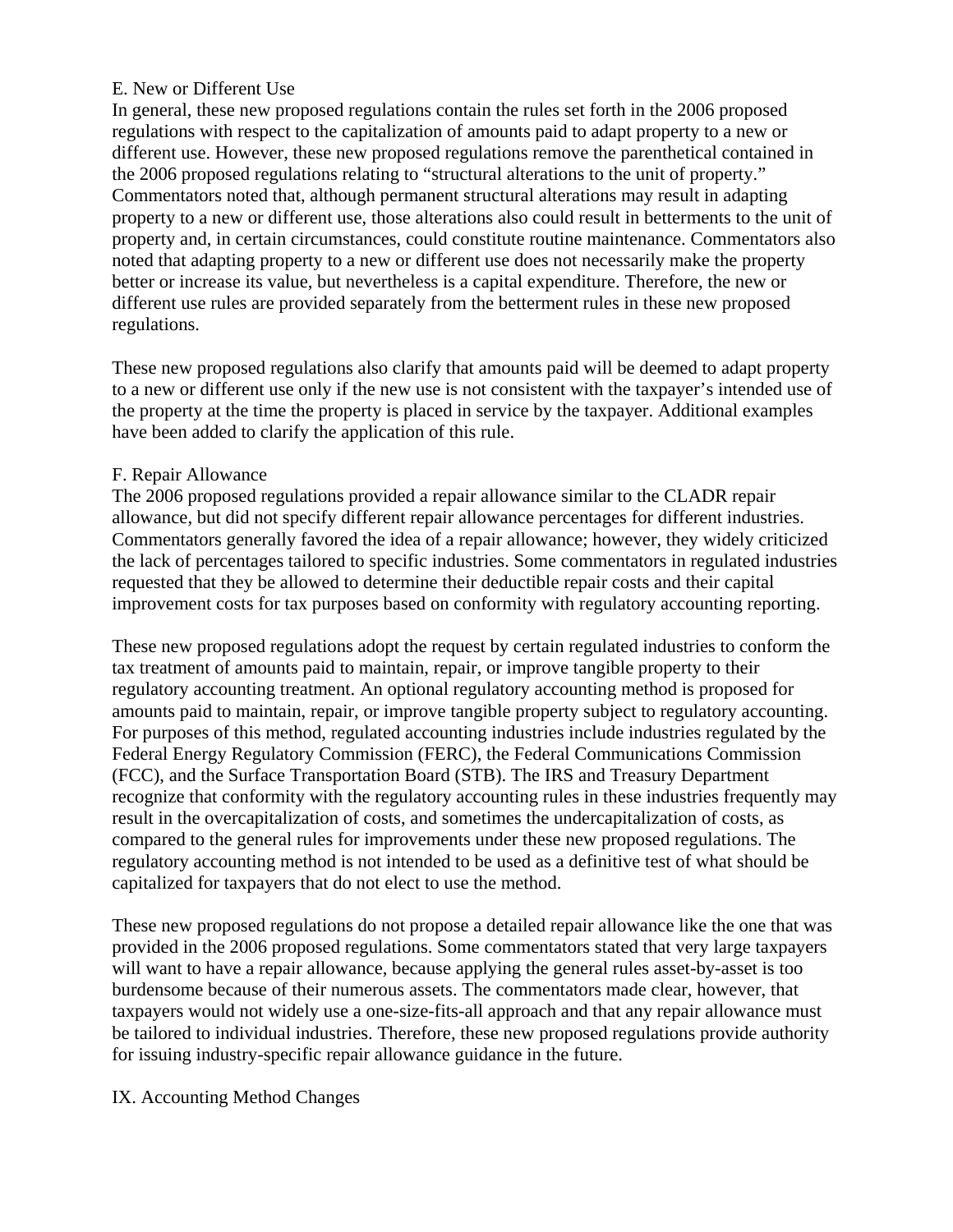### E. New or Different Use

In general, these new proposed regulations contain the rules set forth in the 2006 proposed regulations with respect to the capitalization of amounts paid to adapt property to a new or different use. However, these new proposed regulations remove the parenthetical contained in the 2006 proposed regulations relating to "structural alterations to the unit of property." Commentators noted that, although permanent structural alterations may result in adapting property to a new or different use, those alterations also could result in betterments to the unit of property and, in certain circumstances, could constitute routine maintenance. Commentators also noted that adapting property to a new or different use does not necessarily make the property better or increase its value, but nevertheless is a capital expenditure. Therefore, the new or different use rules are provided separately from the betterment rules in these new proposed regulations.

These new proposed regulations also clarify that amounts paid will be deemed to adapt property to a new or different use only if the new use is not consistent with the taxpayer's intended use of the property at the time the property is placed in service by the taxpayer. Additional examples have been added to clarify the application of this rule.

### F. Repair Allowance

The 2006 proposed regulations provided a repair allowance similar to the CLADR repair allowance, but did not specify different repair allowance percentages for different industries. Commentators generally favored the idea of a repair allowance; however, they widely criticized the lack of percentages tailored to specific industries. Some commentators in regulated industries requested that they be allowed to determine their deductible repair costs and their capital improvement costs for tax purposes based on conformity with regulatory accounting reporting.

These new proposed regulations adopt the request by certain regulated industries to conform the tax treatment of amounts paid to maintain, repair, or improve tangible property to their regulatory accounting treatment. An optional regulatory accounting method is proposed for amounts paid to maintain, repair, or improve tangible property subject to regulatory accounting. For purposes of this method, regulated accounting industries include industries regulated by the Federal Energy Regulatory Commission (FERC), the Federal Communications Commission (FCC), and the Surface Transportation Board (STB). The IRS and Treasury Department recognize that conformity with the regulatory accounting rules in these industries frequently may result in the overcapitalization of costs, and sometimes the undercapitalization of costs, as compared to the general rules for improvements under these new proposed regulations. The regulatory accounting method is not intended to be used as a definitive test of what should be capitalized for taxpayers that do not elect to use the method.

These new proposed regulations do not propose a detailed repair allowance like the one that was provided in the 2006 proposed regulations. Some commentators stated that very large taxpayers will want to have a repair allowance, because applying the general rules asset-by-asset is too burdensome because of their numerous assets. The commentators made clear, however, that taxpayers would not widely use a one-size-fits-all approach and that any repair allowance must be tailored to individual industries. Therefore, these new proposed regulations provide authority for issuing industry-specific repair allowance guidance in the future.

## IX. Accounting Method Changes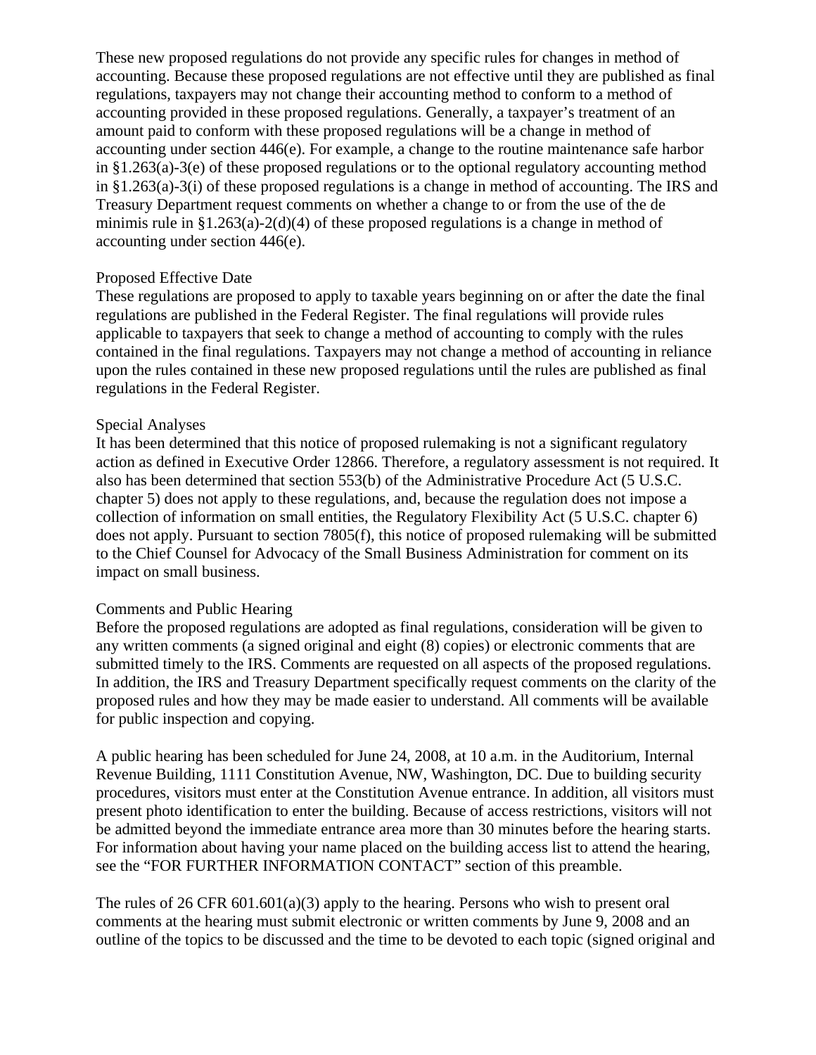These new proposed regulations do not provide any specific rules for changes in method of accounting. Because these proposed regulations are not effective until they are published as final regulations, taxpayers may not change their accounting method to conform to a method of accounting provided in these proposed regulations. Generally, a taxpayer's treatment of an amount paid to conform with these proposed regulations will be a change in method of accounting under section 446(e). For example, a change to the routine maintenance safe harbor in §1.263(a)-3(e) of these proposed regulations or to the optional regulatory accounting method in §1.263(a)-3(i) of these proposed regulations is a change in method of accounting. The IRS and Treasury Department request comments on whether a change to or from the use of the de minimis rule in §1.263(a)-2(d)(4) of these proposed regulations is a change in method of accounting under section 446(e).

## Proposed Effective Date

These regulations are proposed to apply to taxable years beginning on or after the date the final regulations are published in the Federal Register. The final regulations will provide rules applicable to taxpayers that seek to change a method of accounting to comply with the rules contained in the final regulations. Taxpayers may not change a method of accounting in reliance upon the rules contained in these new proposed regulations until the rules are published as final regulations in the Federal Register.

## Special Analyses

It has been determined that this notice of proposed rulemaking is not a significant regulatory action as defined in Executive Order 12866. Therefore, a regulatory assessment is not required. It also has been determined that section 553(b) of the Administrative Procedure Act (5 U.S.C. chapter 5) does not apply to these regulations, and, because the regulation does not impose a collection of information on small entities, the Regulatory Flexibility Act (5 U.S.C. chapter 6) does not apply. Pursuant to section 7805(f), this notice of proposed rulemaking will be submitted to the Chief Counsel for Advocacy of the Small Business Administration for comment on its impact on small business.

## Comments and Public Hearing

Before the proposed regulations are adopted as final regulations, consideration will be given to any written comments (a signed original and eight (8) copies) or electronic comments that are submitted timely to the IRS. Comments are requested on all aspects of the proposed regulations. In addition, the IRS and Treasury Department specifically request comments on the clarity of the proposed rules and how they may be made easier to understand. All comments will be available for public inspection and copying.

A public hearing has been scheduled for June 24, 2008, at 10 a.m. in the Auditorium, Internal Revenue Building, 1111 Constitution Avenue, NW, Washington, DC. Due to building security procedures, visitors must enter at the Constitution Avenue entrance. In addition, all visitors must present photo identification to enter the building. Because of access restrictions, visitors will not be admitted beyond the immediate entrance area more than 30 minutes before the hearing starts. For information about having your name placed on the building access list to attend the hearing, see the "FOR FURTHER INFORMATION CONTACT" section of this preamble.

The rules of 26 CFR 601.601(a)(3) apply to the hearing. Persons who wish to present oral comments at the hearing must submit electronic or written comments by June 9, 2008 and an outline of the topics to be discussed and the time to be devoted to each topic (signed original and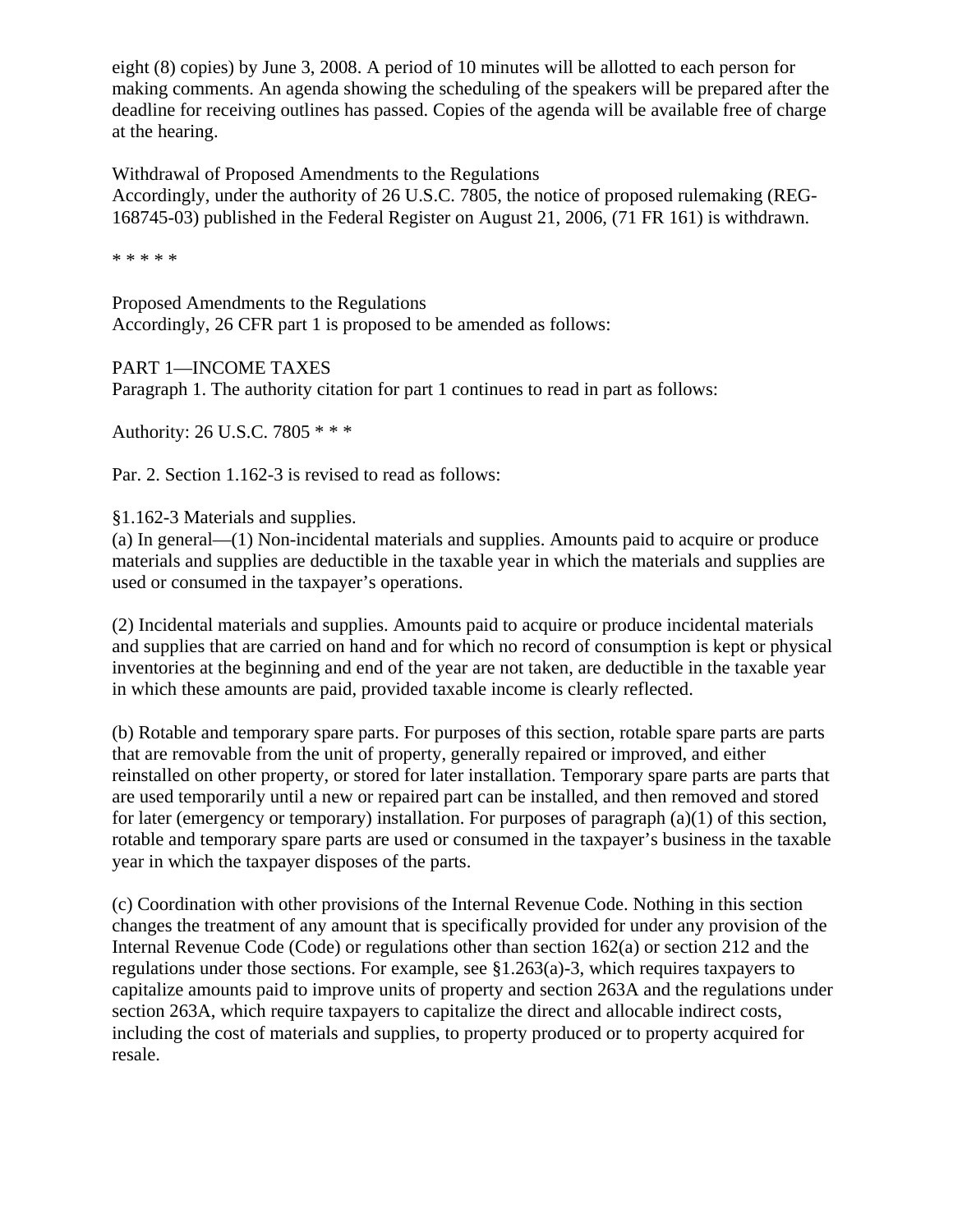eight (8) copies) by June 3, 2008. A period of 10 minutes will be allotted to each person for making comments. An agenda showing the scheduling of the speakers will be prepared after the deadline for receiving outlines has passed. Copies of the agenda will be available free of charge at the hearing.

Withdrawal of Proposed Amendments to the Regulations
Accordingly, under the authority of 26 U.S.C. 7805, the notice of proposed rulemaking (REG-168745-03) published in the Federal Register on August 21, 2006, (71 FR 161) is withdrawn.

* * * * *

Proposed Amendments to the Regulations
Accordingly, 26 CFR part 1 is proposed to be amended as follows:

PART 1—INCOME TAXES
Paragraph 1. The authority citation for part 1 continues to read in part as follows:

Authority: 26 U.S.C. 7805 * * *

Par. 2. Section 1.162-3 is revised to read as follows:

§1.162-3 Materials and supplies.
(a) In general—(1) Non-incidental materials and supplies. Amounts paid to acquire or produce materials and supplies are deductible in the taxable year in which the materials and supplies are used or consumed in the taxpayer's operations.

(2) Incidental materials and supplies. Amounts paid to acquire or produce incidental materials and supplies that are carried on hand and for which no record of consumption is kept or physical inventories at the beginning and end of the year are not taken, are deductible in the taxable year in which these amounts are paid, provided taxable income is clearly reflected.

(b) Rotable and temporary spare parts. For purposes of this section, rotable spare parts are parts that are removable from the unit of property, generally repaired or improved, and either reinstalled on other property, or stored for later installation. Temporary spare parts are parts that are used temporarily until a new or repaired part can be installed, and then removed and stored for later (emergency or temporary) installation. For purposes of paragraph (a)(1) of this section, rotable and temporary spare parts are used or consumed in the taxpayer's business in the taxable year in which the taxpayer disposes of the parts.

(c) Coordination with other provisions of the Internal Revenue Code. Nothing in this section changes the treatment of any amount that is specifically provided for under any provision of the Internal Revenue Code (Code) or regulations other than section 162(a) or section 212 and the regulations under those sections. For example, see §1.263(a)-3, which requires taxpayers to capitalize amounts paid to improve units of property and section 263A and the regulations under section 263A, which require taxpayers to capitalize the direct and allocable indirect costs, including the cost of materials and supplies, to property produced or to property acquired for resale.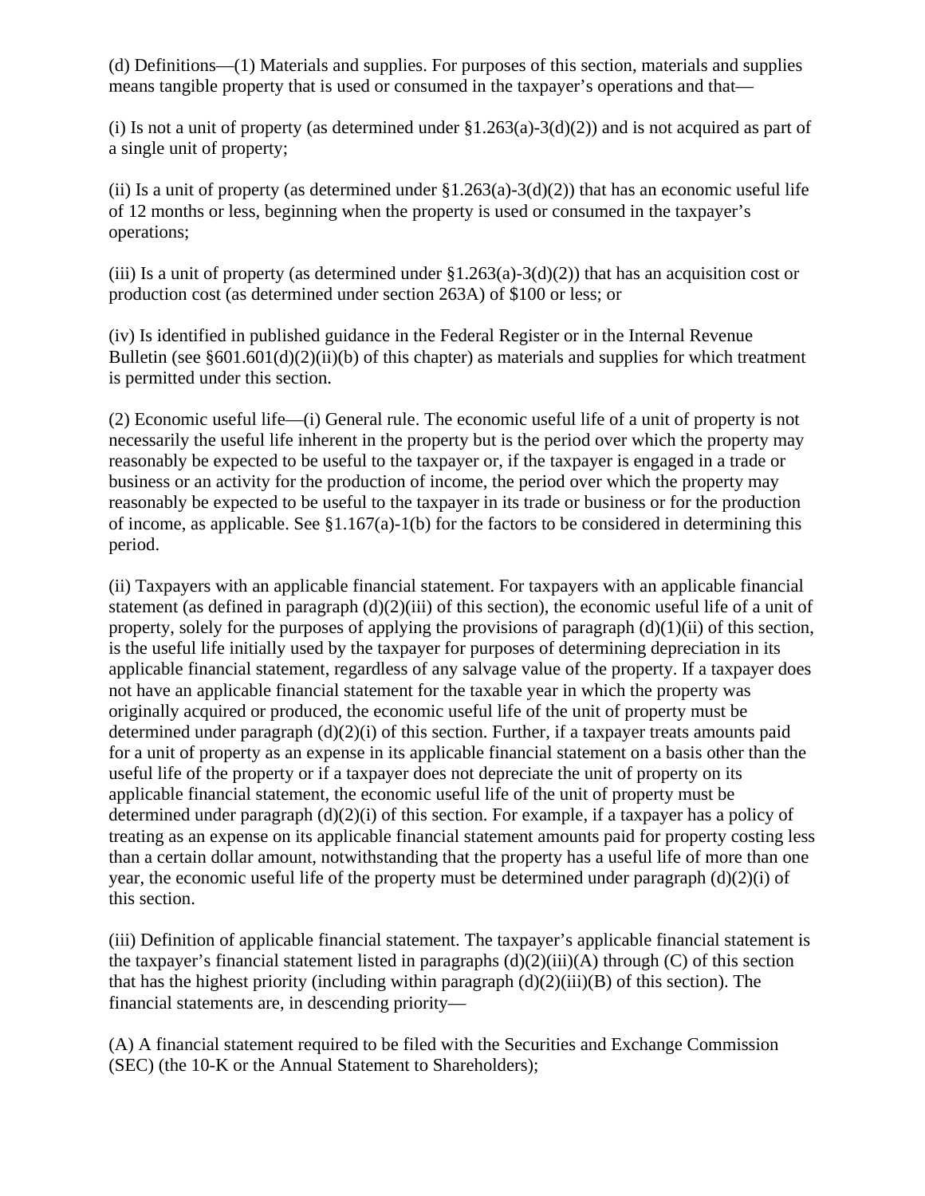(d) Definitions—(1) Materials and supplies. For purposes of this section, materials and supplies means tangible property that is used or consumed in the taxpayer's operations and that—

(i) Is not a unit of property (as determined under §1.263(a)-3(d)(2)) and is not acquired as part of a single unit of property;

(ii) Is a unit of property (as determined under §1.263(a)-3(d)(2)) that has an economic useful life of 12 months or less, beginning when the property is used or consumed in the taxpayer's operations;

(iii) Is a unit of property (as determined under §1.263(a)-3(d)(2)) that has an acquisition cost or production cost (as determined under section 263A) of $100 or less; or

(iv) Is identified in published guidance in the Federal Register or in the Internal Revenue Bulletin (see §601.601(d)(2)(ii)(b) of this chapter) as materials and supplies for which treatment is permitted under this section.

(2) Economic useful life—(i) General rule. The economic useful life of a unit of property is not necessarily the useful life inherent in the property but is the period over which the property may reasonably be expected to be useful to the taxpayer or, if the taxpayer is engaged in a trade or business or an activity for the production of income, the period over which the property may reasonably be expected to be useful to the taxpayer in its trade or business or for the production of income, as applicable. See §1.167(a)-1(b) for the factors to be considered in determining this period.

(ii) Taxpayers with an applicable financial statement. For taxpayers with an applicable financial statement (as defined in paragraph (d)(2)(iii) of this section), the economic useful life of a unit of property, solely for the purposes of applying the provisions of paragraph (d)(1)(ii) of this section, is the useful life initially used by the taxpayer for purposes of determining depreciation in its applicable financial statement, regardless of any salvage value of the property. If a taxpayer does not have an applicable financial statement for the taxable year in which the property was originally acquired or produced, the economic useful life of the unit of property must be determined under paragraph (d)(2)(i) of this section. Further, if a taxpayer treats amounts paid for a unit of property as an expense in its applicable financial statement on a basis other than the useful life of the property or if a taxpayer does not depreciate the unit of property on its applicable financial statement, the economic useful life of the unit of property must be determined under paragraph (d)(2)(i) of this section. For example, if a taxpayer has a policy of treating as an expense on its applicable financial statement amounts paid for property costing less than a certain dollar amount, notwithstanding that the property has a useful life of more than one year, the economic useful life of the property must be determined under paragraph (d)(2)(i) of this section.

(iii) Definition of applicable financial statement. The taxpayer's applicable financial statement is the taxpayer's financial statement listed in paragraphs (d)(2)(iii)(A) through (C) of this section that has the highest priority (including within paragraph (d)(2)(iii)(B) of this section). The financial statements are, in descending priority—

(A) A financial statement required to be filed with the Securities and Exchange Commission (SEC) (the 10-K or the Annual Statement to Shareholders);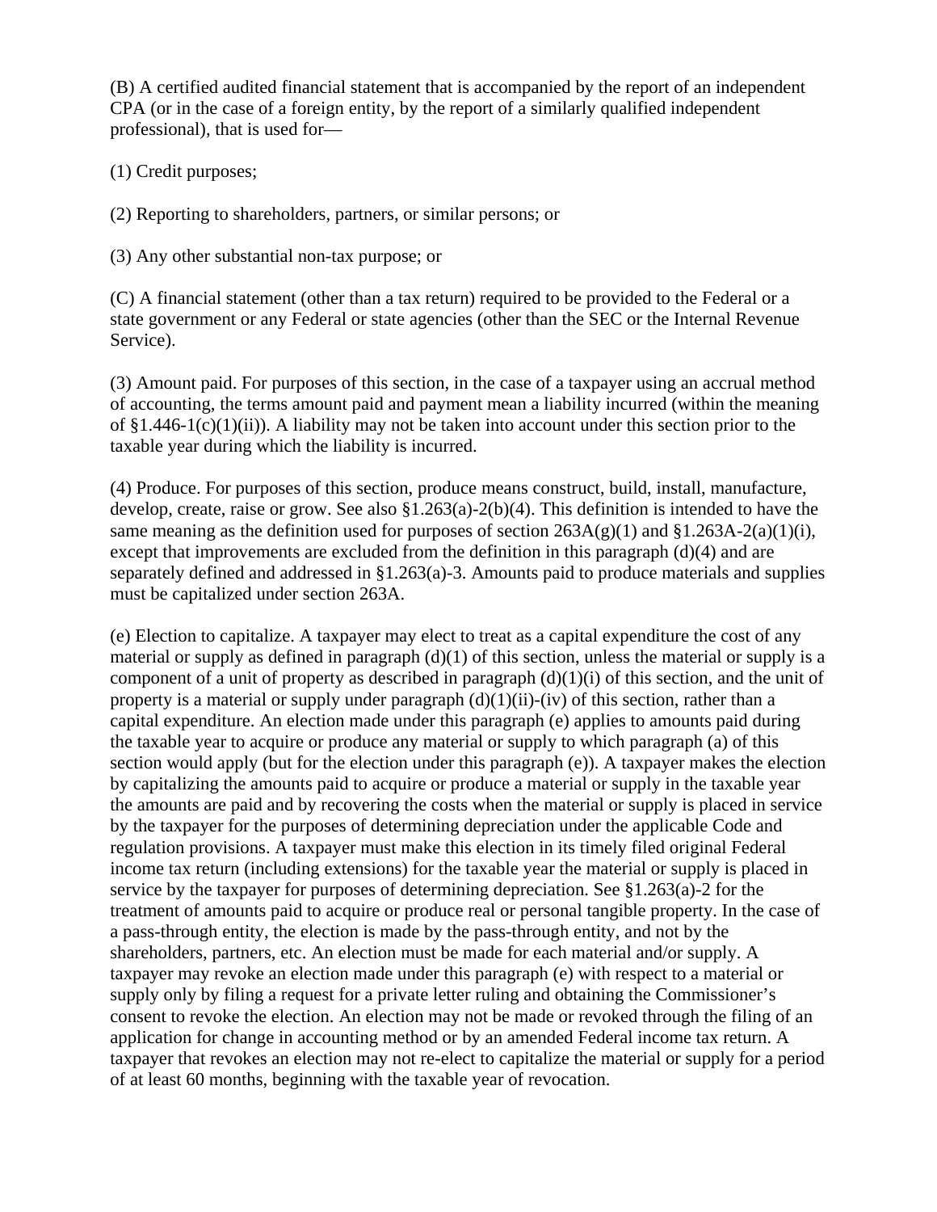(B) A certified audited financial statement that is accompanied by the report of an independent CPA (or in the case of a foreign entity, by the report of a similarly qualified independent professional), that is used for—

(1) Credit purposes;

(2) Reporting to shareholders, partners, or similar persons; or

(3) Any other substantial non-tax purpose; or

(C) A financial statement (other than a tax return) required to be provided to the Federal or a state government or any Federal or state agencies (other than the SEC or the Internal Revenue Service).

(3) Amount paid. For purposes of this section, in the case of a taxpayer using an accrual method of accounting, the terms amount paid and payment mean a liability incurred (within the meaning of §1.446-1(c)(1)(ii)). A liability may not be taken into account under this section prior to the taxable year during which the liability is incurred.

(4) Produce. For purposes of this section, produce means construct, build, install, manufacture, develop, create, raise or grow. See also §1.263(a)-2(b)(4). This definition is intended to have the same meaning as the definition used for purposes of section 263A(g)(1) and §1.263A-2(a)(1)(i), except that improvements are excluded from the definition in this paragraph (d)(4) and are separately defined and addressed in §1.263(a)-3. Amounts paid to produce materials and supplies must be capitalized under section 263A.

(e) Election to capitalize. A taxpayer may elect to treat as a capital expenditure the cost of any material or supply as defined in paragraph (d)(1) of this section, unless the material or supply is a component of a unit of property as described in paragraph (d)(1)(i) of this section, and the unit of property is a material or supply under paragraph (d)(1)(ii)-(iv) of this section, rather than a capital expenditure. An election made under this paragraph (e) applies to amounts paid during the taxable year to acquire or produce any material or supply to which paragraph (a) of this section would apply (but for the election under this paragraph (e)). A taxpayer makes the election by capitalizing the amounts paid to acquire or produce a material or supply in the taxable year the amounts are paid and by recovering the costs when the material or supply is placed in service by the taxpayer for the purposes of determining depreciation under the applicable Code and regulation provisions. A taxpayer must make this election in its timely filed original Federal income tax return (including extensions) for the taxable year the material or supply is placed in service by the taxpayer for purposes of determining depreciation. See §1.263(a)-2 for the treatment of amounts paid to acquire or produce real or personal tangible property. In the case of a pass-through entity, the election is made by the pass-through entity, and not by the shareholders, partners, etc. An election must be made for each material and/or supply. A taxpayer may revoke an election made under this paragraph (e) with respect to a material or supply only by filing a request for a private letter ruling and obtaining the Commissioner's consent to revoke the election. An election may not be made or revoked through the filing of an application for change in accounting method or by an amended Federal income tax return. A taxpayer that revokes an election may not re-elect to capitalize the material or supply for a period of at least 60 months, beginning with the taxable year of revocation.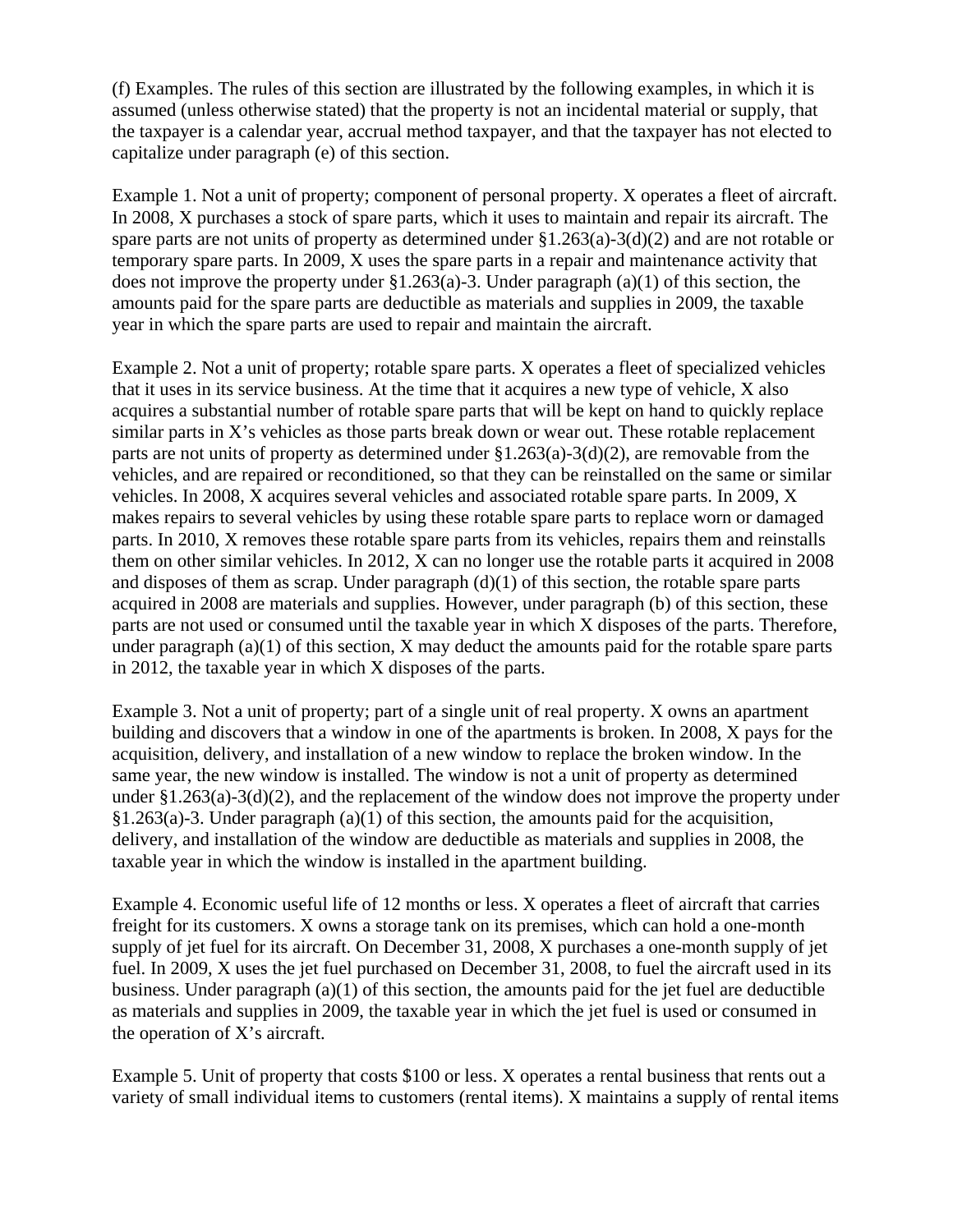(f) Examples. The rules of this section are illustrated by the following examples, in which it is assumed (unless otherwise stated) that the property is not an incidental material or supply, that the taxpayer is a calendar year, accrual method taxpayer, and that the taxpayer has not elected to capitalize under paragraph (e) of this section.

Example 1. Not a unit of property; component of personal property. X operates a fleet of aircraft. In 2008, X purchases a stock of spare parts, which it uses to maintain and repair its aircraft. The spare parts are not units of property as determined under §1.263(a)-3(d)(2) and are not rotable or temporary spare parts. In 2009, X uses the spare parts in a repair and maintenance activity that does not improve the property under §1.263(a)-3. Under paragraph (a)(1) of this section, the amounts paid for the spare parts are deductible as materials and supplies in 2009, the taxable year in which the spare parts are used to repair and maintain the aircraft.

Example 2. Not a unit of property; rotable spare parts. X operates a fleet of specialized vehicles that it uses in its service business. At the time that it acquires a new type of vehicle, X also acquires a substantial number of rotable spare parts that will be kept on hand to quickly replace similar parts in X's vehicles as those parts break down or wear out. These rotable replacement parts are not units of property as determined under §1.263(a)-3(d)(2), are removable from the vehicles, and are repaired or reconditioned, so that they can be reinstalled on the same or similar vehicles. In 2008, X acquires several vehicles and associated rotable spare parts. In 2009, X makes repairs to several vehicles by using these rotable spare parts to replace worn or damaged parts. In 2010, X removes these rotable spare parts from its vehicles, repairs them and reinstalls them on other similar vehicles. In 2012, X can no longer use the rotable parts it acquired in 2008 and disposes of them as scrap. Under paragraph (d)(1) of this section, the rotable spare parts acquired in 2008 are materials and supplies. However, under paragraph (b) of this section, these parts are not used or consumed until the taxable year in which X disposes of the parts. Therefore, under paragraph (a)(1) of this section, X may deduct the amounts paid for the rotable spare parts in 2012, the taxable year in which X disposes of the parts.

Example 3. Not a unit of property; part of a single unit of real property. X owns an apartment building and discovers that a window in one of the apartments is broken. In 2008, X pays for the acquisition, delivery, and installation of a new window to replace the broken window. In the same year, the new window is installed. The window is not a unit of property as determined under §1.263(a)-3(d)(2), and the replacement of the window does not improve the property under §1.263(a)-3. Under paragraph (a)(1) of this section, the amounts paid for the acquisition, delivery, and installation of the window are deductible as materials and supplies in 2008, the taxable year in which the window is installed in the apartment building.

Example 4. Economic useful life of 12 months or less. X operates a fleet of aircraft that carries freight for its customers. X owns a storage tank on its premises, which can hold a one-month supply of jet fuel for its aircraft. On December 31, 2008, X purchases a one-month supply of jet fuel. In 2009, X uses the jet fuel purchased on December 31, 2008, to fuel the aircraft used in its business. Under paragraph (a)(1) of this section, the amounts paid for the jet fuel are deductible as materials and supplies in 2009, the taxable year in which the jet fuel is used or consumed in the operation of X's aircraft.

Example 5. Unit of property that costs $100 or less. X operates a rental business that rents out a variety of small individual items to customers (rental items). X maintains a supply of rental items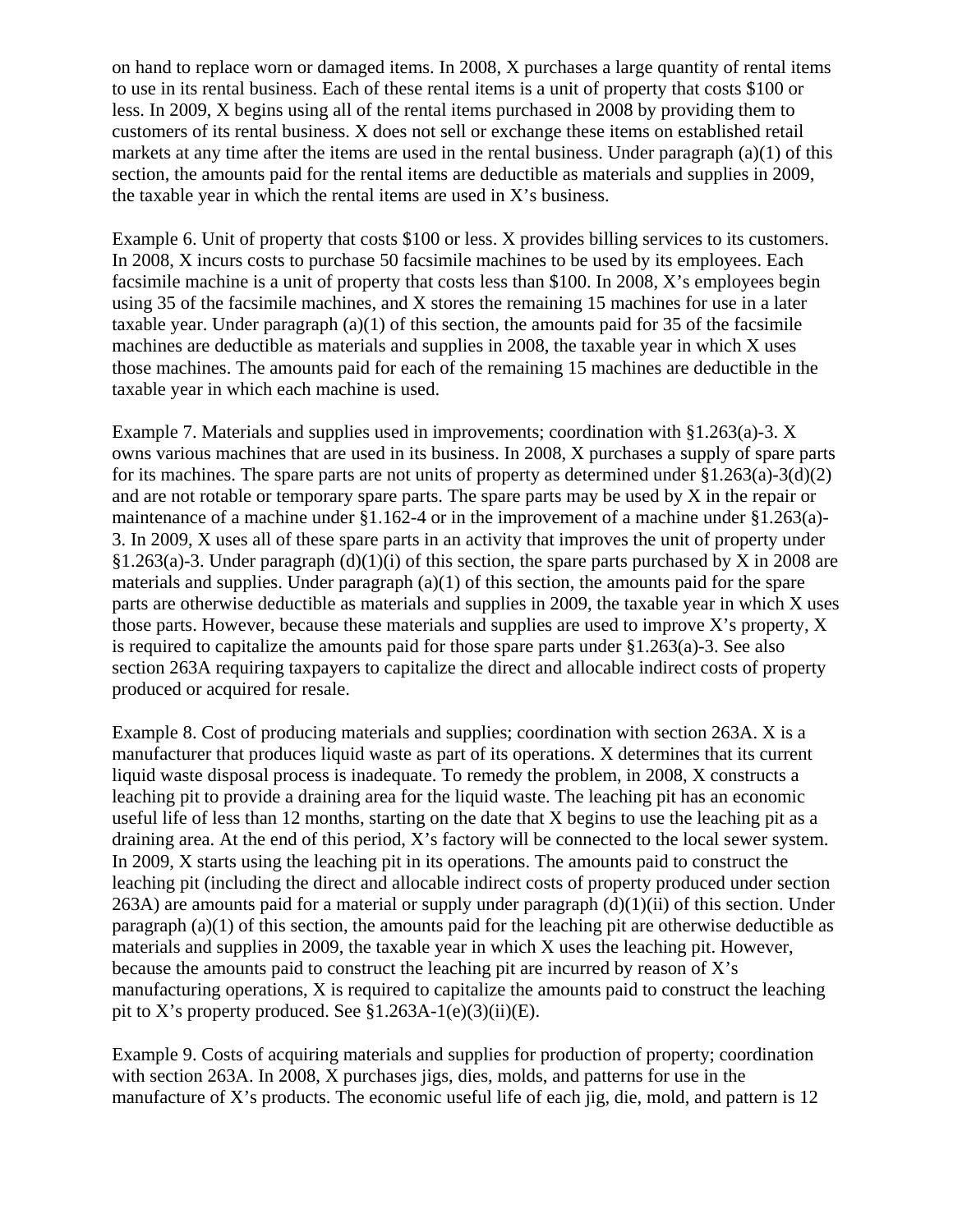on hand to replace worn or damaged items. In 2008, X purchases a large quantity of rental items to use in its rental business. Each of these rental items is a unit of property that costs $100 or less. In 2009, X begins using all of the rental items purchased in 2008 by providing them to customers of its rental business. X does not sell or exchange these items on established retail markets at any time after the items are used in the rental business. Under paragraph (a)(1) of this section, the amounts paid for the rental items are deductible as materials and supplies in 2009, the taxable year in which the rental items are used in X's business.

Example 6. Unit of property that costs $100 or less. X provides billing services to its customers. In 2008, X incurs costs to purchase 50 facsimile machines to be used by its employees. Each facsimile machine is a unit of property that costs less than $100. In 2008, X's employees begin using 35 of the facsimile machines, and X stores the remaining 15 machines for use in a later taxable year. Under paragraph (a)(1) of this section, the amounts paid for 35 of the facsimile machines are deductible as materials and supplies in 2008, the taxable year in which X uses those machines. The amounts paid for each of the remaining 15 machines are deductible in the taxable year in which each machine is used.

Example 7. Materials and supplies used in improvements; coordination with §1.263(a)-3. X owns various machines that are used in its business. In 2008, X purchases a supply of spare parts for its machines. The spare parts are not units of property as determined under §1.263(a)-3(d)(2) and are not rotable or temporary spare parts. The spare parts may be used by X in the repair or maintenance of a machine under §1.162-4 or in the improvement of a machine under §1.263(a)-3. In 2009, X uses all of these spare parts in an activity that improves the unit of property under §1.263(a)-3. Under paragraph (d)(1)(i) of this section, the spare parts purchased by X in 2008 are materials and supplies. Under paragraph (a)(1) of this section, the amounts paid for the spare parts are otherwise deductible as materials and supplies in 2009, the taxable year in which X uses those parts. However, because these materials and supplies are used to improve X's property, X is required to capitalize the amounts paid for those spare parts under §1.263(a)-3. See also section 263A requiring taxpayers to capitalize the direct and allocable indirect costs of property produced or acquired for resale.

Example 8. Cost of producing materials and supplies; coordination with section 263A. X is a manufacturer that produces liquid waste as part of its operations. X determines that its current liquid waste disposal process is inadequate. To remedy the problem, in 2008, X constructs a leaching pit to provide a draining area for the liquid waste. The leaching pit has an economic useful life of less than 12 months, starting on the date that X begins to use the leaching pit as a draining area. At the end of this period, X's factory will be connected to the local sewer system. In 2009, X starts using the leaching pit in its operations. The amounts paid to construct the leaching pit (including the direct and allocable indirect costs of property produced under section 263A) are amounts paid for a material or supply under paragraph (d)(1)(ii) of this section. Under paragraph (a)(1) of this section, the amounts paid for the leaching pit are otherwise deductible as materials and supplies in 2009, the taxable year in which X uses the leaching pit. However, because the amounts paid to construct the leaching pit are incurred by reason of X's manufacturing operations, X is required to capitalize the amounts paid to construct the leaching pit to X's property produced. See §1.263A-1(e)(3)(ii)(E).

Example 9. Costs of acquiring materials and supplies for production of property; coordination with section 263A. In 2008, X purchases jigs, dies, molds, and patterns for use in the manufacture of X's products. The economic useful life of each jig, die, mold, and pattern is 12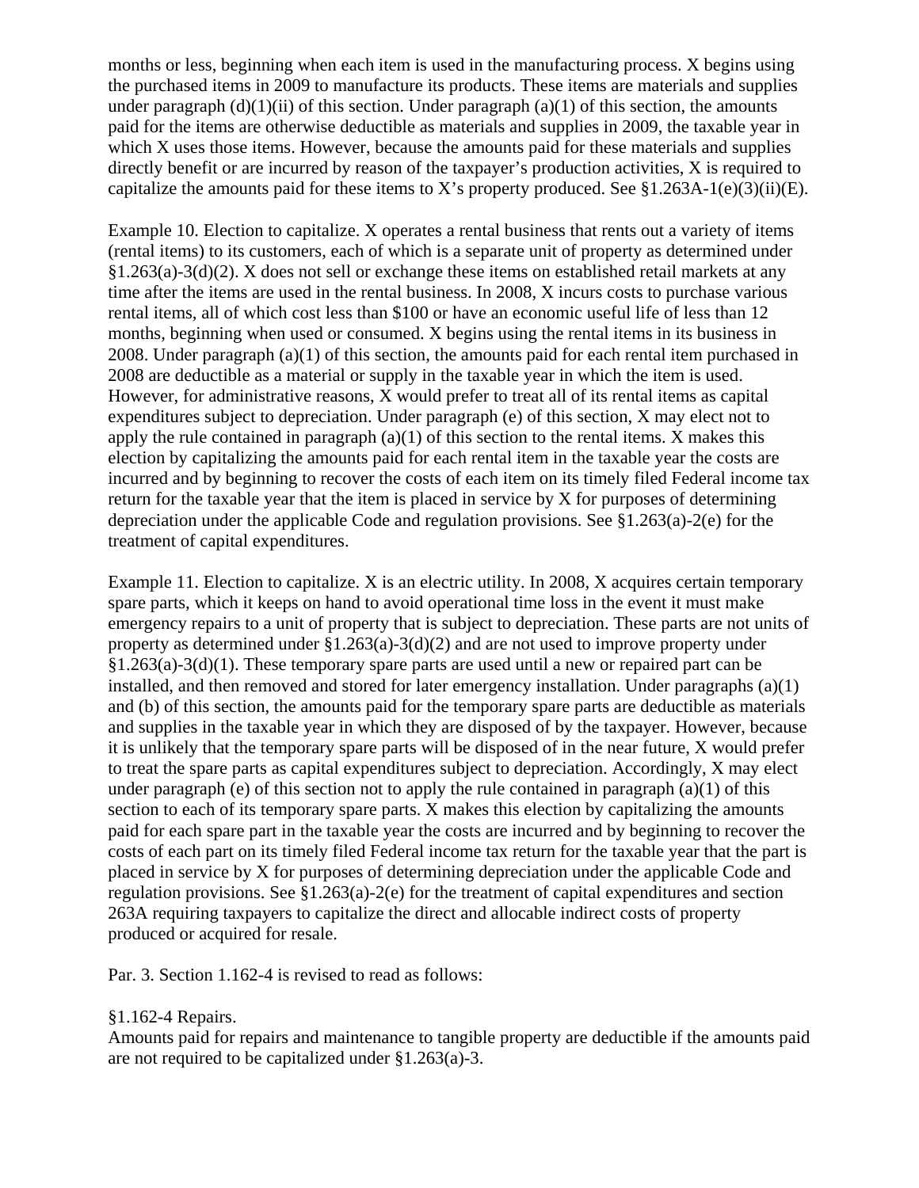months or less, beginning when each item is used in the manufacturing process. X begins using the purchased items in 2009 to manufacture its products. These items are materials and supplies under paragraph (d)(1)(ii) of this section. Under paragraph (a)(1) of this section, the amounts paid for the items are otherwise deductible as materials and supplies in 2009, the taxable year in which X uses those items. However, because the amounts paid for these materials and supplies directly benefit or are incurred by reason of the taxpayer's production activities, X is required to capitalize the amounts paid for these items to X's property produced. See §1.263A-1(e)(3)(ii)(E).

Example 10. Election to capitalize. X operates a rental business that rents out a variety of items (rental items) to its customers, each of which is a separate unit of property as determined under §1.263(a)-3(d)(2). X does not sell or exchange these items on established retail markets at any time after the items are used in the rental business. In 2008, X incurs costs to purchase various rental items, all of which cost less than $100 or have an economic useful life of less than 12 months, beginning when used or consumed. X begins using the rental items in its business in 2008. Under paragraph (a)(1) of this section, the amounts paid for each rental item purchased in 2008 are deductible as a material or supply in the taxable year in which the item is used. However, for administrative reasons, X would prefer to treat all of its rental items as capital expenditures subject to depreciation. Under paragraph (e) of this section, X may elect not to apply the rule contained in paragraph (a)(1) of this section to the rental items. X makes this election by capitalizing the amounts paid for each rental item in the taxable year the costs are incurred and by beginning to recover the costs of each item on its timely filed Federal income tax return for the taxable year that the item is placed in service by X for purposes of determining depreciation under the applicable Code and regulation provisions. See §1.263(a)-2(e) for the treatment of capital expenditures.

Example 11. Election to capitalize. X is an electric utility. In 2008, X acquires certain temporary spare parts, which it keeps on hand to avoid operational time loss in the event it must make emergency repairs to a unit of property that is subject to depreciation. These parts are not units of property as determined under §1.263(a)-3(d)(2) and are not used to improve property under §1.263(a)-3(d)(1). These temporary spare parts are used until a new or repaired part can be installed, and then removed and stored for later emergency installation. Under paragraphs (a)(1) and (b) of this section, the amounts paid for the temporary spare parts are deductible as materials and supplies in the taxable year in which they are disposed of by the taxpayer. However, because it is unlikely that the temporary spare parts will be disposed of in the near future, X would prefer to treat the spare parts as capital expenditures subject to depreciation. Accordingly, X may elect under paragraph (e) of this section not to apply the rule contained in paragraph (a)(1) of this section to each of its temporary spare parts. X makes this election by capitalizing the amounts paid for each spare part in the taxable year the costs are incurred and by beginning to recover the costs of each part on its timely filed Federal income tax return for the taxable year that the part is placed in service by X for purposes of determining depreciation under the applicable Code and regulation provisions. See §1.263(a)-2(e) for the treatment of capital expenditures and section 263A requiring taxpayers to capitalize the direct and allocable indirect costs of property produced or acquired for resale.

Par. 3. Section 1.162-4 is revised to read as follows:

§1.162-4 Repairs.
Amounts paid for repairs and maintenance to tangible property are deductible if the amounts paid are not required to be capitalized under §1.263(a)-3.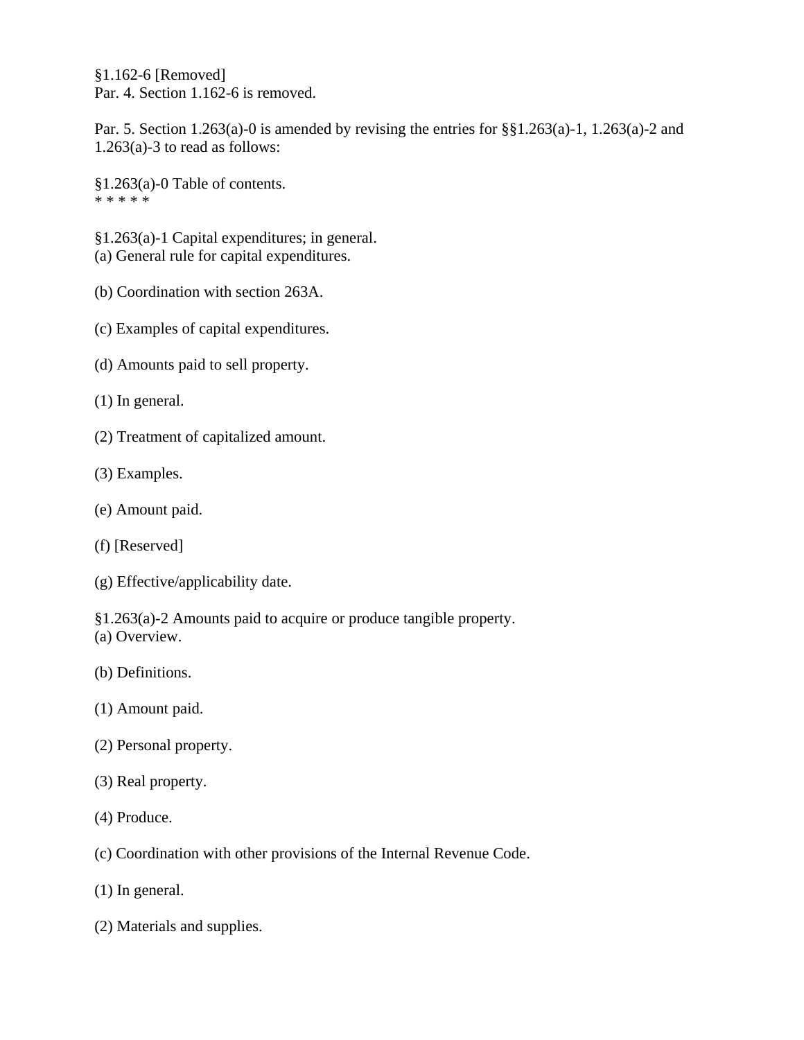§1.162-6 [Removed]
Par. 4. Section 1.162-6 is removed.

Par. 5. Section 1.263(a)-0 is amended by revising the entries for §§1.263(a)-1, 1.263(a)-2 and 1.263(a)-3 to read as follows:

§1.263(a)-0 Table of contents.
* * * * *

§1.263(a)-1 Capital expenditures; in general.
(a) General rule for capital expenditures.

(b) Coordination with section 263A.

(c) Examples of capital expenditures.

(d) Amounts paid to sell property.

(1) In general.

(2) Treatment of capitalized amount.

(3) Examples.

(e) Amount paid.

(f) [Reserved]

(g) Effective/applicability date.

§1.263(a)-2 Amounts paid to acquire or produce tangible property.
(a) Overview.

(b) Definitions.

(1) Amount paid.

(2) Personal property.

(3) Real property.

(4) Produce.

(c) Coordination with other provisions of the Internal Revenue Code.

(1) In general.

(2) Materials and supplies.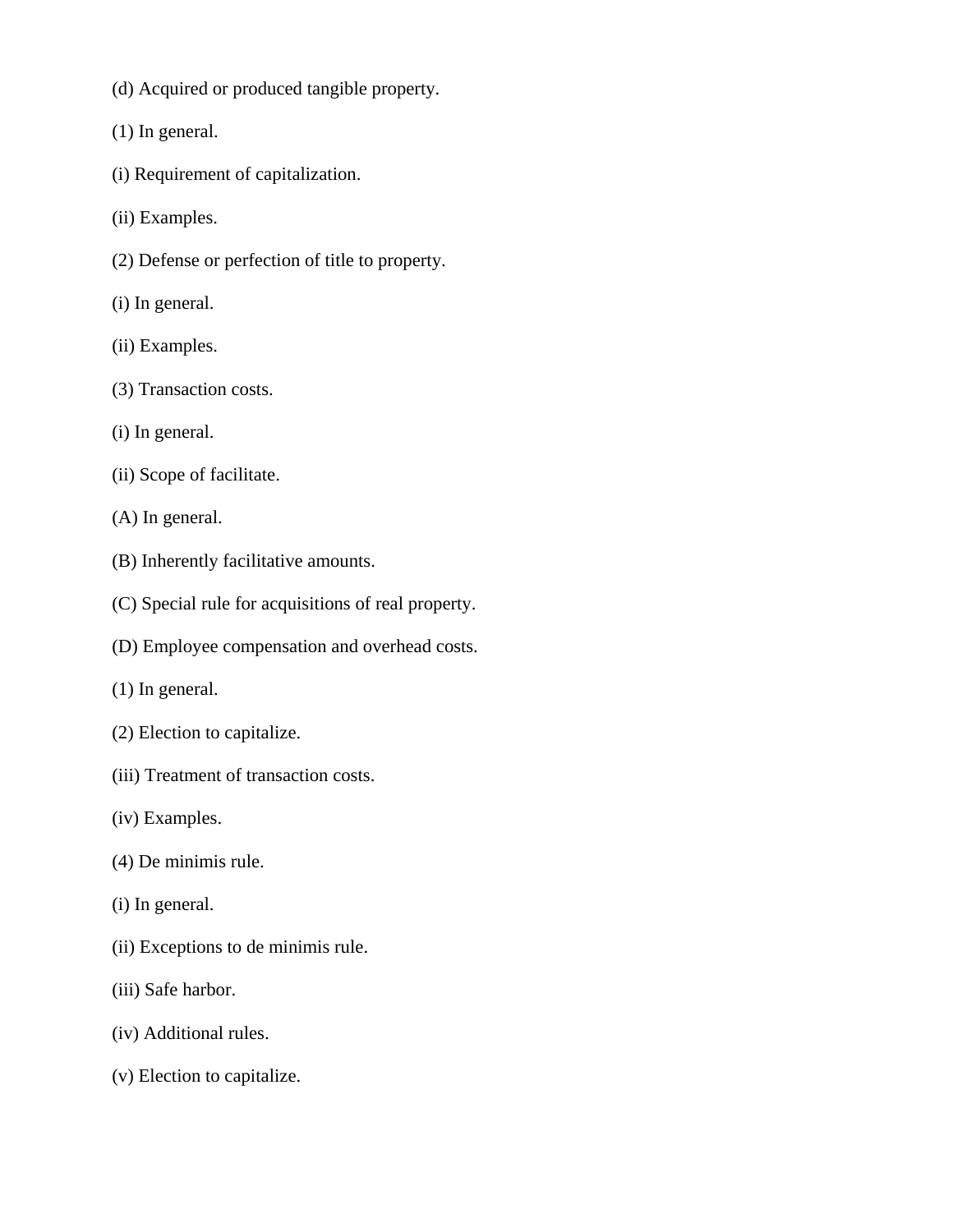(d) Acquired or produced tangible property.

(1) In general.

(i) Requirement of capitalization.

(ii) Examples.

(2) Defense or perfection of title to property.

(i) In general.

(ii) Examples.

(3) Transaction costs.

(i) In general.

(ii) Scope of facilitate.

(A) In general.

(B) Inherently facilitative amounts.

(C) Special rule for acquisitions of real property.

(D) Employee compensation and overhead costs.

(1) In general.

(2) Election to capitalize.

(iii) Treatment of transaction costs.

(iv) Examples.

(4) De minimis rule.

(i) In general.

(ii) Exceptions to de minimis rule.

(iii) Safe harbor.

(iv) Additional rules.

(v) Election to capitalize.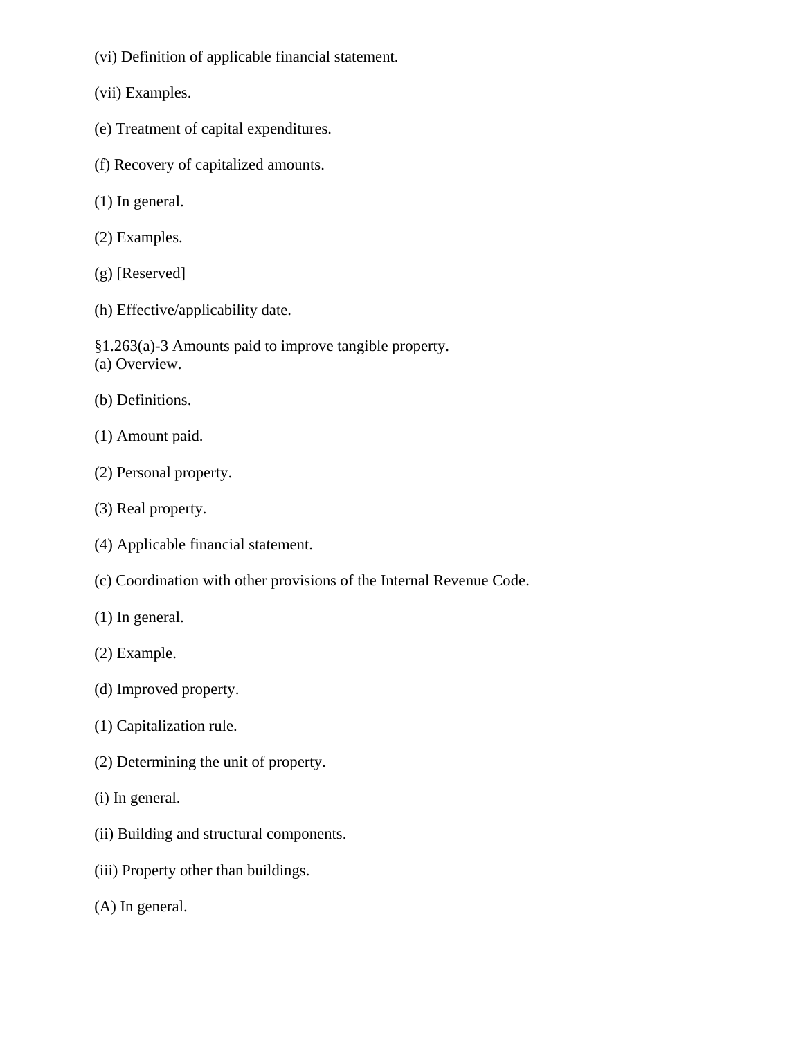(vi) Definition of applicable financial statement.

(vii) Examples.

(e) Treatment of capital expenditures.

(f) Recovery of capitalized amounts.

(1) In general.

(2) Examples.

(g) [Reserved]

(h) Effective/applicability date.

§1.263(a)-3 Amounts paid to improve tangible property.
(a) Overview.

(b) Definitions.

(1) Amount paid.

(2) Personal property.

(3) Real property.

(4) Applicable financial statement.

(c) Coordination with other provisions of the Internal Revenue Code.

(1) In general.

(2) Example.

(d) Improved property.

(1) Capitalization rule.

(2) Determining the unit of property.

(i) In general.

(ii) Building and structural components.

(iii) Property other than buildings.

(A) In general.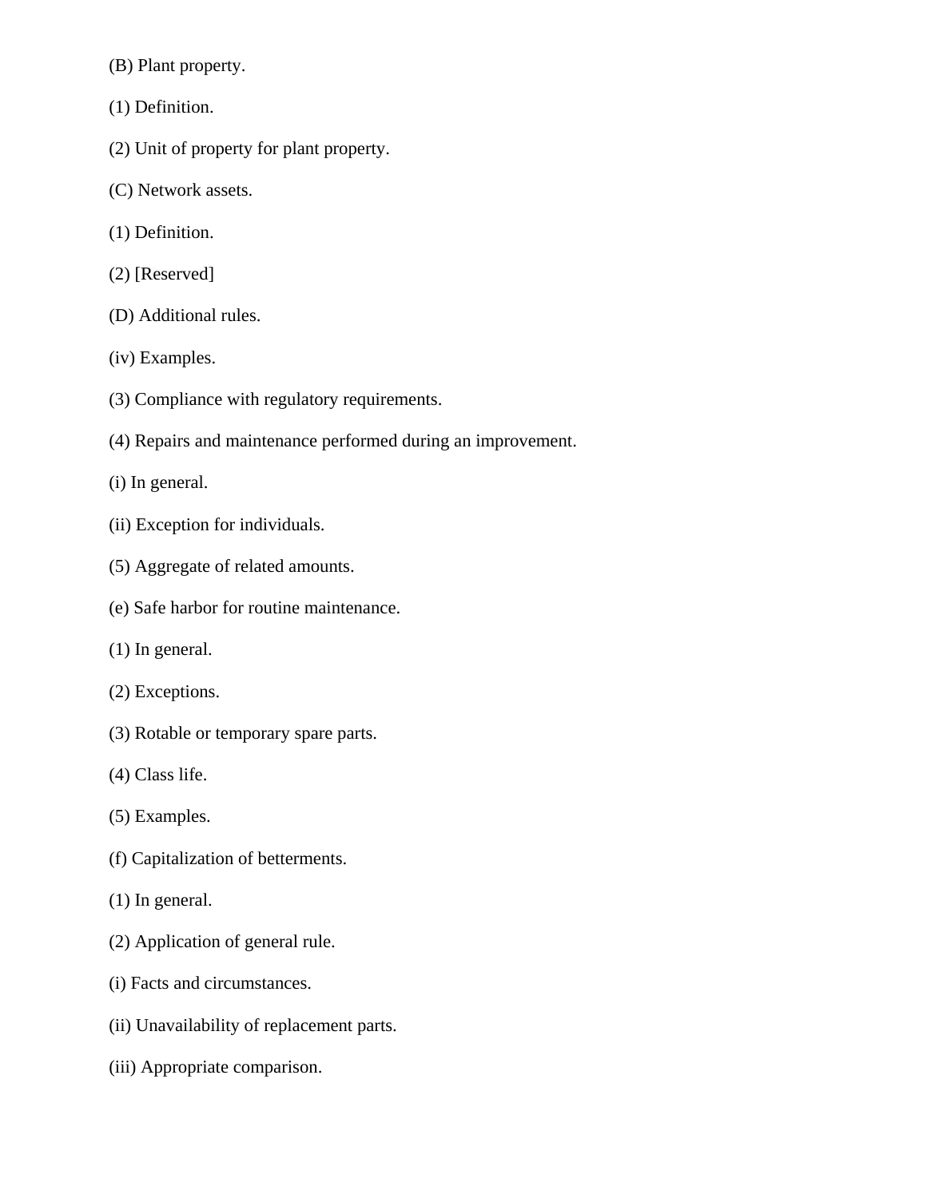(B) Plant property.

(1) Definition.

(2) Unit of property for plant property.

(C) Network assets.

(1) Definition.

(2) [Reserved]

(D) Additional rules.

(iv) Examples.

(3) Compliance with regulatory requirements.

(4) Repairs and maintenance performed during an improvement.

(i) In general.

(ii) Exception for individuals.

(5) Aggregate of related amounts.

(e) Safe harbor for routine maintenance.

(1) In general.

(2) Exceptions.

(3) Rotable or temporary spare parts.

(4) Class life.

(5) Examples.

(f) Capitalization of betterments.

(1) In general.

(2) Application of general rule.

(i) Facts and circumstances.

(ii) Unavailability of replacement parts.

(iii) Appropriate comparison.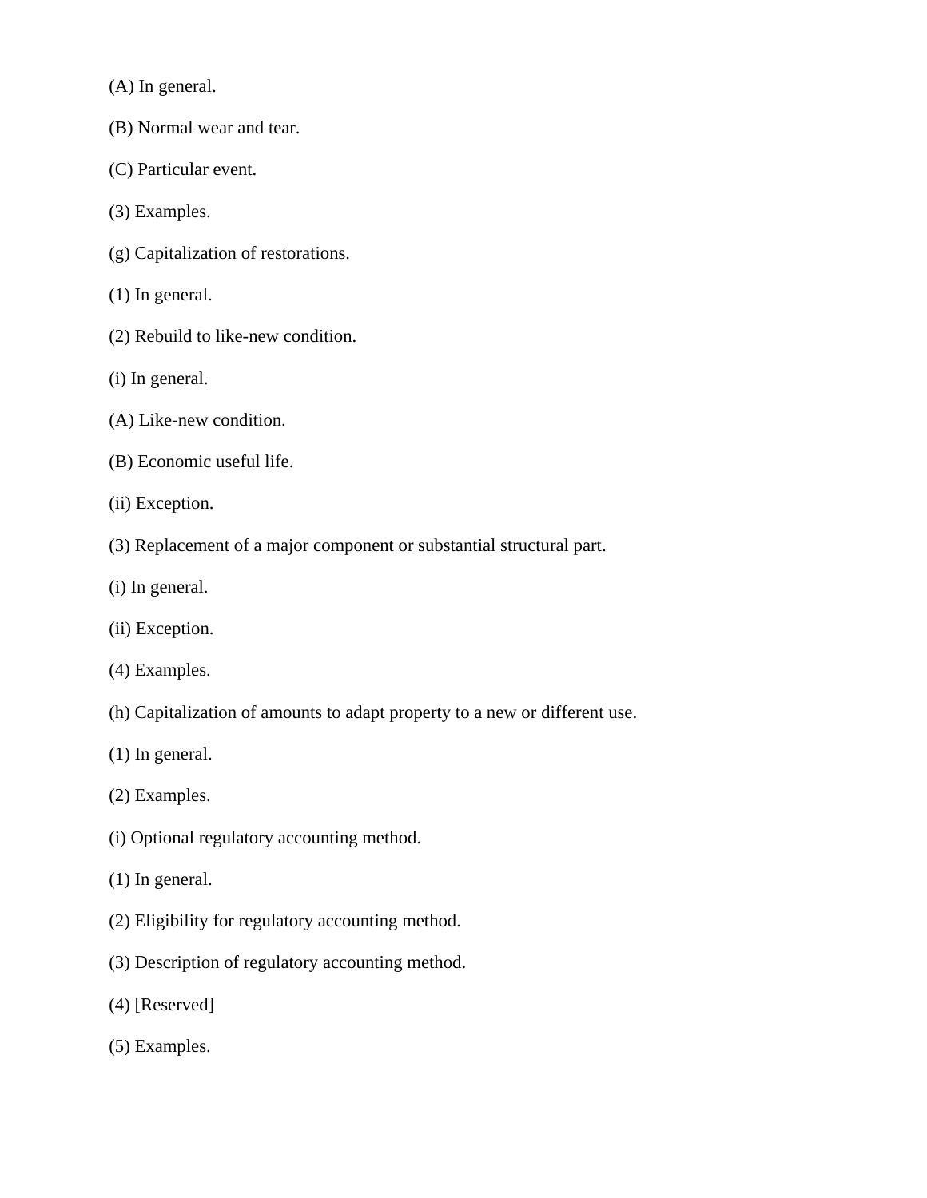(A) In general.

(B) Normal wear and tear.

(C) Particular event.

(3) Examples.

(g) Capitalization of restorations.

(1) In general.

(2) Rebuild to like-new condition.

(i) In general.

(A) Like-new condition.

(B) Economic useful life.

(ii) Exception.

(3) Replacement of a major component or substantial structural part.

(i) In general.

(ii) Exception.

(4) Examples.

(h) Capitalization of amounts to adapt property to a new or different use.

(1) In general.

(2) Examples.

(i) Optional regulatory accounting method.

(1) In general.

(2) Eligibility for regulatory accounting method.

(3) Description of regulatory accounting method.

(4) [Reserved]

(5) Examples.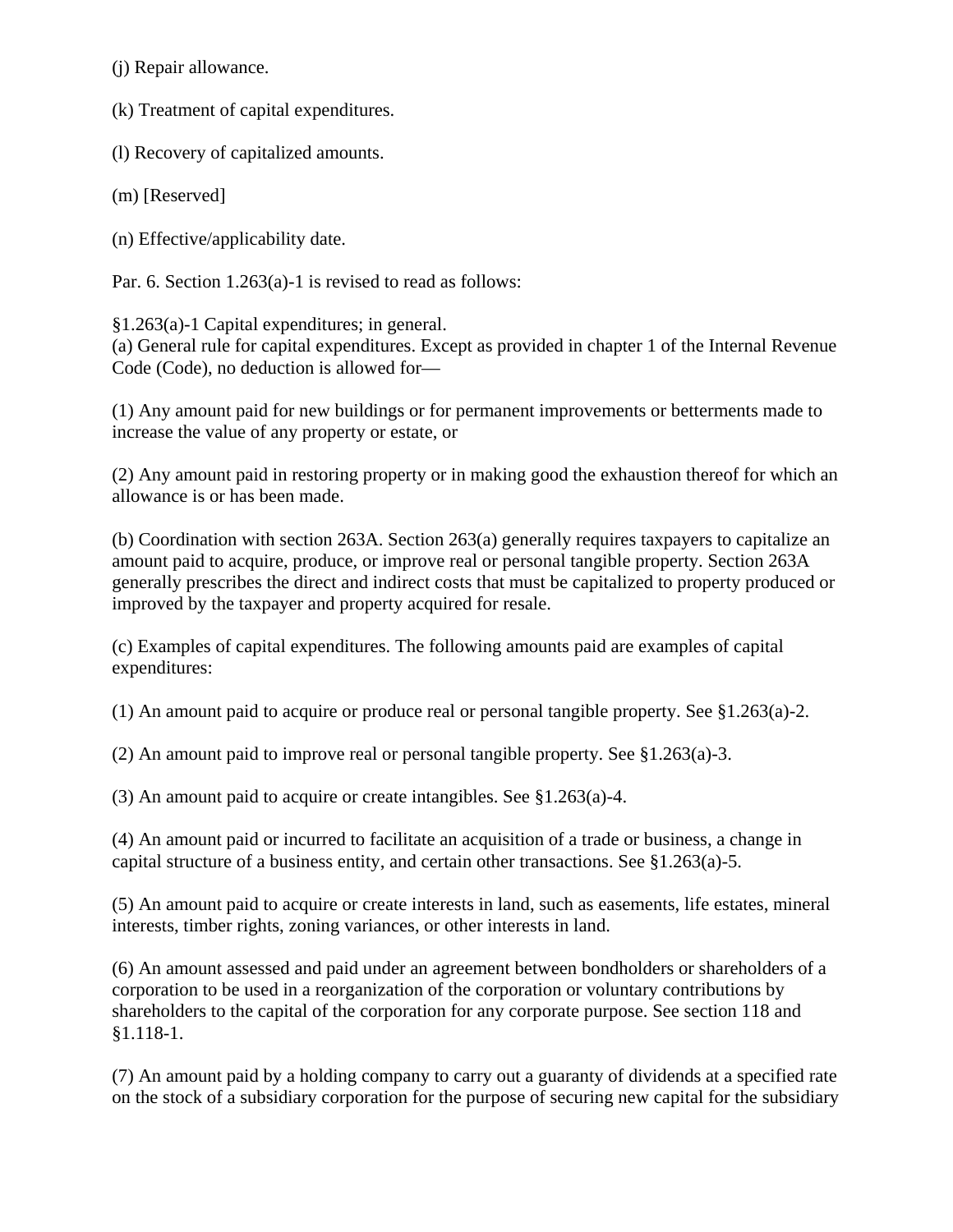(j) Repair allowance.

(k) Treatment of capital expenditures.

(l) Recovery of capitalized amounts.

(m) [Reserved]

(n) Effective/applicability date.

Par. 6. Section 1.263(a)-1 is revised to read as follows:

§1.263(a)-1 Capital expenditures; in general.

(a) General rule for capital expenditures. Except as provided in chapter 1 of the Internal Revenue Code (Code), no deduction is allowed for—

(1) Any amount paid for new buildings or for permanent improvements or betterments made to increase the value of any property or estate, or

(2) Any amount paid in restoring property or in making good the exhaustion thereof for which an allowance is or has been made.

(b) Coordination with section 263A. Section 263(a) generally requires taxpayers to capitalize an amount paid to acquire, produce, or improve real or personal tangible property. Section 263A generally prescribes the direct and indirect costs that must be capitalized to property produced or improved by the taxpayer and property acquired for resale.

(c) Examples of capital expenditures. The following amounts paid are examples of capital expenditures:

(1) An amount paid to acquire or produce real or personal tangible property. See §1.263(a)-2.

(2) An amount paid to improve real or personal tangible property. See §1.263(a)-3.

(3) An amount paid to acquire or create intangibles. See §1.263(a)-4.

(4) An amount paid or incurred to facilitate an acquisition of a trade or business, a change in capital structure of a business entity, and certain other transactions. See §1.263(a)-5.

(5) An amount paid to acquire or create interests in land, such as easements, life estates, mineral interests, timber rights, zoning variances, or other interests in land.

(6) An amount assessed and paid under an agreement between bondholders or shareholders of a corporation to be used in a reorganization of the corporation or voluntary contributions by shareholders to the capital of the corporation for any corporate purpose. See section 118 and §1.118-1.

(7) An amount paid by a holding company to carry out a guaranty of dividends at a specified rate on the stock of a subsidiary corporation for the purpose of securing new capital for the subsidiary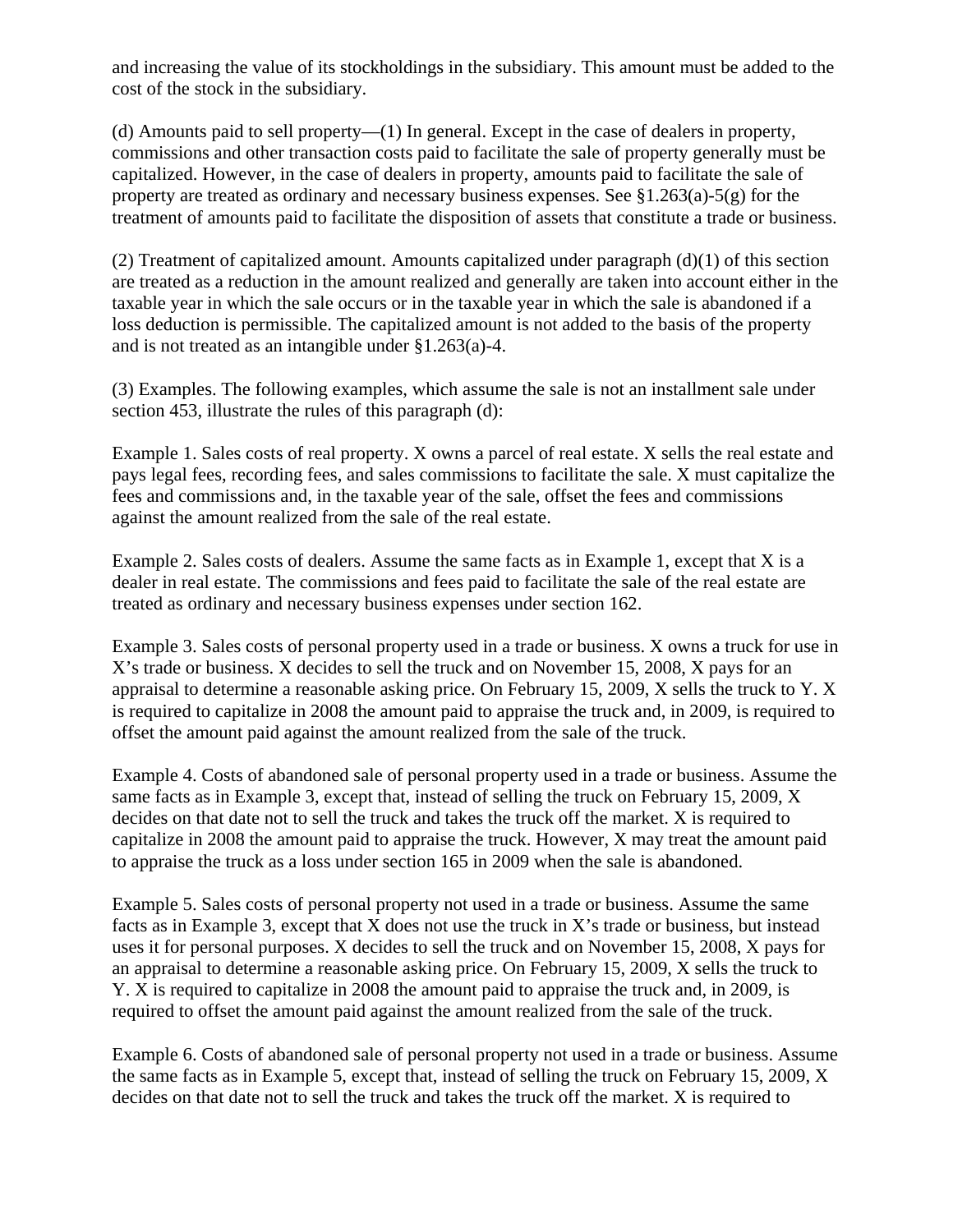and increasing the value of its stockholdings in the subsidiary. This amount must be added to the cost of the stock in the subsidiary.

(d) Amounts paid to sell property—(1) In general. Except in the case of dealers in property, commissions and other transaction costs paid to facilitate the sale of property generally must be capitalized. However, in the case of dealers in property, amounts paid to facilitate the sale of property are treated as ordinary and necessary business expenses. See §1.263(a)-5(g) for the treatment of amounts paid to facilitate the disposition of assets that constitute a trade or business.

(2) Treatment of capitalized amount. Amounts capitalized under paragraph (d)(1) of this section are treated as a reduction in the amount realized and generally are taken into account either in the taxable year in which the sale occurs or in the taxable year in which the sale is abandoned if a loss deduction is permissible. The capitalized amount is not added to the basis of the property and is not treated as an intangible under §1.263(a)-4.

(3) Examples. The following examples, which assume the sale is not an installment sale under section 453, illustrate the rules of this paragraph (d):

Example 1. Sales costs of real property. X owns a parcel of real estate. X sells the real estate and pays legal fees, recording fees, and sales commissions to facilitate the sale. X must capitalize the fees and commissions and, in the taxable year of the sale, offset the fees and commissions against the amount realized from the sale of the real estate.

Example 2. Sales costs of dealers. Assume the same facts as in Example 1, except that X is a dealer in real estate. The commissions and fees paid to facilitate the sale of the real estate are treated as ordinary and necessary business expenses under section 162.

Example 3. Sales costs of personal property used in a trade or business. X owns a truck for use in X's trade or business. X decides to sell the truck and on November 15, 2008, X pays for an appraisal to determine a reasonable asking price. On February 15, 2009, X sells the truck to Y. X is required to capitalize in 2008 the amount paid to appraise the truck and, in 2009, is required to offset the amount paid against the amount realized from the sale of the truck.

Example 4. Costs of abandoned sale of personal property used in a trade or business. Assume the same facts as in Example 3, except that, instead of selling the truck on February 15, 2009, X decides on that date not to sell the truck and takes the truck off the market. X is required to capitalize in 2008 the amount paid to appraise the truck. However, X may treat the amount paid to appraise the truck as a loss under section 165 in 2009 when the sale is abandoned.

Example 5. Sales costs of personal property not used in a trade or business. Assume the same facts as in Example 3, except that X does not use the truck in X's trade or business, but instead uses it for personal purposes. X decides to sell the truck and on November 15, 2008, X pays for an appraisal to determine a reasonable asking price. On February 15, 2009, X sells the truck to Y. X is required to capitalize in 2008 the amount paid to appraise the truck and, in 2009, is required to offset the amount paid against the amount realized from the sale of the truck.

Example 6. Costs of abandoned sale of personal property not used in a trade or business. Assume the same facts as in Example 5, except that, instead of selling the truck on February 15, 2009, X decides on that date not to sell the truck and takes the truck off the market. X is required to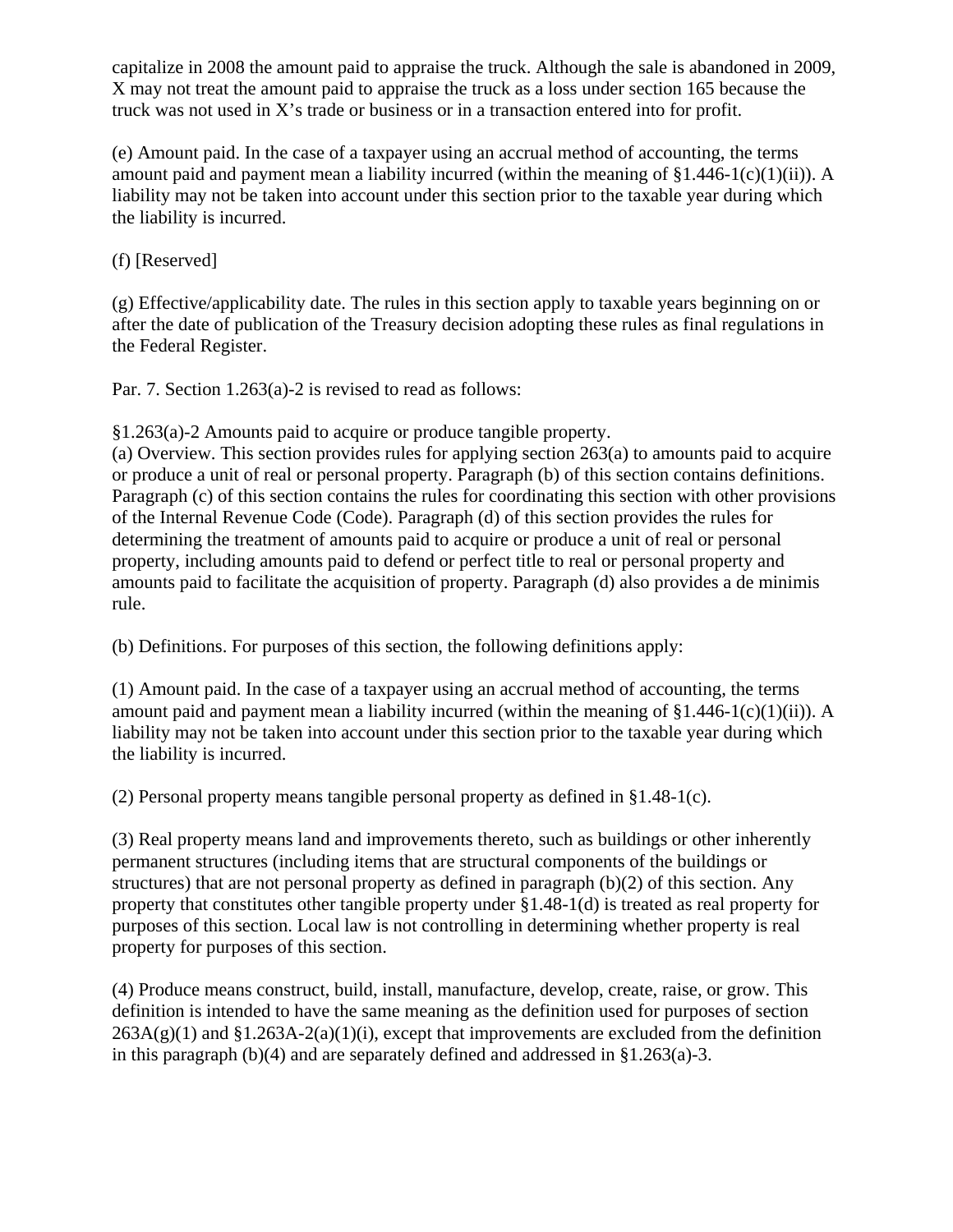capitalize in 2008 the amount paid to appraise the truck. Although the sale is abandoned in 2009, X may not treat the amount paid to appraise the truck as a loss under section 165 because the truck was not used in X's trade or business or in a transaction entered into for profit.

(e) Amount paid. In the case of a taxpayer using an accrual method of accounting, the terms amount paid and payment mean a liability incurred (within the meaning of §1.446-1(c)(1)(ii)). A liability may not be taken into account under this section prior to the taxable year during which the liability is incurred.

(f) [Reserved]

(g) Effective/applicability date. The rules in this section apply to taxable years beginning on or after the date of publication of the Treasury decision adopting these rules as final regulations in the Federal Register.

Par. 7. Section 1.263(a)-2 is revised to read as follows:

§1.263(a)-2 Amounts paid to acquire or produce tangible property.

(a) Overview. This section provides rules for applying section 263(a) to amounts paid to acquire or produce a unit of real or personal property. Paragraph (b) of this section contains definitions. Paragraph (c) of this section contains the rules for coordinating this section with other provisions of the Internal Revenue Code (Code). Paragraph (d) of this section provides the rules for determining the treatment of amounts paid to acquire or produce a unit of real or personal property, including amounts paid to defend or perfect title to real or personal property and amounts paid to facilitate the acquisition of property. Paragraph (d) also provides a de minimis rule.

(b) Definitions. For purposes of this section, the following definitions apply:

(1) Amount paid. In the case of a taxpayer using an accrual method of accounting, the terms amount paid and payment mean a liability incurred (within the meaning of §1.446-1(c)(1)(ii)). A liability may not be taken into account under this section prior to the taxable year during which the liability is incurred.

(2) Personal property means tangible personal property as defined in §1.48-1(c).

(3) Real property means land and improvements thereto, such as buildings or other inherently permanent structures (including items that are structural components of the buildings or structures) that are not personal property as defined in paragraph (b)(2) of this section. Any property that constitutes other tangible property under §1.48-1(d) is treated as real property for purposes of this section. Local law is not controlling in determining whether property is real property for purposes of this section.

(4) Produce means construct, build, install, manufacture, develop, create, raise, or grow. This definition is intended to have the same meaning as the definition used for purposes of section 263A(g)(1) and §1.263A-2(a)(1)(i), except that improvements are excluded from the definition in this paragraph (b)(4) and are separately defined and addressed in §1.263(a)-3.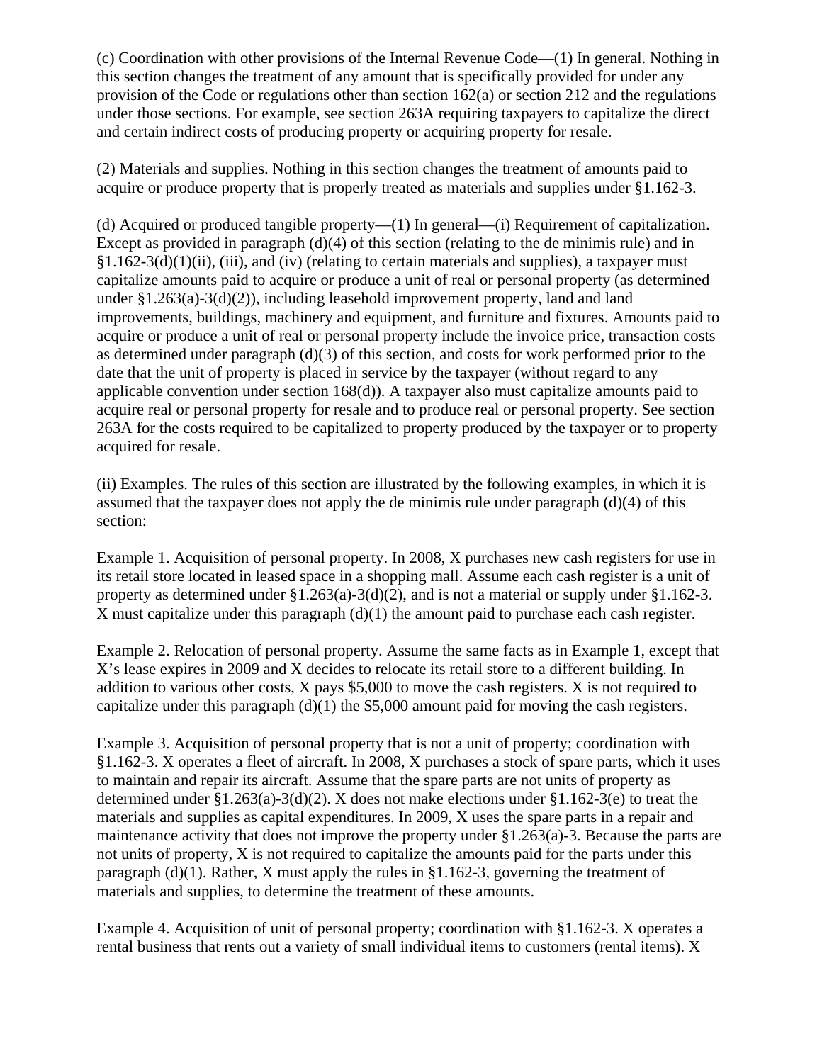(c) Coordination with other provisions of the Internal Revenue Code—(1) In general. Nothing in this section changes the treatment of any amount that is specifically provided for under any provision of the Code or regulations other than section 162(a) or section 212 and the regulations under those sections. For example, see section 263A requiring taxpayers to capitalize the direct and certain indirect costs of producing property or acquiring property for resale.

(2) Materials and supplies. Nothing in this section changes the treatment of amounts paid to acquire or produce property that is properly treated as materials and supplies under §1.162-3.

(d) Acquired or produced tangible property—(1) In general—(i) Requirement of capitalization. Except as provided in paragraph (d)(4) of this section (relating to the de minimis rule) and in §1.162-3(d)(1)(ii), (iii), and (iv) (relating to certain materials and supplies), a taxpayer must capitalize amounts paid to acquire or produce a unit of real or personal property (as determined under §1.263(a)-3(d)(2)), including leasehold improvement property, land and land improvements, buildings, machinery and equipment, and furniture and fixtures. Amounts paid to acquire or produce a unit of real or personal property include the invoice price, transaction costs as determined under paragraph (d)(3) of this section, and costs for work performed prior to the date that the unit of property is placed in service by the taxpayer (without regard to any applicable convention under section 168(d)). A taxpayer also must capitalize amounts paid to acquire real or personal property for resale and to produce real or personal property. See section 263A for the costs required to be capitalized to property produced by the taxpayer or to property acquired for resale.

(ii) Examples. The rules of this section are illustrated by the following examples, in which it is assumed that the taxpayer does not apply the de minimis rule under paragraph (d)(4) of this section:

Example 1. Acquisition of personal property. In 2008, X purchases new cash registers for use in its retail store located in leased space in a shopping mall. Assume each cash register is a unit of property as determined under §1.263(a)-3(d)(2), and is not a material or supply under §1.162-3. X must capitalize under this paragraph (d)(1) the amount paid to purchase each cash register.

Example 2. Relocation of personal property. Assume the same facts as in Example 1, except that X's lease expires in 2009 and X decides to relocate its retail store to a different building. In addition to various other costs, X pays $5,000 to move the cash registers. X is not required to capitalize under this paragraph (d)(1) the $5,000 amount paid for moving the cash registers.

Example 3. Acquisition of personal property that is not a unit of property; coordination with §1.162-3. X operates a fleet of aircraft. In 2008, X purchases a stock of spare parts, which it uses to maintain and repair its aircraft. Assume that the spare parts are not units of property as determined under §1.263(a)-3(d)(2). X does not make elections under §1.162-3(e) to treat the materials and supplies as capital expenditures. In 2009, X uses the spare parts in a repair and maintenance activity that does not improve the property under §1.263(a)-3. Because the parts are not units of property, X is not required to capitalize the amounts paid for the parts under this paragraph (d)(1). Rather, X must apply the rules in §1.162-3, governing the treatment of materials and supplies, to determine the treatment of these amounts.

Example 4. Acquisition of unit of personal property; coordination with §1.162-3. X operates a rental business that rents out a variety of small individual items to customers (rental items). X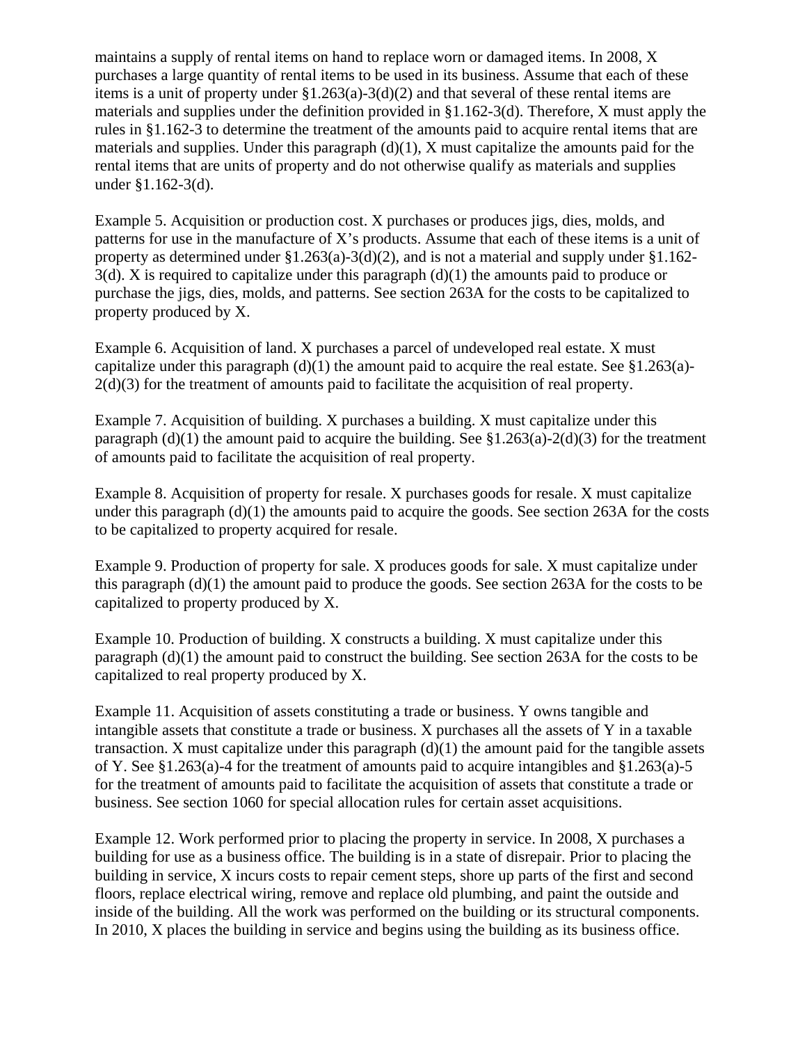maintains a supply of rental items on hand to replace worn or damaged items. In 2008, X purchases a large quantity of rental items to be used in its business. Assume that each of these items is a unit of property under §1.263(a)-3(d)(2) and that several of these rental items are materials and supplies under the definition provided in §1.162-3(d). Therefore, X must apply the rules in §1.162-3 to determine the treatment of the amounts paid to acquire rental items that are materials and supplies. Under this paragraph (d)(1), X must capitalize the amounts paid for the rental items that are units of property and do not otherwise qualify as materials and supplies under §1.162-3(d).

Example 5. Acquisition or production cost. X purchases or produces jigs, dies, molds, and patterns for use in the manufacture of X's products. Assume that each of these items is a unit of property as determined under §1.263(a)-3(d)(2), and is not a material and supply under §1.162-3(d). X is required to capitalize under this paragraph (d)(1) the amounts paid to produce or purchase the jigs, dies, molds, and patterns. See section 263A for the costs to be capitalized to property produced by X.

Example 6. Acquisition of land. X purchases a parcel of undeveloped real estate. X must capitalize under this paragraph (d)(1) the amount paid to acquire the real estate. See §1.263(a)-2(d)(3) for the treatment of amounts paid to facilitate the acquisition of real property.

Example 7. Acquisition of building. X purchases a building. X must capitalize under this paragraph (d)(1) the amount paid to acquire the building. See §1.263(a)-2(d)(3) for the treatment of amounts paid to facilitate the acquisition of real property.

Example 8. Acquisition of property for resale. X purchases goods for resale. X must capitalize under this paragraph (d)(1) the amounts paid to acquire the goods. See section 263A for the costs to be capitalized to property acquired for resale.

Example 9. Production of property for sale. X produces goods for sale. X must capitalize under this paragraph (d)(1) the amount paid to produce the goods. See section 263A for the costs to be capitalized to property produced by X.

Example 10. Production of building. X constructs a building. X must capitalize under this paragraph (d)(1) the amount paid to construct the building. See section 263A for the costs to be capitalized to real property produced by X.

Example 11. Acquisition of assets constituting a trade or business. Y owns tangible and intangible assets that constitute a trade or business. X purchases all the assets of Y in a taxable transaction. X must capitalize under this paragraph (d)(1) the amount paid for the tangible assets of Y. See §1.263(a)-4 for the treatment of amounts paid to acquire intangibles and §1.263(a)-5 for the treatment of amounts paid to facilitate the acquisition of assets that constitute a trade or business. See section 1060 for special allocation rules for certain asset acquisitions.

Example 12. Work performed prior to placing the property in service. In 2008, X purchases a building for use as a business office. The building is in a state of disrepair. Prior to placing the building in service, X incurs costs to repair cement steps, shore up parts of the first and second floors, replace electrical wiring, remove and replace old plumbing, and paint the outside and inside of the building. All the work was performed on the building or its structural components. In 2010, X places the building in service and begins using the building as its business office.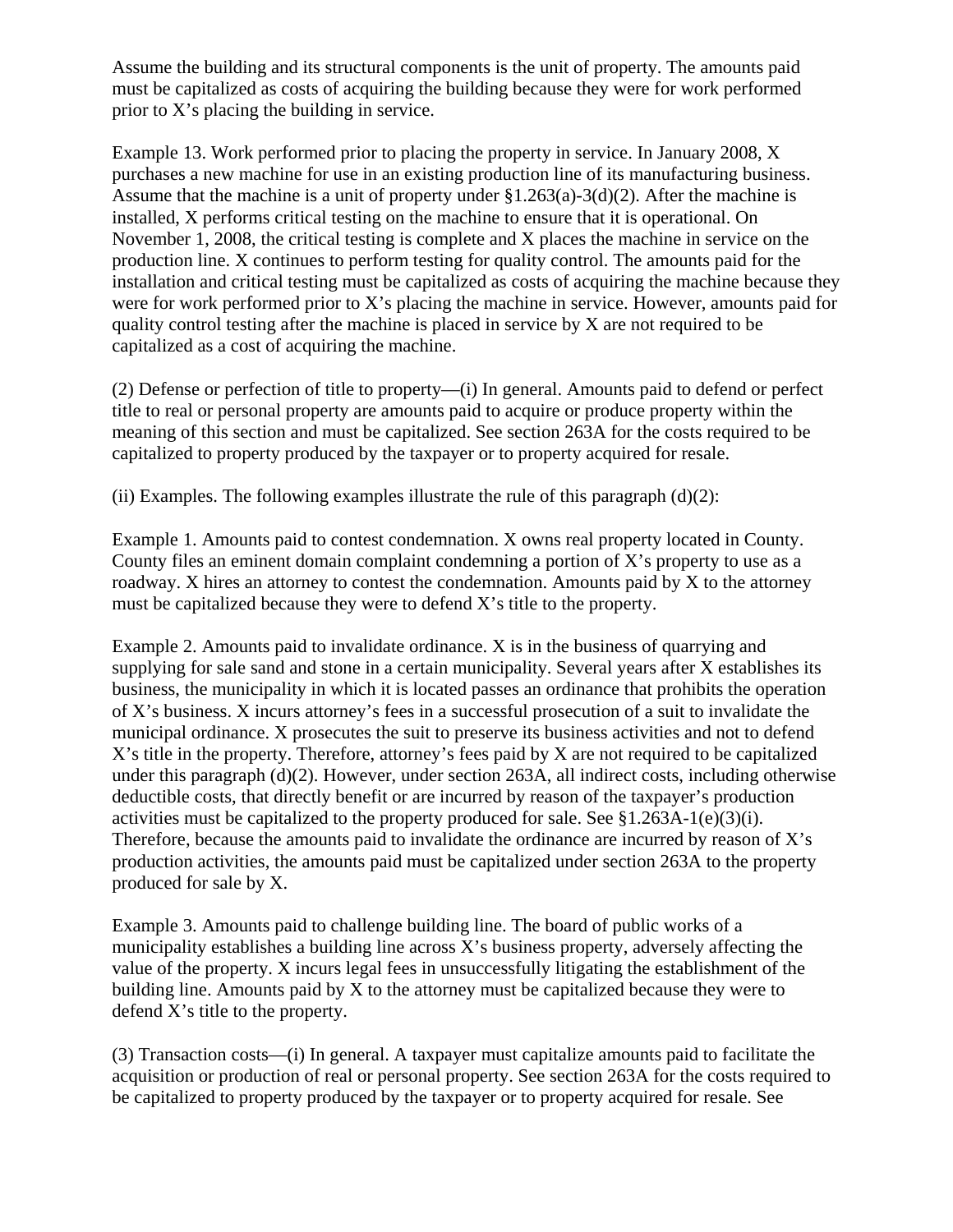Assume the building and its structural components is the unit of property. The amounts paid must be capitalized as costs of acquiring the building because they were for work performed prior to X's placing the building in service.

Example 13. Work performed prior to placing the property in service. In January 2008, X purchases a new machine for use in an existing production line of its manufacturing business. Assume that the machine is a unit of property under §1.263(a)-3(d)(2). After the machine is installed, X performs critical testing on the machine to ensure that it is operational. On November 1, 2008, the critical testing is complete and X places the machine in service on the production line. X continues to perform testing for quality control. The amounts paid for the installation and critical testing must be capitalized as costs of acquiring the machine because they were for work performed prior to X's placing the machine in service. However, amounts paid for quality control testing after the machine is placed in service by X are not required to be capitalized as a cost of acquiring the machine.

(2) Defense or perfection of title to property—(i) In general. Amounts paid to defend or perfect title to real or personal property are amounts paid to acquire or produce property within the meaning of this section and must be capitalized. See section 263A for the costs required to be capitalized to property produced by the taxpayer or to property acquired for resale.

(ii) Examples. The following examples illustrate the rule of this paragraph (d)(2):

Example 1. Amounts paid to contest condemnation. X owns real property located in County. County files an eminent domain complaint condemning a portion of X's property to use as a roadway. X hires an attorney to contest the condemnation. Amounts paid by X to the attorney must be capitalized because they were to defend X's title to the property.

Example 2. Amounts paid to invalidate ordinance. X is in the business of quarrying and supplying for sale sand and stone in a certain municipality. Several years after X establishes its business, the municipality in which it is located passes an ordinance that prohibits the operation of X's business. X incurs attorney's fees in a successful prosecution of a suit to invalidate the municipal ordinance. X prosecutes the suit to preserve its business activities and not to defend X's title in the property. Therefore, attorney's fees paid by X are not required to be capitalized under this paragraph (d)(2). However, under section 263A, all indirect costs, including otherwise deductible costs, that directly benefit or are incurred by reason of the taxpayer's production activities must be capitalized to the property produced for sale. See §1.263A-1(e)(3)(i). Therefore, because the amounts paid to invalidate the ordinance are incurred by reason of X's production activities, the amounts paid must be capitalized under section 263A to the property produced for sale by X.

Example 3. Amounts paid to challenge building line. The board of public works of a municipality establishes a building line across X's business property, adversely affecting the value of the property. X incurs legal fees in unsuccessfully litigating the establishment of the building line. Amounts paid by X to the attorney must be capitalized because they were to defend X's title to the property.

(3) Transaction costs—(i) In general. A taxpayer must capitalize amounts paid to facilitate the acquisition or production of real or personal property. See section 263A for the costs required to be capitalized to property produced by the taxpayer or to property acquired for resale. See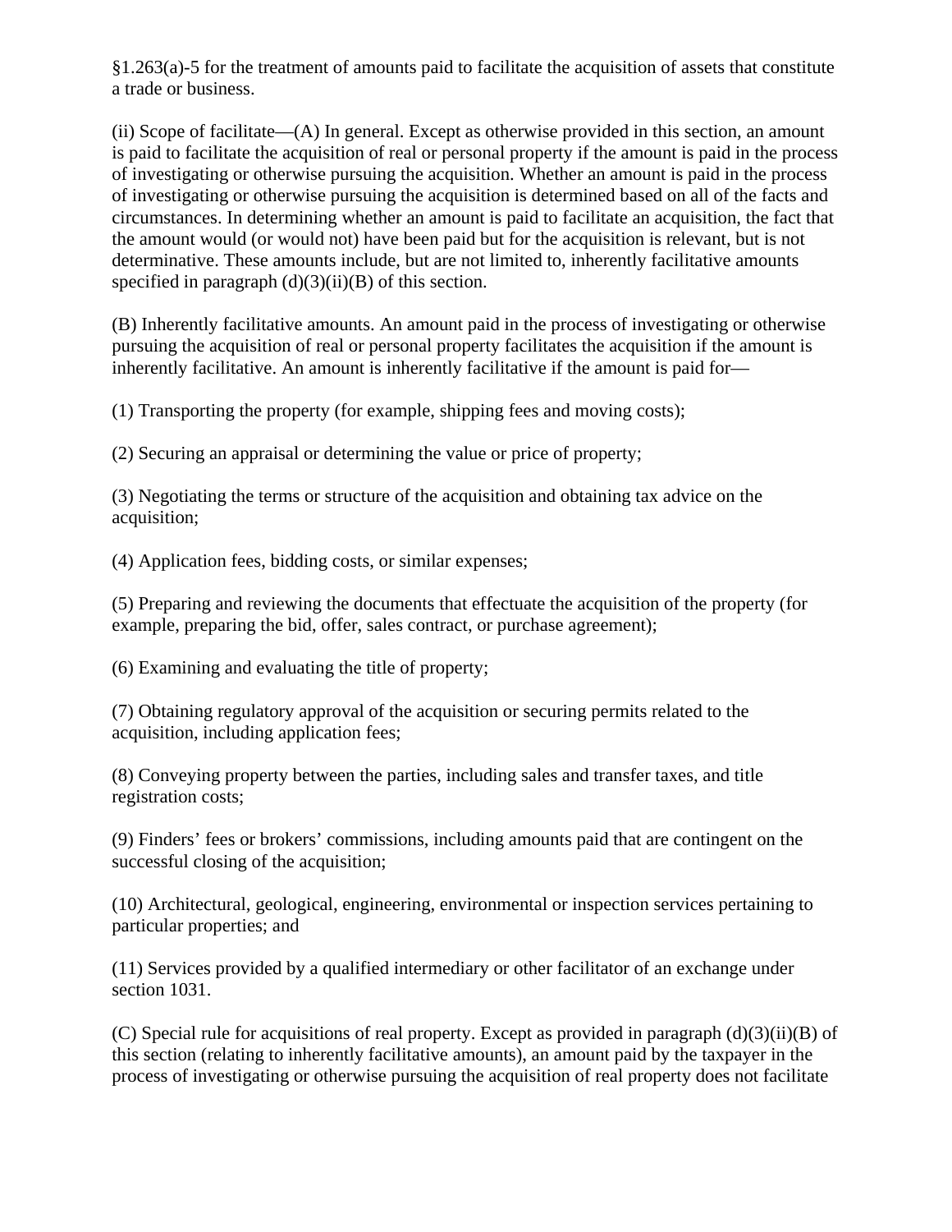§1.263(a)-5 for the treatment of amounts paid to facilitate the acquisition of assets that constitute a trade or business.

(ii) Scope of facilitate—(A) In general. Except as otherwise provided in this section, an amount is paid to facilitate the acquisition of real or personal property if the amount is paid in the process of investigating or otherwise pursuing the acquisition. Whether an amount is paid in the process of investigating or otherwise pursuing the acquisition is determined based on all of the facts and circumstances. In determining whether an amount is paid to facilitate an acquisition, the fact that the amount would (or would not) have been paid but for the acquisition is relevant, but is not determinative. These amounts include, but are not limited to, inherently facilitative amounts specified in paragraph (d)(3)(ii)(B) of this section.

(B) Inherently facilitative amounts. An amount paid in the process of investigating or otherwise pursuing the acquisition of real or personal property facilitates the acquisition if the amount is inherently facilitative. An amount is inherently facilitative if the amount is paid for—

(1) Transporting the property (for example, shipping fees and moving costs);

(2) Securing an appraisal or determining the value or price of property;

(3) Negotiating the terms or structure of the acquisition and obtaining tax advice on the acquisition;

(4) Application fees, bidding costs, or similar expenses;

(5) Preparing and reviewing the documents that effectuate the acquisition of the property (for example, preparing the bid, offer, sales contract, or purchase agreement);

(6) Examining and evaluating the title of property;

(7) Obtaining regulatory approval of the acquisition or securing permits related to the acquisition, including application fees;

(8) Conveying property between the parties, including sales and transfer taxes, and title registration costs;

(9) Finders' fees or brokers' commissions, including amounts paid that are contingent on the successful closing of the acquisition;

(10) Architectural, geological, engineering, environmental or inspection services pertaining to particular properties; and

(11) Services provided by a qualified intermediary or other facilitator of an exchange under section 1031.

(C) Special rule for acquisitions of real property. Except as provided in paragraph (d)(3)(ii)(B) of this section (relating to inherently facilitative amounts), an amount paid by the taxpayer in the process of investigating or otherwise pursuing the acquisition of real property does not facilitate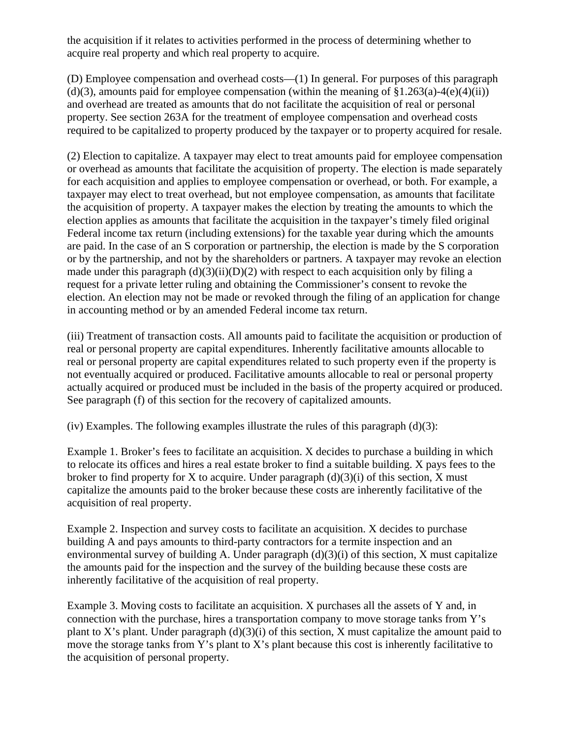the acquisition if it relates to activities performed in the process of determining whether to acquire real property and which real property to acquire.

(D) Employee compensation and overhead costs—(1) In general. For purposes of this paragraph (d)(3), amounts paid for employee compensation (within the meaning of §1.263(a)-4(e)(4)(ii)) and overhead are treated as amounts that do not facilitate the acquisition of real or personal property. See section 263A for the treatment of employee compensation and overhead costs required to be capitalized to property produced by the taxpayer or to property acquired for resale.

(2) Election to capitalize. A taxpayer may elect to treat amounts paid for employee compensation or overhead as amounts that facilitate the acquisition of property. The election is made separately for each acquisition and applies to employee compensation or overhead, or both. For example, a taxpayer may elect to treat overhead, but not employee compensation, as amounts that facilitate the acquisition of property. A taxpayer makes the election by treating the amounts to which the election applies as amounts that facilitate the acquisition in the taxpayer's timely filed original Federal income tax return (including extensions) for the taxable year during which the amounts are paid. In the case of an S corporation or partnership, the election is made by the S corporation or by the partnership, and not by the shareholders or partners. A taxpayer may revoke an election made under this paragraph (d)(3)(ii)(D)(2) with respect to each acquisition only by filing a request for a private letter ruling and obtaining the Commissioner's consent to revoke the election. An election may not be made or revoked through the filing of an application for change in accounting method or by an amended Federal income tax return.

(iii) Treatment of transaction costs. All amounts paid to facilitate the acquisition or production of real or personal property are capital expenditures. Inherently facilitative amounts allocable to real or personal property are capital expenditures related to such property even if the property is not eventually acquired or produced. Facilitative amounts allocable to real or personal property actually acquired or produced must be included in the basis of the property acquired or produced. See paragraph (f) of this section for the recovery of capitalized amounts.

(iv) Examples. The following examples illustrate the rules of this paragraph (d)(3):

Example 1. Broker's fees to facilitate an acquisition. X decides to purchase a building in which to relocate its offices and hires a real estate broker to find a suitable building. X pays fees to the broker to find property for X to acquire. Under paragraph (d)(3)(i) of this section, X must capitalize the amounts paid to the broker because these costs are inherently facilitative of the acquisition of real property.

Example 2. Inspection and survey costs to facilitate an acquisition. X decides to purchase building A and pays amounts to third-party contractors for a termite inspection and an environmental survey of building A. Under paragraph (d)(3)(i) of this section, X must capitalize the amounts paid for the inspection and the survey of the building because these costs are inherently facilitative of the acquisition of real property.

Example 3. Moving costs to facilitate an acquisition. X purchases all the assets of Y and, in connection with the purchase, hires a transportation company to move storage tanks from Y's plant to X's plant. Under paragraph (d)(3)(i) of this section, X must capitalize the amount paid to move the storage tanks from Y's plant to X's plant because this cost is inherently facilitative to the acquisition of personal property.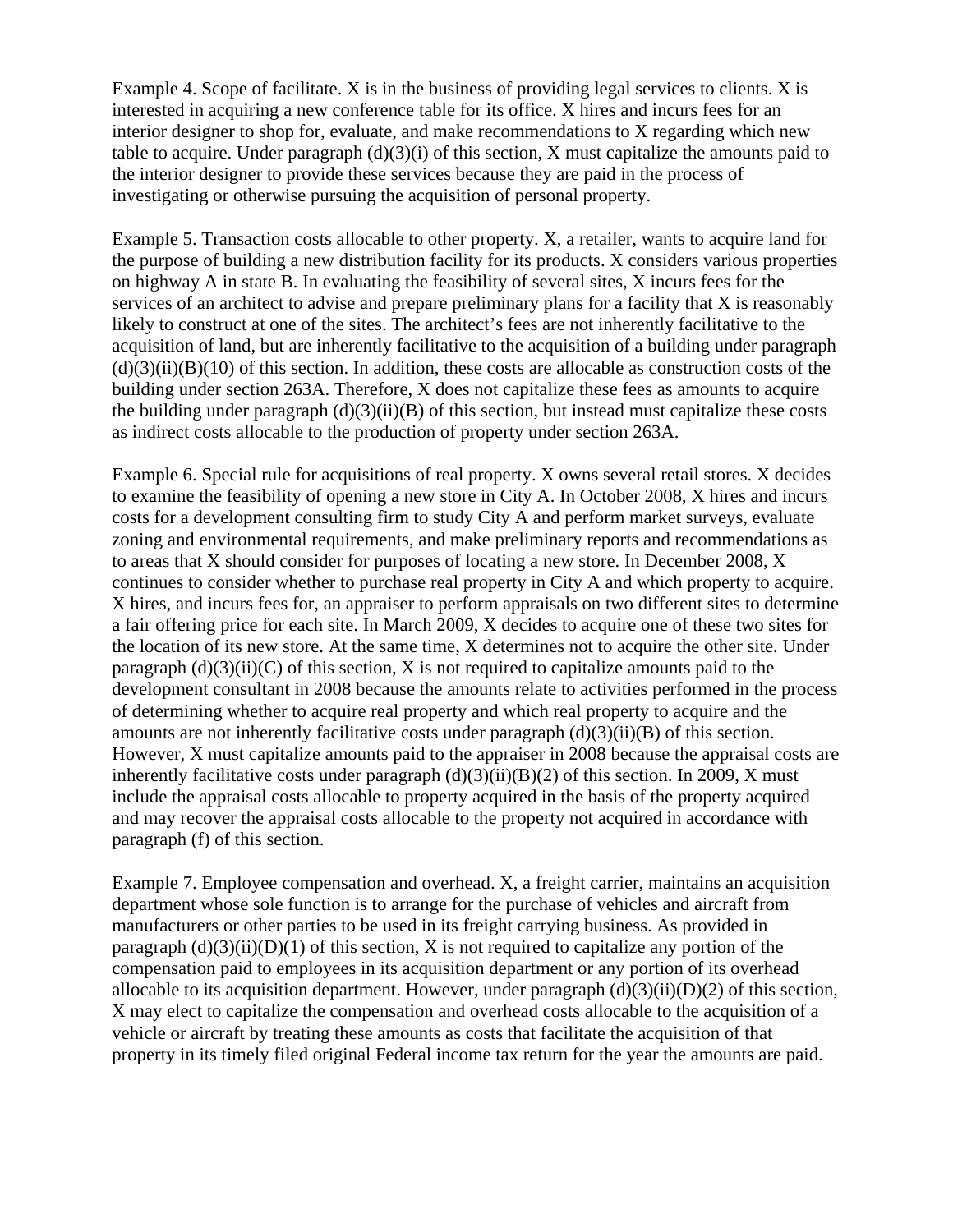Example 4. Scope of facilitate. X is in the business of providing legal services to clients. X is interested in acquiring a new conference table for its office. X hires and incurs fees for an interior designer to shop for, evaluate, and make recommendations to X regarding which new table to acquire. Under paragraph (d)(3)(i) of this section, X must capitalize the amounts paid to the interior designer to provide these services because they are paid in the process of investigating or otherwise pursuing the acquisition of personal property.

Example 5. Transaction costs allocable to other property. X, a retailer, wants to acquire land for the purpose of building a new distribution facility for its products. X considers various properties on highway A in state B. In evaluating the feasibility of several sites, X incurs fees for the services of an architect to advise and prepare preliminary plans for a facility that X is reasonably likely to construct at one of the sites. The architect's fees are not inherently facilitative to the acquisition of land, but are inherently facilitative to the acquisition of a building under paragraph (d)(3)(ii)(B)(10) of this section. In addition, these costs are allocable as construction costs of the building under section 263A. Therefore, X does not capitalize these fees as amounts to acquire the building under paragraph (d)(3)(ii)(B) of this section, but instead must capitalize these costs as indirect costs allocable to the production of property under section 263A.

Example 6. Special rule for acquisitions of real property. X owns several retail stores. X decides to examine the feasibility of opening a new store in City A. In October 2008, X hires and incurs costs for a development consulting firm to study City A and perform market surveys, evaluate zoning and environmental requirements, and make preliminary reports and recommendations as to areas that X should consider for purposes of locating a new store. In December 2008, X continues to consider whether to purchase real property in City A and which property to acquire. X hires, and incurs fees for, an appraiser to perform appraisals on two different sites to determine a fair offering price for each site. In March 2009, X decides to acquire one of these two sites for the location of its new store. At the same time, X determines not to acquire the other site. Under paragraph (d)(3)(ii)(C) of this section, X is not required to capitalize amounts paid to the development consultant in 2008 because the amounts relate to activities performed in the process of determining whether to acquire real property and which real property to acquire and the amounts are not inherently facilitative costs under paragraph (d)(3)(ii)(B) of this section. However, X must capitalize amounts paid to the appraiser in 2008 because the appraisal costs are inherently facilitative costs under paragraph (d)(3)(ii)(B)(2) of this section. In 2009, X must include the appraisal costs allocable to property acquired in the basis of the property acquired and may recover the appraisal costs allocable to the property not acquired in accordance with paragraph (f) of this section.

Example 7. Employee compensation and overhead. X, a freight carrier, maintains an acquisition department whose sole function is to arrange for the purchase of vehicles and aircraft from manufacturers or other parties to be used in its freight carrying business. As provided in paragraph (d)(3)(ii)(D)(1) of this section, X is not required to capitalize any portion of the compensation paid to employees in its acquisition department or any portion of its overhead allocable to its acquisition department. However, under paragraph (d)(3)(ii)(D)(2) of this section, X may elect to capitalize the compensation and overhead costs allocable to the acquisition of a vehicle or aircraft by treating these amounts as costs that facilitate the acquisition of that property in its timely filed original Federal income tax return for the year the amounts are paid.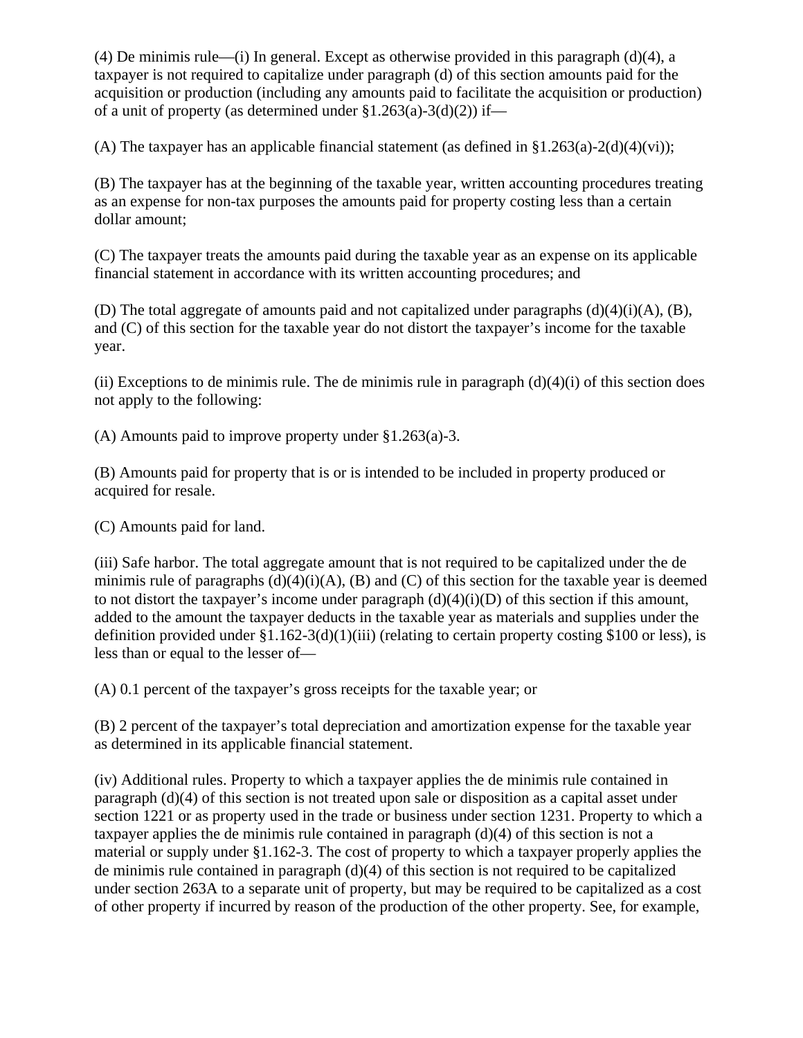(4) De minimis rule—(i) In general. Except as otherwise provided in this paragraph (d)(4), a taxpayer is not required to capitalize under paragraph (d) of this section amounts paid for the acquisition or production (including any amounts paid to facilitate the acquisition or production) of a unit of property (as determined under §1.263(a)-3(d)(2)) if—

(A) The taxpayer has an applicable financial statement (as defined in §1.263(a)-2(d)(4)(vi));

(B) The taxpayer has at the beginning of the taxable year, written accounting procedures treating as an expense for non-tax purposes the amounts paid for property costing less than a certain dollar amount;

(C) The taxpayer treats the amounts paid during the taxable year as an expense on its applicable financial statement in accordance with its written accounting procedures; and

(D) The total aggregate of amounts paid and not capitalized under paragraphs (d)(4)(i)(A), (B), and (C) of this section for the taxable year do not distort the taxpayer's income for the taxable year.

(ii) Exceptions to de minimis rule. The de minimis rule in paragraph (d)(4)(i) of this section does not apply to the following:

(A) Amounts paid to improve property under §1.263(a)-3.

(B) Amounts paid for property that is or is intended to be included in property produced or acquired for resale.

(C) Amounts paid for land.

(iii) Safe harbor. The total aggregate amount that is not required to be capitalized under the de minimis rule of paragraphs (d)(4)(i)(A), (B) and (C) of this section for the taxable year is deemed to not distort the taxpayer's income under paragraph (d)(4)(i)(D) of this section if this amount, added to the amount the taxpayer deducts in the taxable year as materials and supplies under the definition provided under §1.162-3(d)(1)(iii) (relating to certain property costing $100 or less), is less than or equal to the lesser of—

(A) 0.1 percent of the taxpayer's gross receipts for the taxable year; or

(B) 2 percent of the taxpayer's total depreciation and amortization expense for the taxable year as determined in its applicable financial statement.

(iv) Additional rules. Property to which a taxpayer applies the de minimis rule contained in paragraph (d)(4) of this section is not treated upon sale or disposition as a capital asset under section 1221 or as property used in the trade or business under section 1231. Property to which a taxpayer applies the de minimis rule contained in paragraph (d)(4) of this section is not a material or supply under §1.162-3. The cost of property to which a taxpayer properly applies the de minimis rule contained in paragraph (d)(4) of this section is not required to be capitalized under section 263A to a separate unit of property, but may be required to be capitalized as a cost of other property if incurred by reason of the production of the other property. See, for example,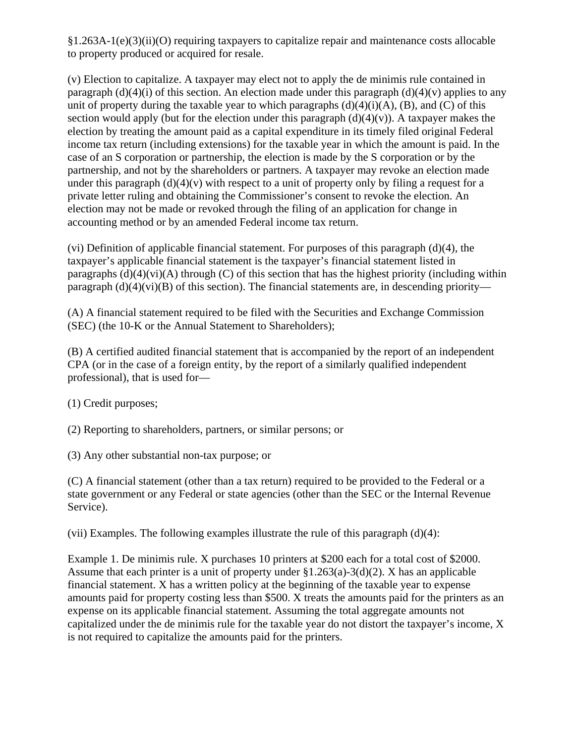§1.263A-1(e)(3)(ii)(O) requiring taxpayers to capitalize repair and maintenance costs allocable to property produced or acquired for resale.

(v) Election to capitalize. A taxpayer may elect not to apply the de minimis rule contained in paragraph (d)(4)(i) of this section. An election made under this paragraph (d)(4)(v) applies to any unit of property during the taxable year to which paragraphs (d)(4)(i)(A), (B), and (C) of this section would apply (but for the election under this paragraph (d)(4)(v)). A taxpayer makes the election by treating the amount paid as a capital expenditure in its timely filed original Federal income tax return (including extensions) for the taxable year in which the amount is paid. In the case of an S corporation or partnership, the election is made by the S corporation or by the partnership, and not by the shareholders or partners. A taxpayer may revoke an election made under this paragraph (d)(4)(v) with respect to a unit of property only by filing a request for a private letter ruling and obtaining the Commissioner's consent to revoke the election. An election may not be made or revoked through the filing of an application for change in accounting method or by an amended Federal income tax return.

(vi) Definition of applicable financial statement. For purposes of this paragraph (d)(4), the taxpayer's applicable financial statement is the taxpayer's financial statement listed in paragraphs (d)(4)(vi)(A) through (C) of this section that has the highest priority (including within paragraph (d)(4)(vi)(B) of this section). The financial statements are, in descending priority—

(A) A financial statement required to be filed with the Securities and Exchange Commission (SEC) (the 10-K or the Annual Statement to Shareholders);

(B) A certified audited financial statement that is accompanied by the report of an independent CPA (or in the case of a foreign entity, by the report of a similarly qualified independent professional), that is used for—

(1) Credit purposes;

(2) Reporting to shareholders, partners, or similar persons; or

(3) Any other substantial non-tax purpose; or

(C) A financial statement (other than a tax return) required to be provided to the Federal or a state government or any Federal or state agencies (other than the SEC or the Internal Revenue Service).

(vii) Examples. The following examples illustrate the rule of this paragraph (d)(4):

Example 1. De minimis rule. X purchases 10 printers at $200 each for a total cost of $2000. Assume that each printer is a unit of property under §1.263(a)-3(d)(2). X has an applicable financial statement. X has a written policy at the beginning of the taxable year to expense amounts paid for property costing less than $500. X treats the amounts paid for the printers as an expense on its applicable financial statement. Assuming the total aggregate amounts not capitalized under the de minimis rule for the taxable year do not distort the taxpayer's income, X is not required to capitalize the amounts paid for the printers.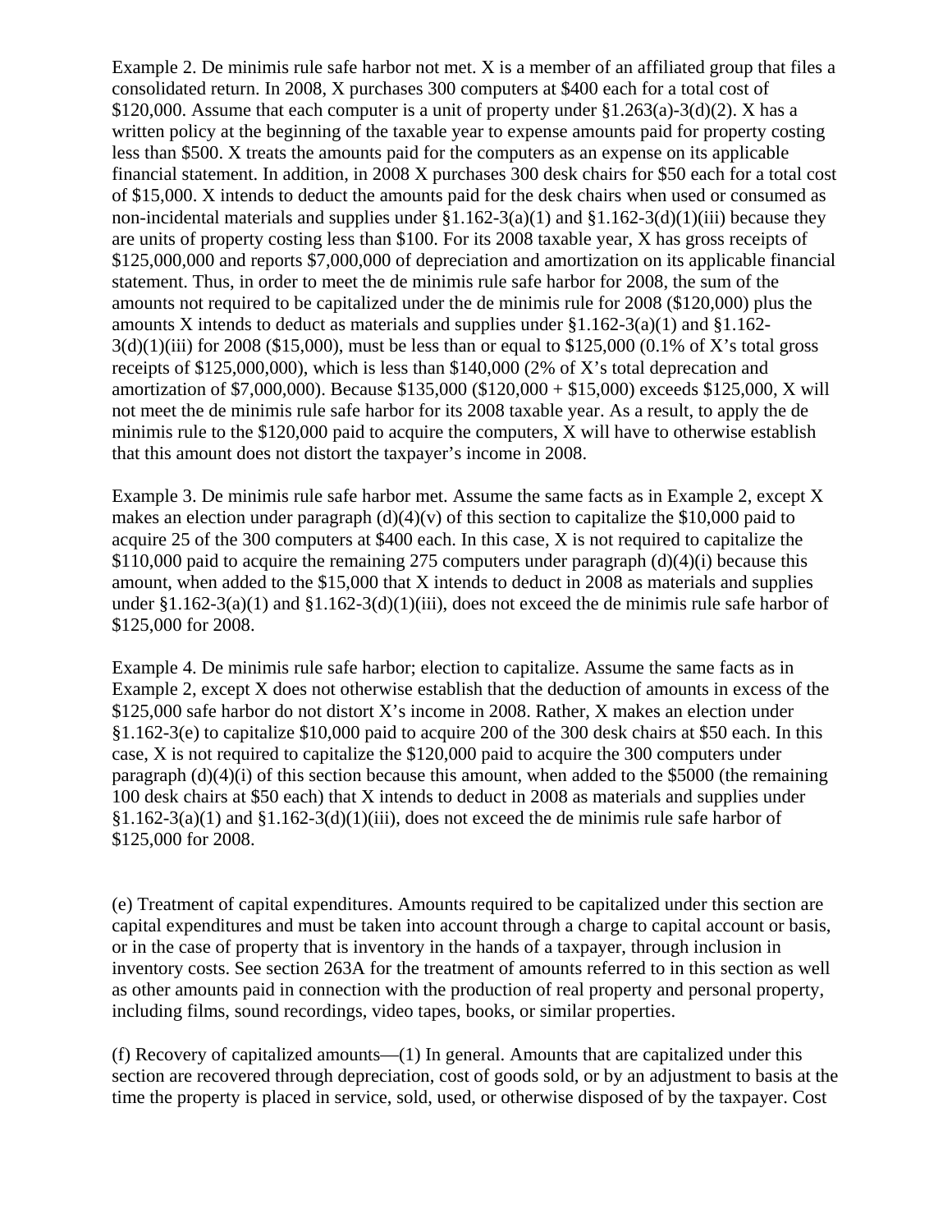Example 2. De minimis rule safe harbor not met. X is a member of an affiliated group that files a consolidated return. In 2008, X purchases 300 computers at $400 each for a total cost of $120,000. Assume that each computer is a unit of property under §1.263(a)-3(d)(2). X has a written policy at the beginning of the taxable year to expense amounts paid for property costing less than $500. X treats the amounts paid for the computers as an expense on its applicable financial statement. In addition, in 2008 X purchases 300 desk chairs for $50 each for a total cost of $15,000. X intends to deduct the amounts paid for the desk chairs when used or consumed as non-incidental materials and supplies under §1.162-3(a)(1) and §1.162-3(d)(1)(iii) because they are units of property costing less than $100. For its 2008 taxable year, X has gross receipts of $125,000,000 and reports $7,000,000 of depreciation and amortization on its applicable financial statement. Thus, in order to meet the de minimis rule safe harbor for 2008, the sum of the amounts not required to be capitalized under the de minimis rule for 2008 ($120,000) plus the amounts X intends to deduct as materials and supplies under §1.162-3(a)(1) and §1.162-3(d)(1)(iii) for 2008 ($15,000), must be less than or equal to $125,000 (0.1% of X's total gross receipts of $125,000,000), which is less than $140,000 (2% of X's total deprecation and amortization of $7,000,000). Because $135,000 ($120,000 + $15,000) exceeds $125,000, X will not meet the de minimis rule safe harbor for its 2008 taxable year. As a result, to apply the de minimis rule to the $120,000 paid to acquire the computers, X will have to otherwise establish that this amount does not distort the taxpayer's income in 2008.

Example 3. De minimis rule safe harbor met. Assume the same facts as in Example 2, except X makes an election under paragraph (d)(4)(v) of this section to capitalize the $10,000 paid to acquire 25 of the 300 computers at $400 each. In this case, X is not required to capitalize the $110,000 paid to acquire the remaining 275 computers under paragraph (d)(4)(i) because this amount, when added to the $15,000 that X intends to deduct in 2008 as materials and supplies under §1.162-3(a)(1) and §1.162-3(d)(1)(iii), does not exceed the de minimis rule safe harbor of $125,000 for 2008.

Example 4. De minimis rule safe harbor; election to capitalize. Assume the same facts as in Example 2, except X does not otherwise establish that the deduction of amounts in excess of the $125,000 safe harbor do not distort X's income in 2008. Rather, X makes an election under §1.162-3(e) to capitalize $10,000 paid to acquire 200 of the 300 desk chairs at $50 each. In this case, X is not required to capitalize the $120,000 paid to acquire the 300 computers under paragraph (d)(4)(i) of this section because this amount, when added to the $5000 (the remaining 100 desk chairs at $50 each) that X intends to deduct in 2008 as materials and supplies under §1.162-3(a)(1) and §1.162-3(d)(1)(iii), does not exceed the de minimis rule safe harbor of $125,000 for 2008.

(e) Treatment of capital expenditures. Amounts required to be capitalized under this section are capital expenditures and must be taken into account through a charge to capital account or basis, or in the case of property that is inventory in the hands of a taxpayer, through inclusion in inventory costs. See section 263A for the treatment of amounts referred to in this section as well as other amounts paid in connection with the production of real property and personal property, including films, sound recordings, video tapes, books, or similar properties.

(f) Recovery of capitalized amounts—(1) In general. Amounts that are capitalized under this section are recovered through depreciation, cost of goods sold, or by an adjustment to basis at the time the property is placed in service, sold, used, or otherwise disposed of by the taxpayer. Cost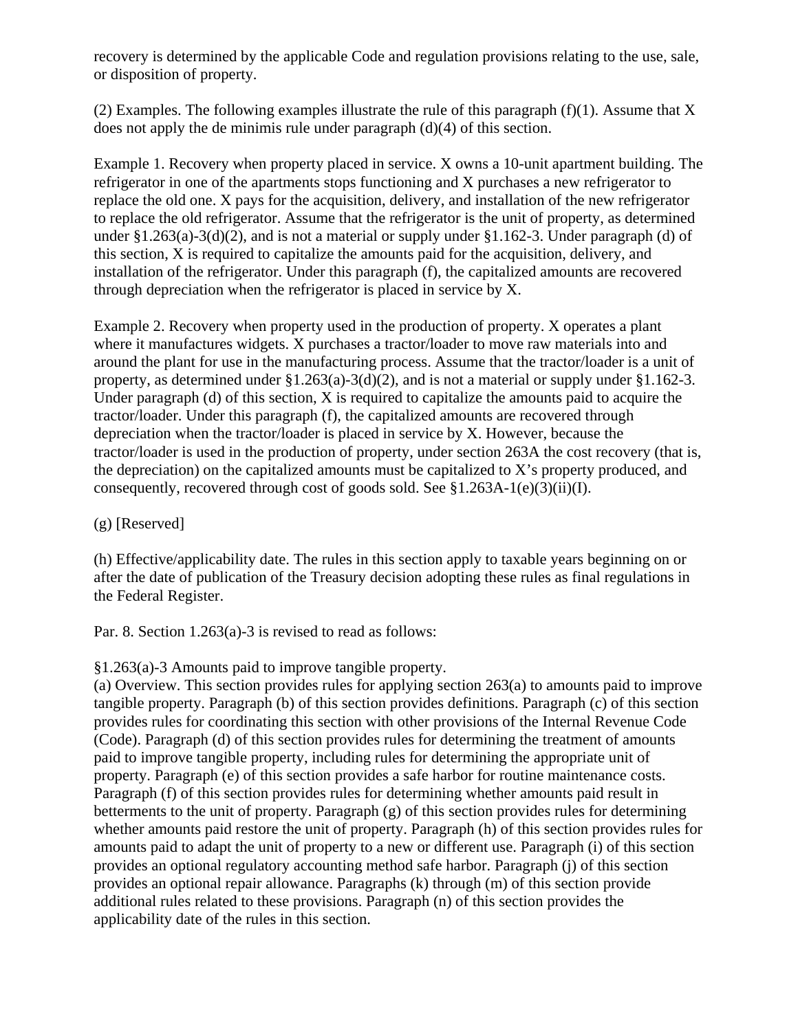recovery is determined by the applicable Code and regulation provisions relating to the use, sale, or disposition of property.

(2) Examples. The following examples illustrate the rule of this paragraph (f)(1). Assume that X does not apply the de minimis rule under paragraph (d)(4) of this section.

Example 1. Recovery when property placed in service. X owns a 10-unit apartment building. The refrigerator in one of the apartments stops functioning and X purchases a new refrigerator to replace the old one. X pays for the acquisition, delivery, and installation of the new refrigerator to replace the old refrigerator. Assume that the refrigerator is the unit of property, as determined under §1.263(a)-3(d)(2), and is not a material or supply under §1.162-3. Under paragraph (d) of this section, X is required to capitalize the amounts paid for the acquisition, delivery, and installation of the refrigerator. Under this paragraph (f), the capitalized amounts are recovered through depreciation when the refrigerator is placed in service by X.

Example 2. Recovery when property used in the production of property. X operates a plant where it manufactures widgets. X purchases a tractor/loader to move raw materials into and around the plant for use in the manufacturing process. Assume that the tractor/loader is a unit of property, as determined under §1.263(a)-3(d)(2), and is not a material or supply under §1.162-3. Under paragraph (d) of this section, X is required to capitalize the amounts paid to acquire the tractor/loader. Under this paragraph (f), the capitalized amounts are recovered through depreciation when the tractor/loader is placed in service by X. However, because the tractor/loader is used in the production of property, under section 263A the cost recovery (that is, the depreciation) on the capitalized amounts must be capitalized to X's property produced, and consequently, recovered through cost of goods sold. See §1.263A-1(e)(3)(ii)(I).

(g) [Reserved]

(h) Effective/applicability date. The rules in this section apply to taxable years beginning on or after the date of publication of the Treasury decision adopting these rules as final regulations in the Federal Register.

Par. 8. Section 1.263(a)-3 is revised to read as follows:

§1.263(a)-3 Amounts paid to improve tangible property.

(a) Overview. This section provides rules for applying section 263(a) to amounts paid to improve tangible property. Paragraph (b) of this section provides definitions. Paragraph (c) of this section provides rules for coordinating this section with other provisions of the Internal Revenue Code (Code). Paragraph (d) of this section provides rules for determining the treatment of amounts paid to improve tangible property, including rules for determining the appropriate unit of property. Paragraph (e) of this section provides a safe harbor for routine maintenance costs. Paragraph (f) of this section provides rules for determining whether amounts paid result in betterments to the unit of property. Paragraph (g) of this section provides rules for determining whether amounts paid restore the unit of property. Paragraph (h) of this section provides rules for amounts paid to adapt the unit of property to a new or different use. Paragraph (i) of this section provides an optional regulatory accounting method safe harbor. Paragraph (j) of this section provides an optional repair allowance. Paragraphs (k) through (m) of this section provide additional rules related to these provisions. Paragraph (n) of this section provides the applicability date of the rules in this section.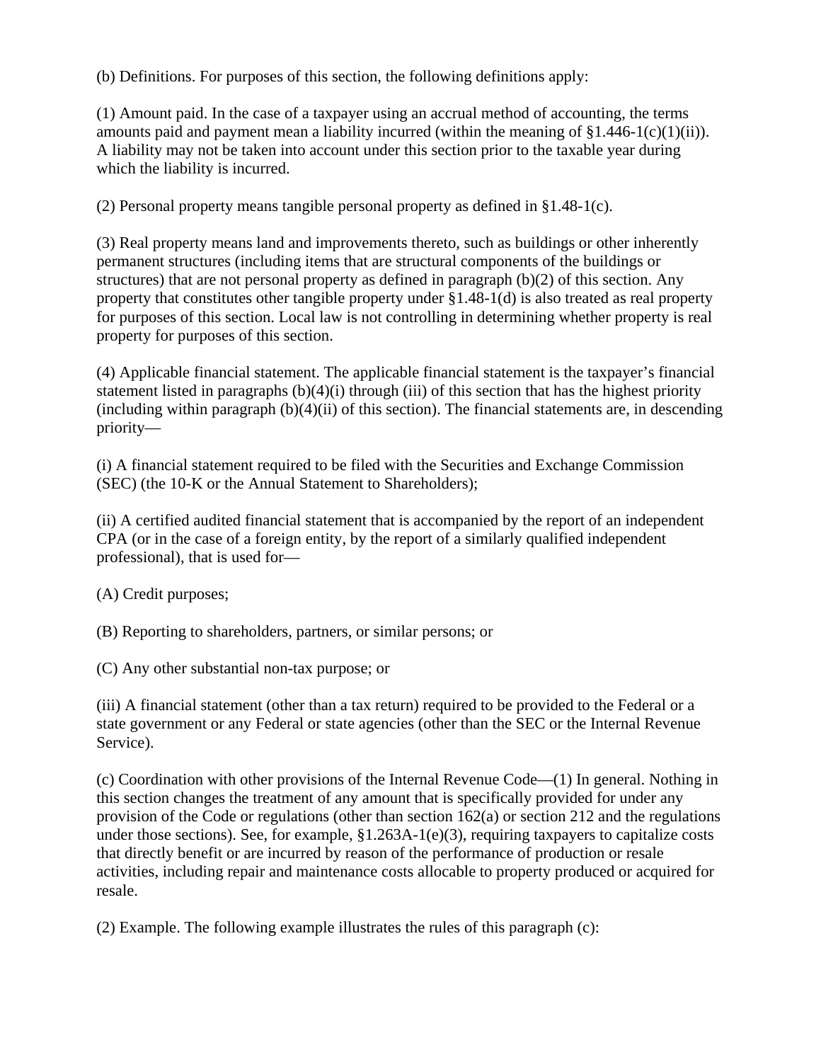(b) Definitions. For purposes of this section, the following definitions apply:

(1) Amount paid. In the case of a taxpayer using an accrual method of accounting, the terms amounts paid and payment mean a liability incurred (within the meaning of §1.446-1(c)(1)(ii)). A liability may not be taken into account under this section prior to the taxable year during which the liability is incurred.

(2) Personal property means tangible personal property as defined in §1.48-1(c).

(3) Real property means land and improvements thereto, such as buildings or other inherently permanent structures (including items that are structural components of the buildings or structures) that are not personal property as defined in paragraph (b)(2) of this section. Any property that constitutes other tangible property under §1.48-1(d) is also treated as real property for purposes of this section. Local law is not controlling in determining whether property is real property for purposes of this section.

(4) Applicable financial statement. The applicable financial statement is the taxpayer's financial statement listed in paragraphs (b)(4)(i) through (iii) of this section that has the highest priority (including within paragraph (b)(4)(ii) of this section). The financial statements are, in descending priority—

(i) A financial statement required to be filed with the Securities and Exchange Commission (SEC) (the 10-K or the Annual Statement to Shareholders);

(ii) A certified audited financial statement that is accompanied by the report of an independent CPA (or in the case of a foreign entity, by the report of a similarly qualified independent professional), that is used for—

(A) Credit purposes;

(B) Reporting to shareholders, partners, or similar persons; or

(C) Any other substantial non-tax purpose; or

(iii) A financial statement (other than a tax return) required to be provided to the Federal or a state government or any Federal or state agencies (other than the SEC or the Internal Revenue Service).

(c) Coordination with other provisions of the Internal Revenue Code—(1) In general. Nothing in this section changes the treatment of any amount that is specifically provided for under any provision of the Code or regulations (other than section 162(a) or section 212 and the regulations under those sections). See, for example, §1.263A-1(e)(3), requiring taxpayers to capitalize costs that directly benefit or are incurred by reason of the performance of production or resale activities, including repair and maintenance costs allocable to property produced or acquired for resale.

(2) Example. The following example illustrates the rules of this paragraph (c):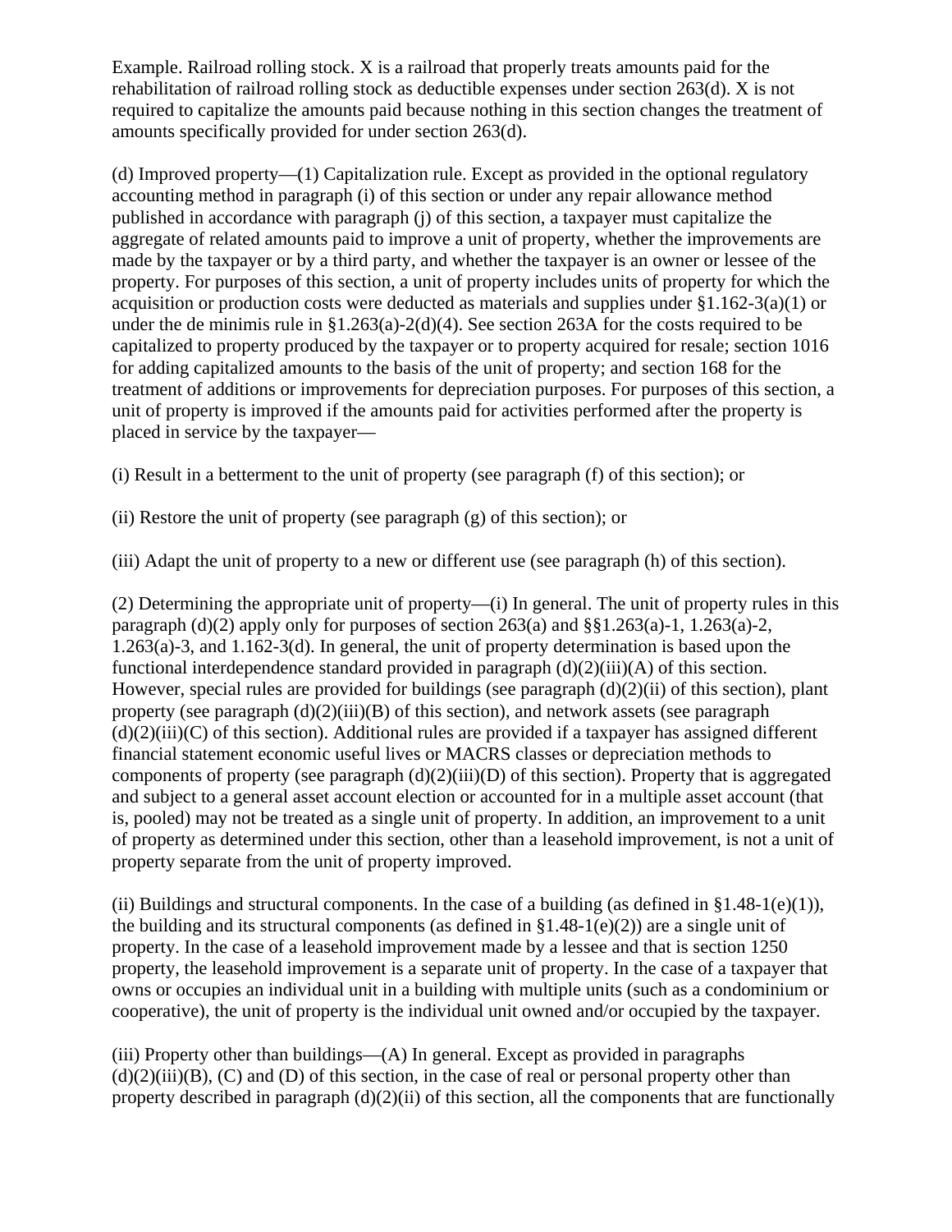Example. Railroad rolling stock. X is a railroad that properly treats amounts paid for the rehabilitation of railroad rolling stock as deductible expenses under section 263(d). X is not required to capitalize the amounts paid because nothing in this section changes the treatment of amounts specifically provided for under section 263(d).

(d) Improved property—(1) Capitalization rule. Except as provided in the optional regulatory accounting method in paragraph (i) of this section or under any repair allowance method published in accordance with paragraph (j) of this section, a taxpayer must capitalize the aggregate of related amounts paid to improve a unit of property, whether the improvements are made by the taxpayer or by a third party, and whether the taxpayer is an owner or lessee of the property. For purposes of this section, a unit of property includes units of property for which the acquisition or production costs were deducted as materials and supplies under §1.162-3(a)(1) or under the de minimis rule in §1.263(a)-2(d)(4). See section 263A for the costs required to be capitalized to property produced by the taxpayer or to property acquired for resale; section 1016 for adding capitalized amounts to the basis of the unit of property; and section 168 for the treatment of additions or improvements for depreciation purposes. For purposes of this section, a unit of property is improved if the amounts paid for activities performed after the property is placed in service by the taxpayer—

(i) Result in a betterment to the unit of property (see paragraph (f) of this section); or

(ii) Restore the unit of property (see paragraph (g) of this section); or

(iii) Adapt the unit of property to a new or different use (see paragraph (h) of this section).

(2) Determining the appropriate unit of property—(i) In general. The unit of property rules in this paragraph (d)(2) apply only for purposes of section 263(a) and §§1.263(a)-1, 1.263(a)-2, 1.263(a)-3, and 1.162-3(d). In general, the unit of property determination is based upon the functional interdependence standard provided in paragraph (d)(2)(iii)(A) of this section. However, special rules are provided for buildings (see paragraph (d)(2)(ii) of this section), plant property (see paragraph (d)(2)(iii)(B) of this section), and network assets (see paragraph (d)(2)(iii)(C) of this section). Additional rules are provided if a taxpayer has assigned different financial statement economic useful lives or MACRS classes or depreciation methods to components of property (see paragraph (d)(2)(iii)(D) of this section). Property that is aggregated and subject to a general asset account election or accounted for in a multiple asset account (that is, pooled) may not be treated as a single unit of property. In addition, an improvement to a unit of property as determined under this section, other than a leasehold improvement, is not a unit of property separate from the unit of property improved.

(ii) Buildings and structural components. In the case of a building (as defined in §1.48-1(e)(1)), the building and its structural components (as defined in §1.48-1(e)(2)) are a single unit of property. In the case of a leasehold improvement made by a lessee and that is section 1250 property, the leasehold improvement is a separate unit of property. In the case of a taxpayer that owns or occupies an individual unit in a building with multiple units (such as a condominium or cooperative), the unit of property is the individual unit owned and/or occupied by the taxpayer.

(iii) Property other than buildings—(A) In general. Except as provided in paragraphs (d)(2)(iii)(B), (C) and (D) of this section, in the case of real or personal property other than property described in paragraph (d)(2)(ii) of this section, all the components that are functionally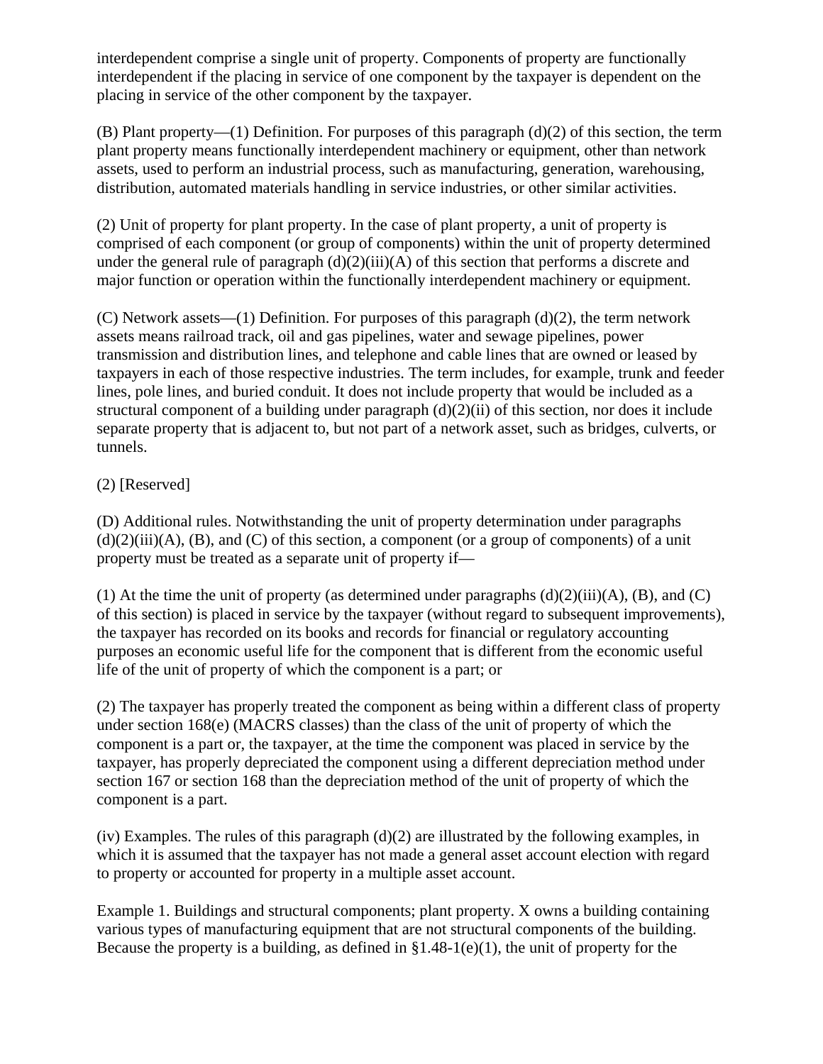interdependent comprise a single unit of property. Components of property are functionally interdependent if the placing in service of one component by the taxpayer is dependent on the placing in service of the other component by the taxpayer.

(B) Plant property—(1) Definition. For purposes of this paragraph (d)(2) of this section, the term plant property means functionally interdependent machinery or equipment, other than network assets, used to perform an industrial process, such as manufacturing, generation, warehousing, distribution, automated materials handling in service industries, or other similar activities.

(2) Unit of property for plant property. In the case of plant property, a unit of property is comprised of each component (or group of components) within the unit of property determined under the general rule of paragraph (d)(2)(iii)(A) of this section that performs a discrete and major function or operation within the functionally interdependent machinery or equipment.

(C) Network assets—(1) Definition. For purposes of this paragraph (d)(2), the term network assets means railroad track, oil and gas pipelines, water and sewage pipelines, power transmission and distribution lines, and telephone and cable lines that are owned or leased by taxpayers in each of those respective industries. The term includes, for example, trunk and feeder lines, pole lines, and buried conduit. It does not include property that would be included as a structural component of a building under paragraph (d)(2)(ii) of this section, nor does it include separate property that is adjacent to, but not part of a network asset, such as bridges, culverts, or tunnels.

(2) [Reserved]

(D) Additional rules. Notwithstanding the unit of property determination under paragraphs (d)(2)(iii)(A), (B), and (C) of this section, a component (or a group of components) of a unit property must be treated as a separate unit of property if—

(1) At the time the unit of property (as determined under paragraphs (d)(2)(iii)(A), (B), and (C) of this section) is placed in service by the taxpayer (without regard to subsequent improvements), the taxpayer has recorded on its books and records for financial or regulatory accounting purposes an economic useful life for the component that is different from the economic useful life of the unit of property of which the component is a part; or

(2) The taxpayer has properly treated the component as being within a different class of property under section 168(e) (MACRS classes) than the class of the unit of property of which the component is a part or, the taxpayer, at the time the component was placed in service by the taxpayer, has properly depreciated the component using a different depreciation method under section 167 or section 168 than the depreciation method of the unit of property of which the component is a part.

(iv) Examples. The rules of this paragraph (d)(2) are illustrated by the following examples, in which it is assumed that the taxpayer has not made a general asset account election with regard to property or accounted for property in a multiple asset account.

Example 1. Buildings and structural components; plant property. X owns a building containing various types of manufacturing equipment that are not structural components of the building. Because the property is a building, as defined in §1.48-1(e)(1), the unit of property for the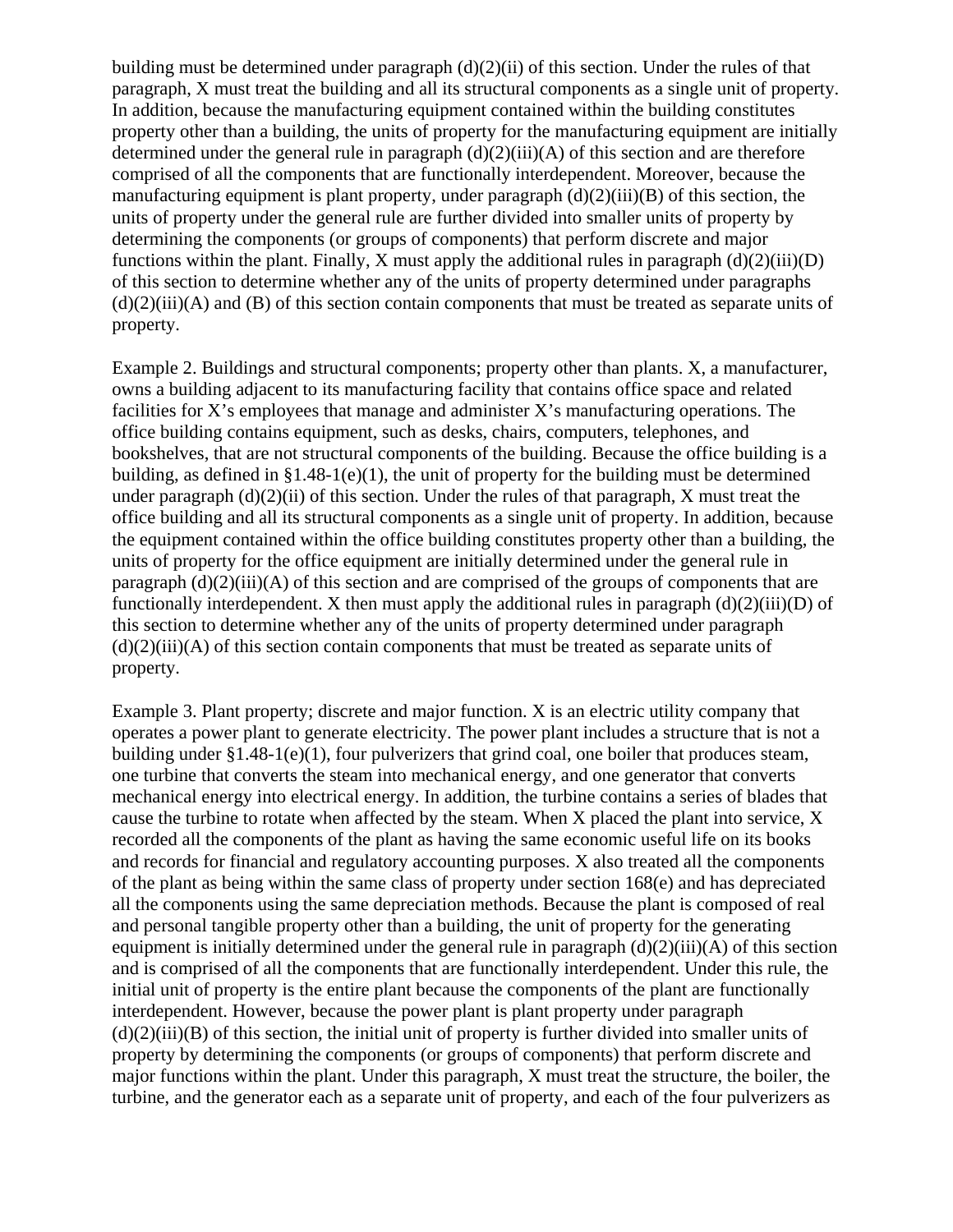building must be determined under paragraph (d)(2)(ii) of this section. Under the rules of that paragraph, X must treat the building and all its structural components as a single unit of property. In addition, because the manufacturing equipment contained within the building constitutes property other than a building, the units of property for the manufacturing equipment are initially determined under the general rule in paragraph (d)(2)(iii)(A) of this section and are therefore comprised of all the components that are functionally interdependent. Moreover, because the manufacturing equipment is plant property, under paragraph (d)(2)(iii)(B) of this section, the units of property under the general rule are further divided into smaller units of property by determining the components (or groups of components) that perform discrete and major functions within the plant. Finally, X must apply the additional rules in paragraph (d)(2)(iii)(D) of this section to determine whether any of the units of property determined under paragraphs (d)(2)(iii)(A) and (B) of this section contain components that must be treated as separate units of property.

Example 2. Buildings and structural components; property other than plants. X, a manufacturer, owns a building adjacent to its manufacturing facility that contains office space and related facilities for X's employees that manage and administer X's manufacturing operations. The office building contains equipment, such as desks, chairs, computers, telephones, and bookshelves, that are not structural components of the building. Because the office building is a building, as defined in §1.48-1(e)(1), the unit of property for the building must be determined under paragraph (d)(2)(ii) of this section. Under the rules of that paragraph, X must treat the office building and all its structural components as a single unit of property. In addition, because the equipment contained within the office building constitutes property other than a building, the units of property for the office equipment are initially determined under the general rule in paragraph (d)(2)(iii)(A) of this section and are comprised of the groups of components that are functionally interdependent. X then must apply the additional rules in paragraph (d)(2)(iii)(D) of this section to determine whether any of the units of property determined under paragraph (d)(2)(iii)(A) of this section contain components that must be treated as separate units of property.

Example 3. Plant property; discrete and major function. X is an electric utility company that operates a power plant to generate electricity. The power plant includes a structure that is not a building under §1.48-1(e)(1), four pulverizers that grind coal, one boiler that produces steam, one turbine that converts the steam into mechanical energy, and one generator that converts mechanical energy into electrical energy. In addition, the turbine contains a series of blades that cause the turbine to rotate when affected by the steam. When X placed the plant into service, X recorded all the components of the plant as having the same economic useful life on its books and records for financial and regulatory accounting purposes. X also treated all the components of the plant as being within the same class of property under section 168(e) and has depreciated all the components using the same depreciation methods. Because the plant is composed of real and personal tangible property other than a building, the unit of property for the generating equipment is initially determined under the general rule in paragraph (d)(2)(iii)(A) of this section and is comprised of all the components that are functionally interdependent. Under this rule, the initial unit of property is the entire plant because the components of the plant are functionally interdependent. However, because the power plant is plant property under paragraph (d)(2)(iii)(B) of this section, the initial unit of property is further divided into smaller units of property by determining the components (or groups of components) that perform discrete and major functions within the plant. Under this paragraph, X must treat the structure, the boiler, the turbine, and the generator each as a separate unit of property, and each of the four pulverizers as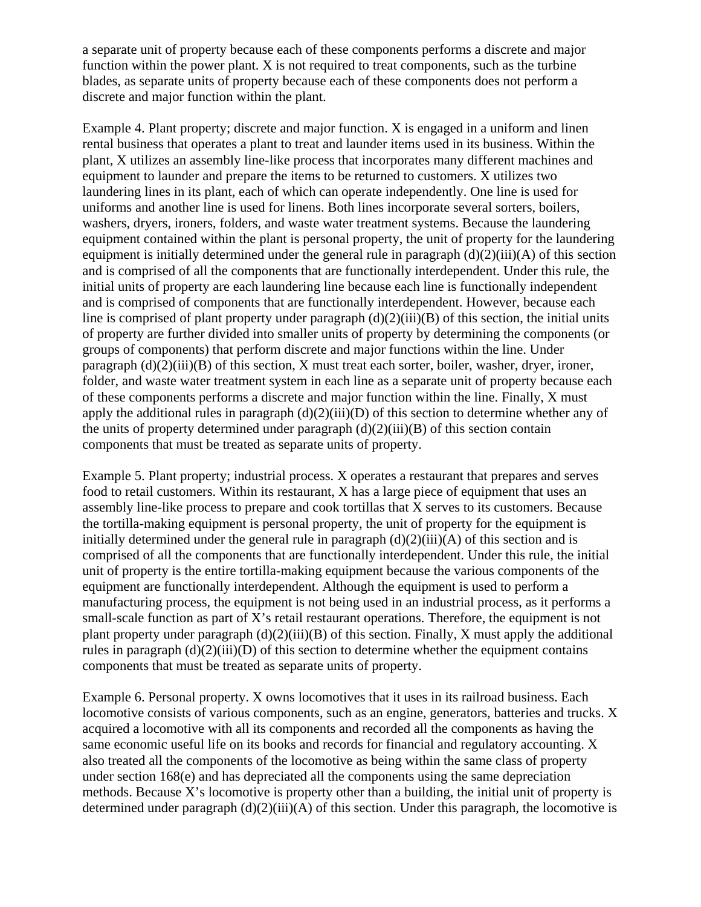a separate unit of property because each of these components performs a discrete and major function within the power plant. X is not required to treat components, such as the turbine blades, as separate units of property because each of these components does not perform a discrete and major function within the plant.

Example 4. Plant property; discrete and major function. X is engaged in a uniform and linen rental business that operates a plant to treat and launder items used in its business. Within the plant, X utilizes an assembly line-like process that incorporates many different machines and equipment to launder and prepare the items to be returned to customers. X utilizes two laundering lines in its plant, each of which can operate independently. One line is used for uniforms and another line is used for linens. Both lines incorporate several sorters, boilers, washers, dryers, ironers, folders, and waste water treatment systems. Because the laundering equipment contained within the plant is personal property, the unit of property for the laundering equipment is initially determined under the general rule in paragraph (d)(2)(iii)(A) of this section and is comprised of all the components that are functionally interdependent. Under this rule, the initial units of property are each laundering line because each line is functionally independent and is comprised of components that are functionally interdependent. However, because each line is comprised of plant property under paragraph (d)(2)(iii)(B) of this section, the initial units of property are further divided into smaller units of property by determining the components (or groups of components) that perform discrete and major functions within the line. Under paragraph (d)(2)(iii)(B) of this section, X must treat each sorter, boiler, washer, dryer, ironer, folder, and waste water treatment system in each line as a separate unit of property because each of these components performs a discrete and major function within the line. Finally, X must apply the additional rules in paragraph (d)(2)(iii)(D) of this section to determine whether any of the units of property determined under paragraph (d)(2)(iii)(B) of this section contain components that must be treated as separate units of property.

Example 5. Plant property; industrial process. X operates a restaurant that prepares and serves food to retail customers. Within its restaurant, X has a large piece of equipment that uses an assembly line-like process to prepare and cook tortillas that X serves to its customers. Because the tortilla-making equipment is personal property, the unit of property for the equipment is initially determined under the general rule in paragraph (d)(2)(iii)(A) of this section and is comprised of all the components that are functionally interdependent. Under this rule, the initial unit of property is the entire tortilla-making equipment because the various components of the equipment are functionally interdependent. Although the equipment is used to perform a manufacturing process, the equipment is not being used in an industrial process, as it performs a small-scale function as part of X's retail restaurant operations. Therefore, the equipment is not plant property under paragraph (d)(2)(iii)(B) of this section. Finally, X must apply the additional rules in paragraph (d)(2)(iii)(D) of this section to determine whether the equipment contains components that must be treated as separate units of property.

Example 6. Personal property. X owns locomotives that it uses in its railroad business. Each locomotive consists of various components, such as an engine, generators, batteries and trucks. X acquired a locomotive with all its components and recorded all the components as having the same economic useful life on its books and records for financial and regulatory accounting. X also treated all the components of the locomotive as being within the same class of property under section 168(e) and has depreciated all the components using the same depreciation methods. Because X's locomotive is property other than a building, the initial unit of property is determined under paragraph (d)(2)(iii)(A) of this section. Under this paragraph, the locomotive is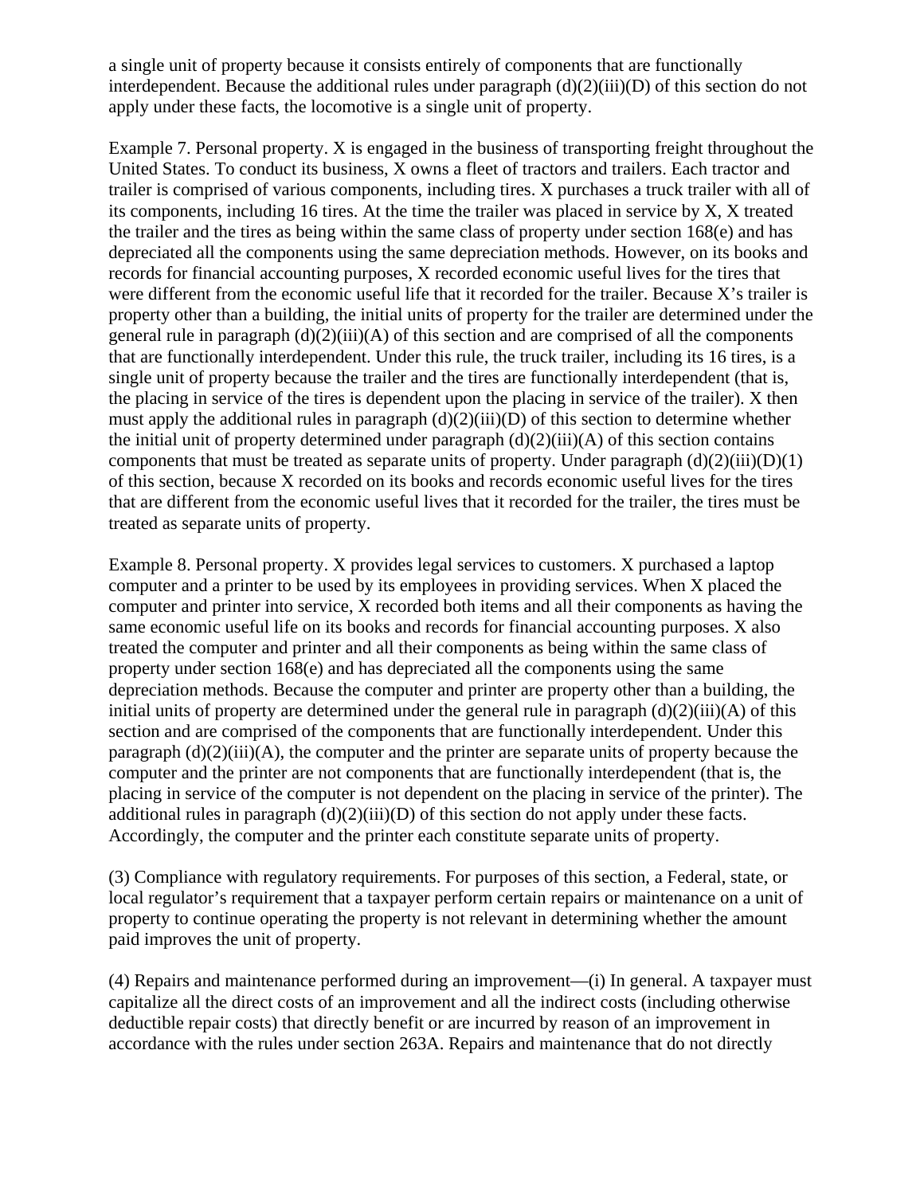a single unit of property because it consists entirely of components that are functionally interdependent. Because the additional rules under paragraph (d)(2)(iii)(D) of this section do not apply under these facts, the locomotive is a single unit of property.

Example 7. Personal property. X is engaged in the business of transporting freight throughout the United States. To conduct its business, X owns a fleet of tractors and trailers. Each tractor and trailer is comprised of various components, including tires. X purchases a truck trailer with all of its components, including 16 tires. At the time the trailer was placed in service by X, X treated the trailer and the tires as being within the same class of property under section 168(e) and has depreciated all the components using the same depreciation methods. However, on its books and records for financial accounting purposes, X recorded economic useful lives for the tires that were different from the economic useful life that it recorded for the trailer. Because X's trailer is property other than a building, the initial units of property for the trailer are determined under the general rule in paragraph (d)(2)(iii)(A) of this section and are comprised of all the components that are functionally interdependent. Under this rule, the truck trailer, including its 16 tires, is a single unit of property because the trailer and the tires are functionally interdependent (that is, the placing in service of the tires is dependent upon the placing in service of the trailer). X then must apply the additional rules in paragraph (d)(2)(iii)(D) of this section to determine whether the initial unit of property determined under paragraph (d)(2)(iii)(A) of this section contains components that must be treated as separate units of property. Under paragraph (d)(2)(iii)(D)(1) of this section, because X recorded on its books and records economic useful lives for the tires that are different from the economic useful lives that it recorded for the trailer, the tires must be treated as separate units of property.

Example 8. Personal property. X provides legal services to customers. X purchased a laptop computer and a printer to be used by its employees in providing services. When X placed the computer and printer into service, X recorded both items and all their components as having the same economic useful life on its books and records for financial accounting purposes. X also treated the computer and printer and all their components as being within the same class of property under section 168(e) and has depreciated all the components using the same depreciation methods. Because the computer and printer are property other than a building, the initial units of property are determined under the general rule in paragraph (d)(2)(iii)(A) of this section and are comprised of the components that are functionally interdependent. Under this paragraph (d)(2)(iii)(A), the computer and the printer are separate units of property because the computer and the printer are not components that are functionally interdependent (that is, the placing in service of the computer is not dependent on the placing in service of the printer). The additional rules in paragraph (d)(2)(iii)(D) of this section do not apply under these facts. Accordingly, the computer and the printer each constitute separate units of property.

(3) Compliance with regulatory requirements. For purposes of this section, a Federal, state, or local regulator's requirement that a taxpayer perform certain repairs or maintenance on a unit of property to continue operating the property is not relevant in determining whether the amount paid improves the unit of property.

(4) Repairs and maintenance performed during an improvement—(i) In general. A taxpayer must capitalize all the direct costs of an improvement and all the indirect costs (including otherwise deductible repair costs) that directly benefit or are incurred by reason of an improvement in accordance with the rules under section 263A. Repairs and maintenance that do not directly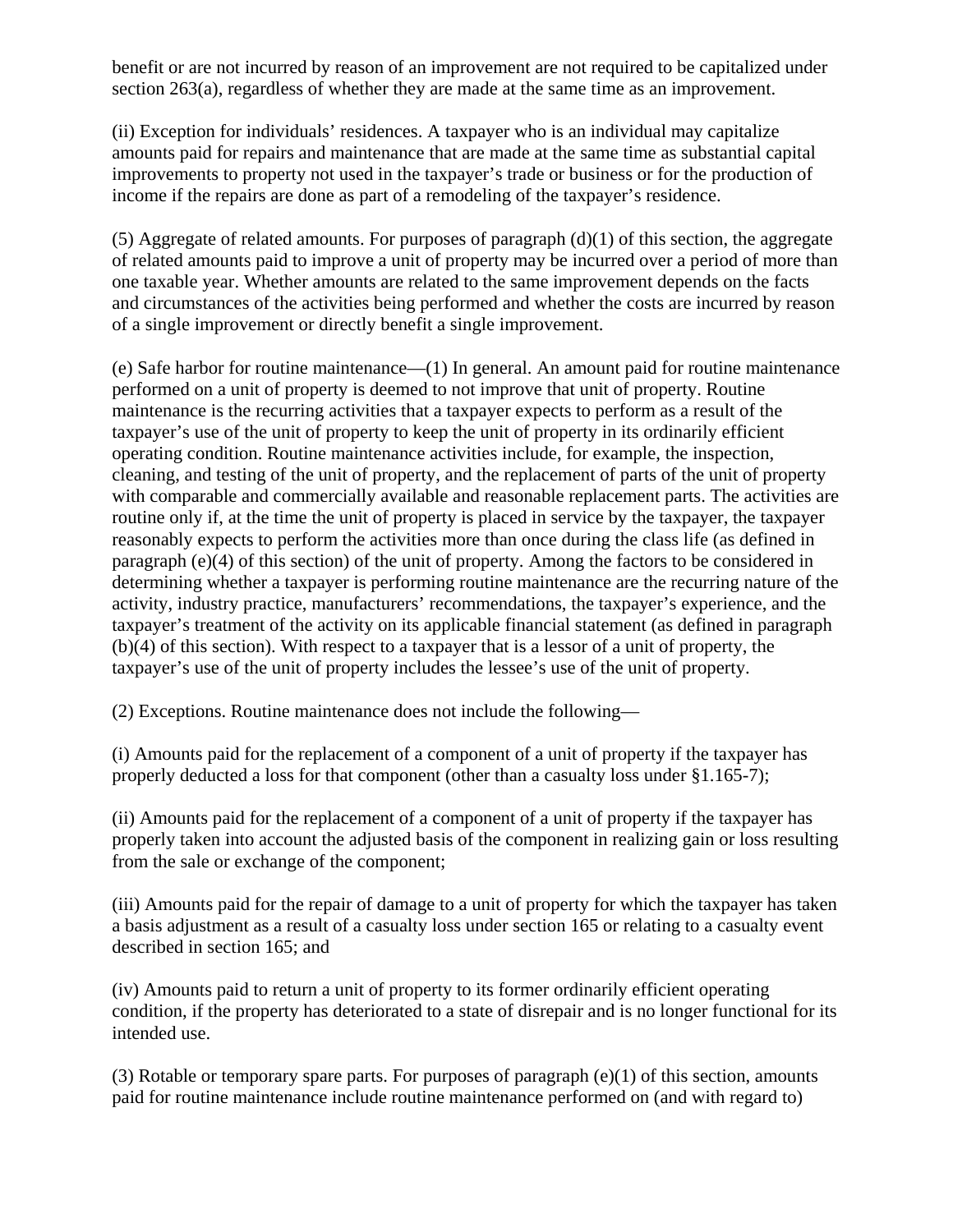benefit or are not incurred by reason of an improvement are not required to be capitalized under section 263(a), regardless of whether they are made at the same time as an improvement.

(ii) Exception for individuals' residences. A taxpayer who is an individual may capitalize amounts paid for repairs and maintenance that are made at the same time as substantial capital improvements to property not used in the taxpayer's trade or business or for the production of income if the repairs are done as part of a remodeling of the taxpayer's residence.

(5) Aggregate of related amounts. For purposes of paragraph (d)(1) of this section, the aggregate of related amounts paid to improve a unit of property may be incurred over a period of more than one taxable year. Whether amounts are related to the same improvement depends on the facts and circumstances of the activities being performed and whether the costs are incurred by reason of a single improvement or directly benefit a single improvement.

(e) Safe harbor for routine maintenance—(1) In general. An amount paid for routine maintenance performed on a unit of property is deemed to not improve that unit of property. Routine maintenance is the recurring activities that a taxpayer expects to perform as a result of the taxpayer's use of the unit of property to keep the unit of property in its ordinarily efficient operating condition. Routine maintenance activities include, for example, the inspection, cleaning, and testing of the unit of property, and the replacement of parts of the unit of property with comparable and commercially available and reasonable replacement parts. The activities are routine only if, at the time the unit of property is placed in service by the taxpayer, the taxpayer reasonably expects to perform the activities more than once during the class life (as defined in paragraph (e)(4) of this section) of the unit of property. Among the factors to be considered in determining whether a taxpayer is performing routine maintenance are the recurring nature of the activity, industry practice, manufacturers' recommendations, the taxpayer's experience, and the taxpayer's treatment of the activity on its applicable financial statement (as defined in paragraph (b)(4) of this section). With respect to a taxpayer that is a lessor of a unit of property, the taxpayer's use of the unit of property includes the lessee's use of the unit of property.

(2) Exceptions. Routine maintenance does not include the following—

(i) Amounts paid for the replacement of a component of a unit of property if the taxpayer has properly deducted a loss for that component (other than a casualty loss under §1.165-7);

(ii) Amounts paid for the replacement of a component of a unit of property if the taxpayer has properly taken into account the adjusted basis of the component in realizing gain or loss resulting from the sale or exchange of the component;

(iii) Amounts paid for the repair of damage to a unit of property for which the taxpayer has taken a basis adjustment as a result of a casualty loss under section 165 or relating to a casualty event described in section 165; and

(iv) Amounts paid to return a unit of property to its former ordinarily efficient operating condition, if the property has deteriorated to a state of disrepair and is no longer functional for its intended use.

(3) Rotable or temporary spare parts. For purposes of paragraph (e)(1) of this section, amounts paid for routine maintenance include routine maintenance performed on (and with regard to)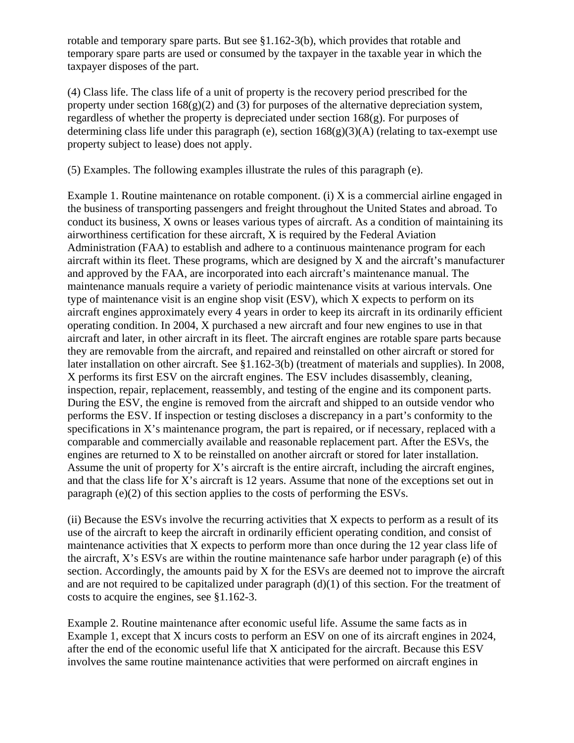rotable and temporary spare parts. But see §1.162-3(b), which provides that rotable and temporary spare parts are used or consumed by the taxpayer in the taxable year in which the taxpayer disposes of the part.

(4) Class life. The class life of a unit of property is the recovery period prescribed for the property under section 168(g)(2) and (3) for purposes of the alternative depreciation system, regardless of whether the property is depreciated under section 168(g). For purposes of determining class life under this paragraph (e), section 168(g)(3)(A) (relating to tax-exempt use property subject to lease) does not apply.

(5) Examples. The following examples illustrate the rules of this paragraph (e).

Example 1. Routine maintenance on rotable component. (i) X is a commercial airline engaged in the business of transporting passengers and freight throughout the United States and abroad. To conduct its business, X owns or leases various types of aircraft. As a condition of maintaining its airworthiness certification for these aircraft, X is required by the Federal Aviation Administration (FAA) to establish and adhere to a continuous maintenance program for each aircraft within its fleet. These programs, which are designed by X and the aircraft's manufacturer and approved by the FAA, are incorporated into each aircraft's maintenance manual. The maintenance manuals require a variety of periodic maintenance visits at various intervals. One type of maintenance visit is an engine shop visit (ESV), which X expects to perform on its aircraft engines approximately every 4 years in order to keep its aircraft in its ordinarily efficient operating condition. In 2004, X purchased a new aircraft and four new engines to use in that aircraft and later, in other aircraft in its fleet. The aircraft engines are rotable spare parts because they are removable from the aircraft, and repaired and reinstalled on other aircraft or stored for later installation on other aircraft. See §1.162-3(b) (treatment of materials and supplies). In 2008, X performs its first ESV on the aircraft engines. The ESV includes disassembly, cleaning, inspection, repair, replacement, reassembly, and testing of the engine and its component parts. During the ESV, the engine is removed from the aircraft and shipped to an outside vendor who performs the ESV. If inspection or testing discloses a discrepancy in a part's conformity to the specifications in X's maintenance program, the part is repaired, or if necessary, replaced with a comparable and commercially available and reasonable replacement part. After the ESVs, the engines are returned to X to be reinstalled on another aircraft or stored for later installation. Assume the unit of property for X's aircraft is the entire aircraft, including the aircraft engines, and that the class life for X's aircraft is 12 years. Assume that none of the exceptions set out in paragraph (e)(2) of this section applies to the costs of performing the ESVs.

(ii) Because the ESVs involve the recurring activities that X expects to perform as a result of its use of the aircraft to keep the aircraft in ordinarily efficient operating condition, and consist of maintenance activities that X expects to perform more than once during the 12 year class life of the aircraft, X's ESVs are within the routine maintenance safe harbor under paragraph (e) of this section. Accordingly, the amounts paid by X for the ESVs are deemed not to improve the aircraft and are not required to be capitalized under paragraph (d)(1) of this section. For the treatment of costs to acquire the engines, see §1.162-3.

Example 2. Routine maintenance after economic useful life. Assume the same facts as in Example 1, except that X incurs costs to perform an ESV on one of its aircraft engines in 2024, after the end of the economic useful life that X anticipated for the aircraft. Because this ESV involves the same routine maintenance activities that were performed on aircraft engines in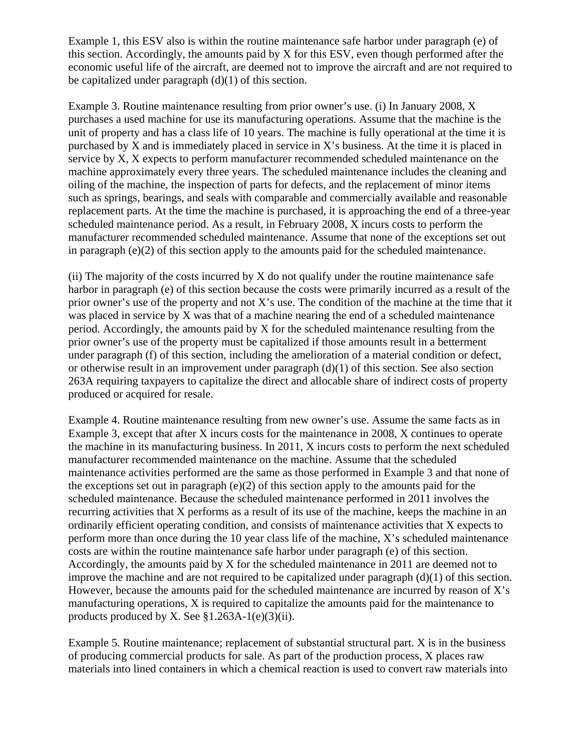Example 1, this ESV also is within the routine maintenance safe harbor under paragraph (e) of this section. Accordingly, the amounts paid by X for this ESV, even though performed after the economic useful life of the aircraft, are deemed not to improve the aircraft and are not required to be capitalized under paragraph (d)(1) of this section.

Example 3. Routine maintenance resulting from prior owner's use. (i) In January 2008, X purchases a used machine for use its manufacturing operations. Assume that the machine is the unit of property and has a class life of 10 years. The machine is fully operational at the time it is purchased by X and is immediately placed in service in X's business. At the time it is placed in service by X, X expects to perform manufacturer recommended scheduled maintenance on the machine approximately every three years. The scheduled maintenance includes the cleaning and oiling of the machine, the inspection of parts for defects, and the replacement of minor items such as springs, bearings, and seals with comparable and commercially available and reasonable replacement parts. At the time the machine is purchased, it is approaching the end of a three-year scheduled maintenance period. As a result, in February 2008, X incurs costs to perform the manufacturer recommended scheduled maintenance. Assume that none of the exceptions set out in paragraph (e)(2) of this section apply to the amounts paid for the scheduled maintenance.

(ii) The majority of the costs incurred by X do not qualify under the routine maintenance safe harbor in paragraph (e) of this section because the costs were primarily incurred as a result of the prior owner's use of the property and not X's use. The condition of the machine at the time that it was placed in service by X was that of a machine nearing the end of a scheduled maintenance period. Accordingly, the amounts paid by X for the scheduled maintenance resulting from the prior owner's use of the property must be capitalized if those amounts result in a betterment under paragraph (f) of this section, including the amelioration of a material condition or defect, or otherwise result in an improvement under paragraph (d)(1) of this section. See also section 263A requiring taxpayers to capitalize the direct and allocable share of indirect costs of property produced or acquired for resale.

Example 4. Routine maintenance resulting from new owner's use. Assume the same facts as in Example 3, except that after X incurs costs for the maintenance in 2008, X continues to operate the machine in its manufacturing business. In 2011, X incurs costs to perform the next scheduled manufacturer recommended maintenance on the machine. Assume that the scheduled maintenance activities performed are the same as those performed in Example 3 and that none of the exceptions set out in paragraph (e)(2) of this section apply to the amounts paid for the scheduled maintenance. Because the scheduled maintenance performed in 2011 involves the recurring activities that X performs as a result of its use of the machine, keeps the machine in an ordinarily efficient operating condition, and consists of maintenance activities that X expects to perform more than once during the 10 year class life of the machine, X's scheduled maintenance costs are within the routine maintenance safe harbor under paragraph (e) of this section. Accordingly, the amounts paid by X for the scheduled maintenance in 2011 are deemed not to improve the machine and are not required to be capitalized under paragraph (d)(1) of this section. However, because the amounts paid for the scheduled maintenance are incurred by reason of X's manufacturing operations, X is required to capitalize the amounts paid for the maintenance to products produced by X. See §1.263A-1(e)(3)(ii).

Example 5. Routine maintenance; replacement of substantial structural part. X is in the business of producing commercial products for sale. As part of the production process, X places raw materials into lined containers in which a chemical reaction is used to convert raw materials into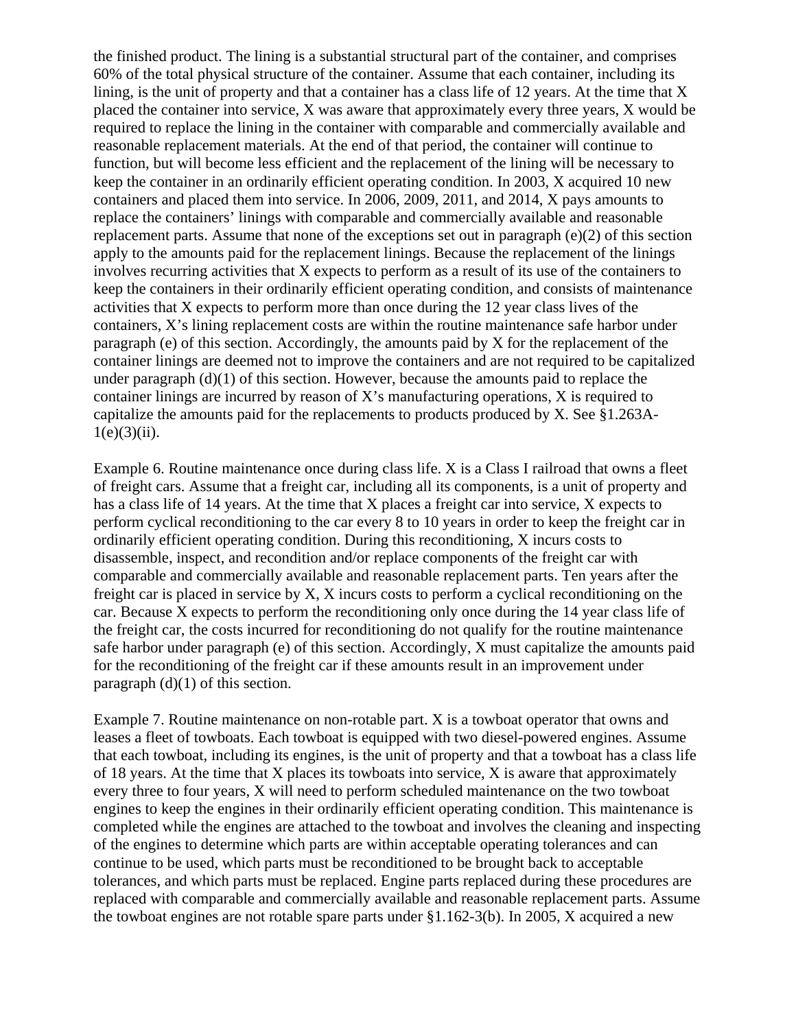the finished product. The lining is a substantial structural part of the container, and comprises 60% of the total physical structure of the container. Assume that each container, including its lining, is the unit of property and that a container has a class life of 12 years. At the time that X placed the container into service, X was aware that approximately every three years, X would be required to replace the lining in the container with comparable and commercially available and reasonable replacement materials. At the end of that period, the container will continue to function, but will become less efficient and the replacement of the lining will be necessary to keep the container in an ordinarily efficient operating condition. In 2003, X acquired 10 new containers and placed them into service. In 2006, 2009, 2011, and 2014, X pays amounts to replace the containers' linings with comparable and commercially available and reasonable replacement parts. Assume that none of the exceptions set out in paragraph (e)(2) of this section apply to the amounts paid for the replacement linings. Because the replacement of the linings involves recurring activities that X expects to perform as a result of its use of the containers to keep the containers in their ordinarily efficient operating condition, and consists of maintenance activities that X expects to perform more than once during the 12 year class lives of the containers, X's lining replacement costs are within the routine maintenance safe harbor under paragraph (e) of this section. Accordingly, the amounts paid by X for the replacement of the container linings are deemed not to improve the containers and are not required to be capitalized under paragraph (d)(1) of this section. However, because the amounts paid to replace the container linings are incurred by reason of X's manufacturing operations, X is required to capitalize the amounts paid for the replacements to products produced by X. See §1.263A-1(e)(3)(ii).

Example 6. Routine maintenance once during class life. X is a Class I railroad that owns a fleet of freight cars. Assume that a freight car, including all its components, is a unit of property and has a class life of 14 years. At the time that X places a freight car into service, X expects to perform cyclical reconditioning to the car every 8 to 10 years in order to keep the freight car in ordinarily efficient operating condition. During this reconditioning, X incurs costs to disassemble, inspect, and recondition and/or replace components of the freight car with comparable and commercially available and reasonable replacement parts. Ten years after the freight car is placed in service by X, X incurs costs to perform a cyclical reconditioning on the car. Because X expects to perform the reconditioning only once during the 14 year class life of the freight car, the costs incurred for reconditioning do not qualify for the routine maintenance safe harbor under paragraph (e) of this section. Accordingly, X must capitalize the amounts paid for the reconditioning of the freight car if these amounts result in an improvement under paragraph (d)(1) of this section.

Example 7. Routine maintenance on non-rotable part. X is a towboat operator that owns and leases a fleet of towboats. Each towboat is equipped with two diesel-powered engines. Assume that each towboat, including its engines, is the unit of property and that a towboat has a class life of 18 years. At the time that X places its towboats into service, X is aware that approximately every three to four years, X will need to perform scheduled maintenance on the two towboat engines to keep the engines in their ordinarily efficient operating condition. This maintenance is completed while the engines are attached to the towboat and involves the cleaning and inspecting of the engines to determine which parts are within acceptable operating tolerances and can continue to be used, which parts must be reconditioned to be brought back to acceptable tolerances, and which parts must be replaced. Engine parts replaced during these procedures are replaced with comparable and commercially available and reasonable replacement parts. Assume the towboat engines are not rotable spare parts under §1.162-3(b). In 2005, X acquired a new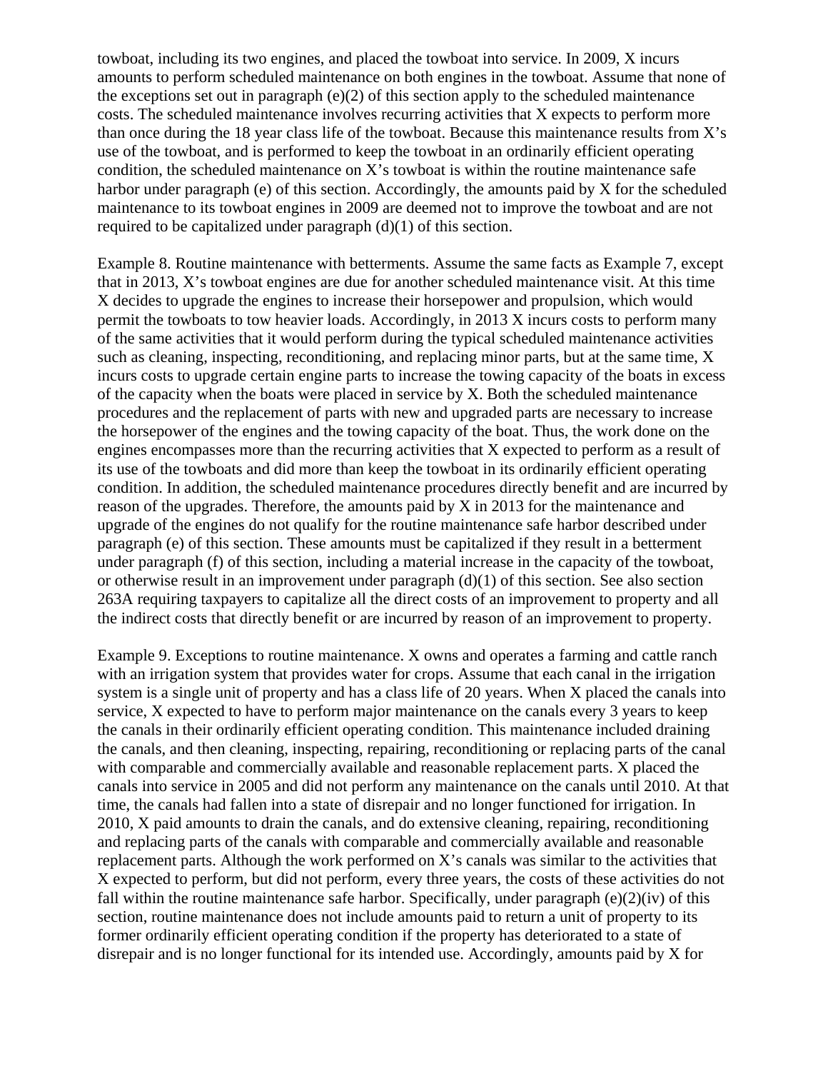towboat, including its two engines, and placed the towboat into service. In 2009, X incurs amounts to perform scheduled maintenance on both engines in the towboat. Assume that none of the exceptions set out in paragraph (e)(2) of this section apply to the scheduled maintenance costs. The scheduled maintenance involves recurring activities that X expects to perform more than once during the 18 year class life of the towboat. Because this maintenance results from X's use of the towboat, and is performed to keep the towboat in an ordinarily efficient operating condition, the scheduled maintenance on X's towboat is within the routine maintenance safe harbor under paragraph (e) of this section. Accordingly, the amounts paid by X for the scheduled maintenance to its towboat engines in 2009 are deemed not to improve the towboat and are not required to be capitalized under paragraph (d)(1) of this section.

Example 8. Routine maintenance with betterments. Assume the same facts as Example 7, except that in 2013, X's towboat engines are due for another scheduled maintenance visit. At this time X decides to upgrade the engines to increase their horsepower and propulsion, which would permit the towboats to tow heavier loads. Accordingly, in 2013 X incurs costs to perform many of the same activities that it would perform during the typical scheduled maintenance activities such as cleaning, inspecting, reconditioning, and replacing minor parts, but at the same time, X incurs costs to upgrade certain engine parts to increase the towing capacity of the boats in excess of the capacity when the boats were placed in service by X. Both the scheduled maintenance procedures and the replacement of parts with new and upgraded parts are necessary to increase the horsepower of the engines and the towing capacity of the boat. Thus, the work done on the engines encompasses more than the recurring activities that X expected to perform as a result of its use of the towboats and did more than keep the towboat in its ordinarily efficient operating condition. In addition, the scheduled maintenance procedures directly benefit and are incurred by reason of the upgrades. Therefore, the amounts paid by X in 2013 for the maintenance and upgrade of the engines do not qualify for the routine maintenance safe harbor described under paragraph (e) of this section. These amounts must be capitalized if they result in a betterment under paragraph (f) of this section, including a material increase in the capacity of the towboat, or otherwise result in an improvement under paragraph (d)(1) of this section. See also section 263A requiring taxpayers to capitalize all the direct costs of an improvement to property and all the indirect costs that directly benefit or are incurred by reason of an improvement to property.

Example 9. Exceptions to routine maintenance. X owns and operates a farming and cattle ranch with an irrigation system that provides water for crops. Assume that each canal in the irrigation system is a single unit of property and has a class life of 20 years. When X placed the canals into service, X expected to have to perform major maintenance on the canals every 3 years to keep the canals in their ordinarily efficient operating condition. This maintenance included draining the canals, and then cleaning, inspecting, repairing, reconditioning or replacing parts of the canal with comparable and commercially available and reasonable replacement parts. X placed the canals into service in 2005 and did not perform any maintenance on the canals until 2010. At that time, the canals had fallen into a state of disrepair and no longer functioned for irrigation. In 2010, X paid amounts to drain the canals, and do extensive cleaning, repairing, reconditioning and replacing parts of the canals with comparable and commercially available and reasonable replacement parts. Although the work performed on X's canals was similar to the activities that X expected to perform, but did not perform, every three years, the costs of these activities do not fall within the routine maintenance safe harbor. Specifically, under paragraph (e)(2)(iv) of this section, routine maintenance does not include amounts paid to return a unit of property to its former ordinarily efficient operating condition if the property has deteriorated to a state of disrepair and is no longer functional for its intended use. Accordingly, amounts paid by X for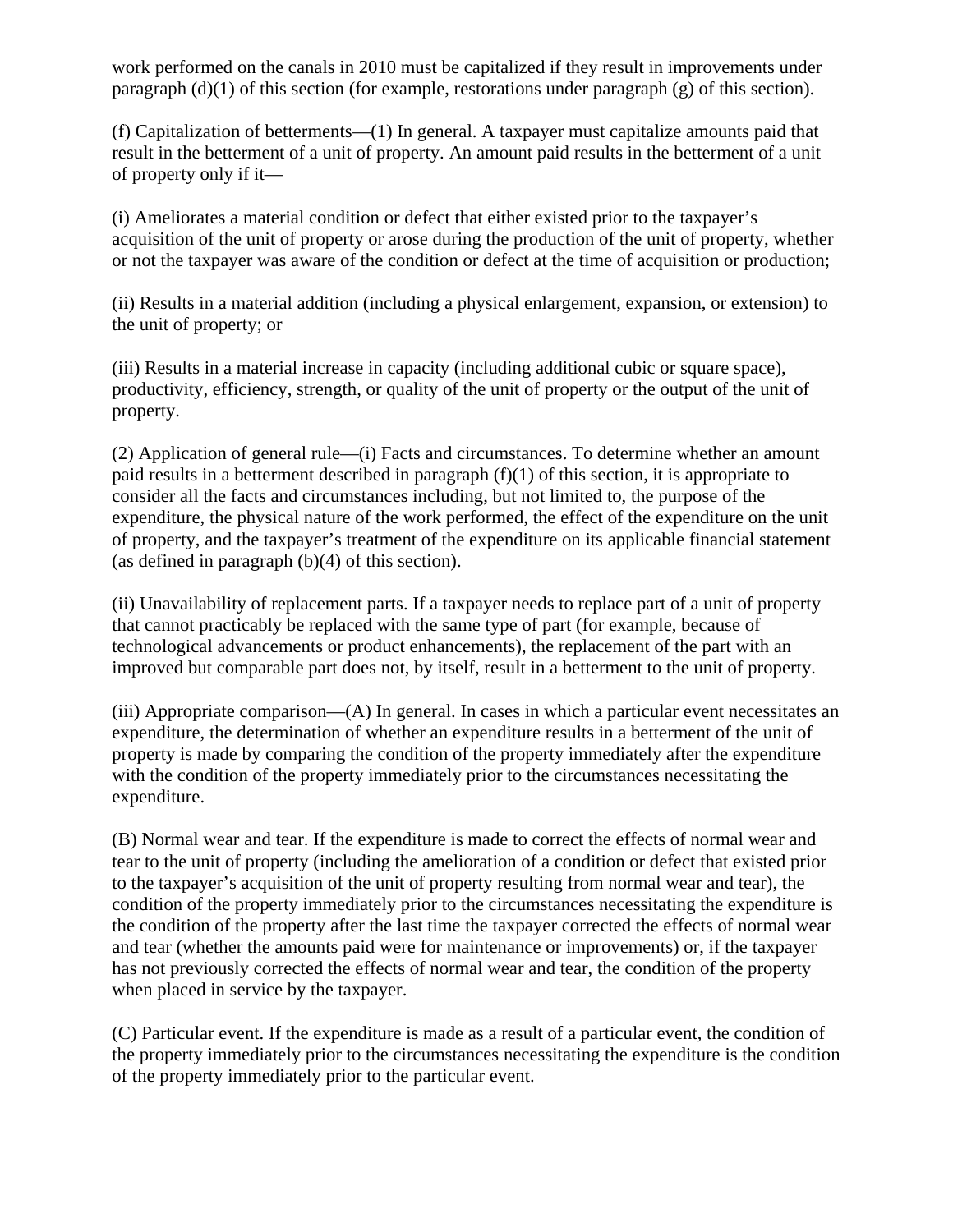work performed on the canals in 2010 must be capitalized if they result in improvements under paragraph (d)(1) of this section (for example, restorations under paragraph (g) of this section).

(f) Capitalization of betterments—(1) In general. A taxpayer must capitalize amounts paid that result in the betterment of a unit of property. An amount paid results in the betterment of a unit of property only if it—

(i) Ameliorates a material condition or defect that either existed prior to the taxpayer's acquisition of the unit of property or arose during the production of the unit of property, whether or not the taxpayer was aware of the condition or defect at the time of acquisition or production;

(ii) Results in a material addition (including a physical enlargement, expansion, or extension) to the unit of property; or

(iii) Results in a material increase in capacity (including additional cubic or square space), productivity, efficiency, strength, or quality of the unit of property or the output of the unit of property.

(2) Application of general rule—(i) Facts and circumstances. To determine whether an amount paid results in a betterment described in paragraph (f)(1) of this section, it is appropriate to consider all the facts and circumstances including, but not limited to, the purpose of the expenditure, the physical nature of the work performed, the effect of the expenditure on the unit of property, and the taxpayer's treatment of the expenditure on its applicable financial statement (as defined in paragraph (b)(4) of this section).

(ii) Unavailability of replacement parts. If a taxpayer needs to replace part of a unit of property that cannot practicably be replaced with the same type of part (for example, because of technological advancements or product enhancements), the replacement of the part with an improved but comparable part does not, by itself, result in a betterment to the unit of property.

(iii) Appropriate comparison—(A) In general. In cases in which a particular event necessitates an expenditure, the determination of whether an expenditure results in a betterment of the unit of property is made by comparing the condition of the property immediately after the expenditure with the condition of the property immediately prior to the circumstances necessitating the expenditure.

(B) Normal wear and tear. If the expenditure is made to correct the effects of normal wear and tear to the unit of property (including the amelioration of a condition or defect that existed prior to the taxpayer's acquisition of the unit of property resulting from normal wear and tear), the condition of the property immediately prior to the circumstances necessitating the expenditure is the condition of the property after the last time the taxpayer corrected the effects of normal wear and tear (whether the amounts paid were for maintenance or improvements) or, if the taxpayer has not previously corrected the effects of normal wear and tear, the condition of the property when placed in service by the taxpayer.

(C) Particular event. If the expenditure is made as a result of a particular event, the condition of the property immediately prior to the circumstances necessitating the expenditure is the condition of the property immediately prior to the particular event.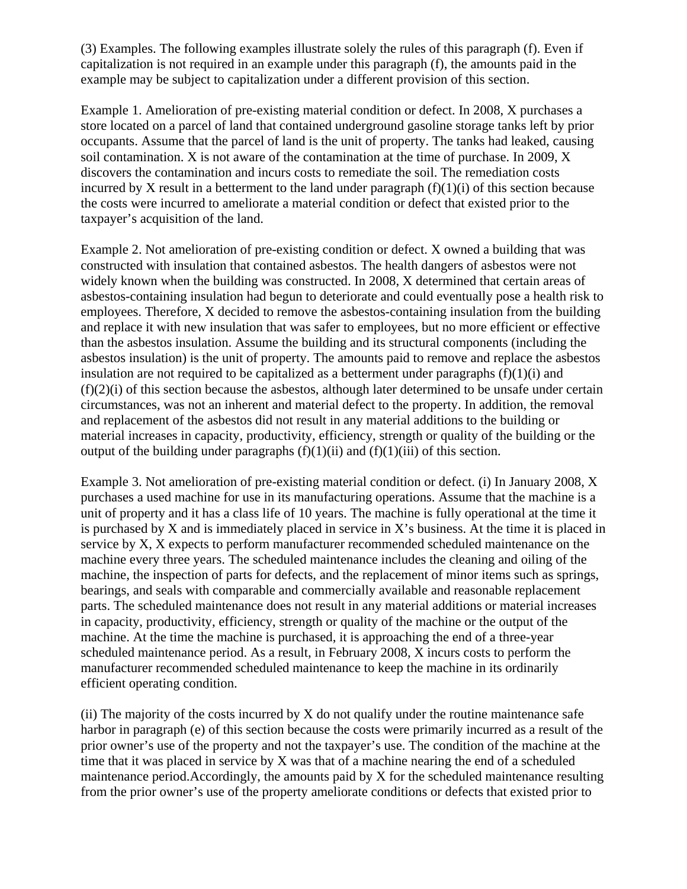(3) Examples. The following examples illustrate solely the rules of this paragraph (f). Even if capitalization is not required in an example under this paragraph (f), the amounts paid in the example may be subject to capitalization under a different provision of this section.

Example 1. Amelioration of pre-existing material condition or defect. In 2008, X purchases a store located on a parcel of land that contained underground gasoline storage tanks left by prior occupants. Assume that the parcel of land is the unit of property. The tanks had leaked, causing soil contamination. X is not aware of the contamination at the time of purchase. In 2009, X discovers the contamination and incurs costs to remediate the soil. The remediation costs incurred by X result in a betterment to the land under paragraph (f)(1)(i) of this section because the costs were incurred to ameliorate a material condition or defect that existed prior to the taxpayer's acquisition of the land.

Example 2. Not amelioration of pre-existing condition or defect. X owned a building that was constructed with insulation that contained asbestos. The health dangers of asbestos were not widely known when the building was constructed. In 2008, X determined that certain areas of asbestos-containing insulation had begun to deteriorate and could eventually pose a health risk to employees. Therefore, X decided to remove the asbestos-containing insulation from the building and replace it with new insulation that was safer to employees, but no more efficient or effective than the asbestos insulation. Assume the building and its structural components (including the asbestos insulation) is the unit of property. The amounts paid to remove and replace the asbestos insulation are not required to be capitalized as a betterment under paragraphs (f)(1)(i) and (f)(2)(i) of this section because the asbestos, although later determined to be unsafe under certain circumstances, was not an inherent and material defect to the property. In addition, the removal and replacement of the asbestos did not result in any material additions to the building or material increases in capacity, productivity, efficiency, strength or quality of the building or the output of the building under paragraphs (f)(1)(ii) and (f)(1)(iii) of this section.

Example 3. Not amelioration of pre-existing material condition or defect. (i) In January 2008, X purchases a used machine for use in its manufacturing operations. Assume that the machine is a unit of property and it has a class life of 10 years. The machine is fully operational at the time it is purchased by X and is immediately placed in service in X's business. At the time it is placed in service by X, X expects to perform manufacturer recommended scheduled maintenance on the machine every three years. The scheduled maintenance includes the cleaning and oiling of the machine, the inspection of parts for defects, and the replacement of minor items such as springs, bearings, and seals with comparable and commercially available and reasonable replacement parts. The scheduled maintenance does not result in any material additions or material increases in capacity, productivity, efficiency, strength or quality of the machine or the output of the machine. At the time the machine is purchased, it is approaching the end of a three-year scheduled maintenance period. As a result, in February 2008, X incurs costs to perform the manufacturer recommended scheduled maintenance to keep the machine in its ordinarily efficient operating condition.

(ii) The majority of the costs incurred by X do not qualify under the routine maintenance safe harbor in paragraph (e) of this section because the costs were primarily incurred as a result of the prior owner's use of the property and not the taxpayer's use. The condition of the machine at the time that it was placed in service by X was that of a machine nearing the end of a scheduled maintenance period.Accordingly, the amounts paid by X for the scheduled maintenance resulting from the prior owner's use of the property ameliorate conditions or defects that existed prior to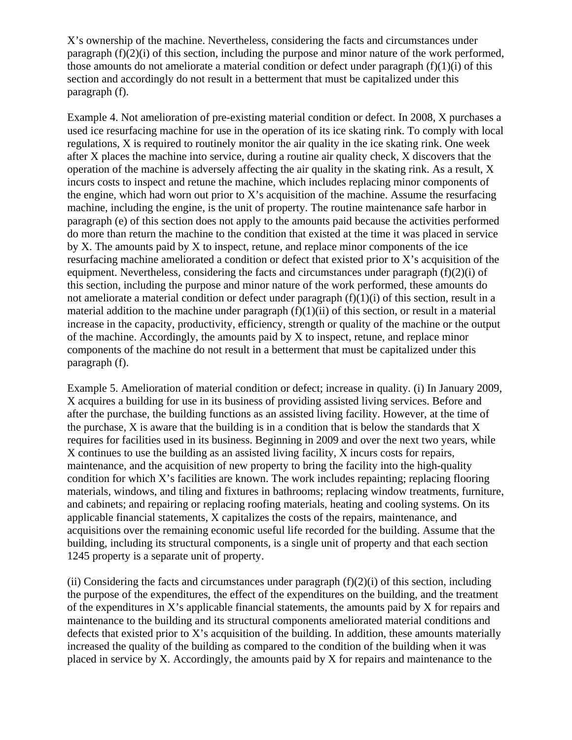X's ownership of the machine. Nevertheless, considering the facts and circumstances under paragraph (f)(2)(i) of this section, including the purpose and minor nature of the work performed, those amounts do not ameliorate a material condition or defect under paragraph (f)(1)(i) of this section and accordingly do not result in a betterment that must be capitalized under this paragraph (f).

Example 4. Not amelioration of pre-existing material condition or defect. In 2008, X purchases a used ice resurfacing machine for use in the operation of its ice skating rink. To comply with local regulations, X is required to routinely monitor the air quality in the ice skating rink. One week after X places the machine into service, during a routine air quality check, X discovers that the operation of the machine is adversely affecting the air quality in the skating rink. As a result, X incurs costs to inspect and retune the machine, which includes replacing minor components of the engine, which had worn out prior to X's acquisition of the machine. Assume the resurfacing machine, including the engine, is the unit of property. The routine maintenance safe harbor in paragraph (e) of this section does not apply to the amounts paid because the activities performed do more than return the machine to the condition that existed at the time it was placed in service by X. The amounts paid by X to inspect, retune, and replace minor components of the ice resurfacing machine ameliorated a condition or defect that existed prior to X's acquisition of the equipment. Nevertheless, considering the facts and circumstances under paragraph (f)(2)(i) of this section, including the purpose and minor nature of the work performed, these amounts do not ameliorate a material condition or defect under paragraph (f)(1)(i) of this section, result in a material addition to the machine under paragraph (f)(1)(ii) of this section, or result in a material increase in the capacity, productivity, efficiency, strength or quality of the machine or the output of the machine. Accordingly, the amounts paid by X to inspect, retune, and replace minor components of the machine do not result in a betterment that must be capitalized under this paragraph (f).

Example 5. Amelioration of material condition or defect; increase in quality. (i) In January 2009, X acquires a building for use in its business of providing assisted living services. Before and after the purchase, the building functions as an assisted living facility. However, at the time of the purchase, X is aware that the building is in a condition that is below the standards that X requires for facilities used in its business. Beginning in 2009 and over the next two years, while X continues to use the building as an assisted living facility, X incurs costs for repairs, maintenance, and the acquisition of new property to bring the facility into the high-quality condition for which X's facilities are known. The work includes repainting; replacing flooring materials, windows, and tiling and fixtures in bathrooms; replacing window treatments, furniture, and cabinets; and repairing or replacing roofing materials, heating and cooling systems. On its applicable financial statements, X capitalizes the costs of the repairs, maintenance, and acquisitions over the remaining economic useful life recorded for the building. Assume that the building, including its structural components, is a single unit of property and that each section 1245 property is a separate unit of property.

(ii) Considering the facts and circumstances under paragraph (f)(2)(i) of this section, including the purpose of the expenditures, the effect of the expenditures on the building, and the treatment of the expenditures in X's applicable financial statements, the amounts paid by X for repairs and maintenance to the building and its structural components ameliorated material conditions and defects that existed prior to X's acquisition of the building. In addition, these amounts materially increased the quality of the building as compared to the condition of the building when it was placed in service by X. Accordingly, the amounts paid by X for repairs and maintenance to the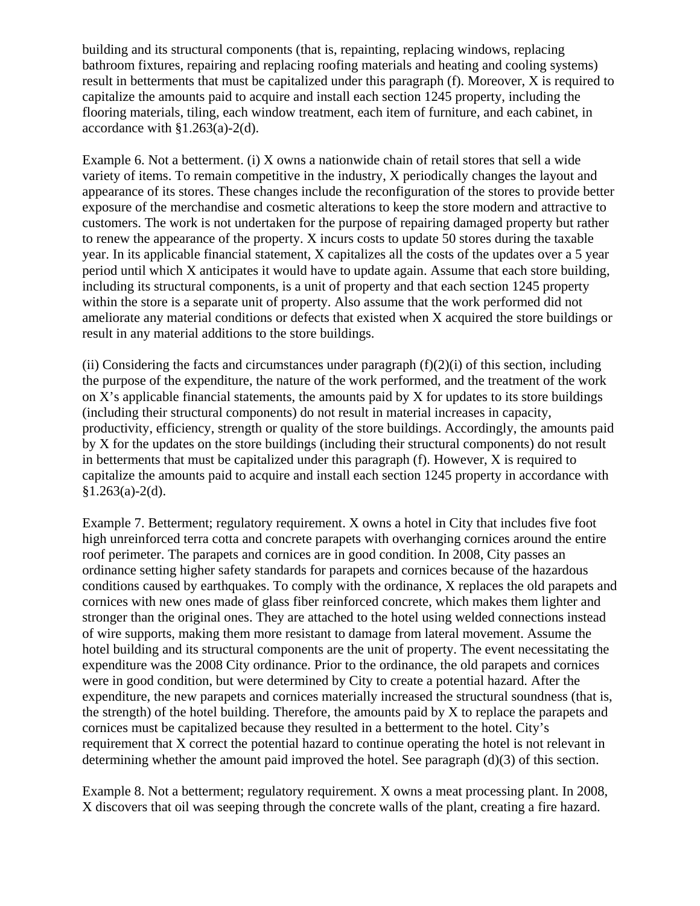building and its structural components (that is, repainting, replacing windows, replacing bathroom fixtures, repairing and replacing roofing materials and heating and cooling systems) result in betterments that must be capitalized under this paragraph (f). Moreover, X is required to capitalize the amounts paid to acquire and install each section 1245 property, including the flooring materials, tiling, each window treatment, each item of furniture, and each cabinet, in accordance with §1.263(a)-2(d).

Example 6. Not a betterment. (i) X owns a nationwide chain of retail stores that sell a wide variety of items. To remain competitive in the industry, X periodically changes the layout and appearance of its stores. These changes include the reconfiguration of the stores to provide better exposure of the merchandise and cosmetic alterations to keep the store modern and attractive to customers. The work is not undertaken for the purpose of repairing damaged property but rather to renew the appearance of the property. X incurs costs to update 50 stores during the taxable year. In its applicable financial statement, X capitalizes all the costs of the updates over a 5 year period until which X anticipates it would have to update again. Assume that each store building, including its structural components, is a unit of property and that each section 1245 property within the store is a separate unit of property. Also assume that the work performed did not ameliorate any material conditions or defects that existed when X acquired the store buildings or result in any material additions to the store buildings.

(ii) Considering the facts and circumstances under paragraph (f)(2)(i) of this section, including the purpose of the expenditure, the nature of the work performed, and the treatment of the work on X's applicable financial statements, the amounts paid by X for updates to its store buildings (including their structural components) do not result in material increases in capacity, productivity, efficiency, strength or quality of the store buildings. Accordingly, the amounts paid by X for the updates on the store buildings (including their structural components) do not result in betterments that must be capitalized under this paragraph (f). However, X is required to capitalize the amounts paid to acquire and install each section 1245 property in accordance with §1.263(a)-2(d).

Example 7. Betterment; regulatory requirement. X owns a hotel in City that includes five foot high unreinforced terra cotta and concrete parapets with overhanging cornices around the entire roof perimeter. The parapets and cornices are in good condition. In 2008, City passes an ordinance setting higher safety standards for parapets and cornices because of the hazardous conditions caused by earthquakes. To comply with the ordinance, X replaces the old parapets and cornices with new ones made of glass fiber reinforced concrete, which makes them lighter and stronger than the original ones. They are attached to the hotel using welded connections instead of wire supports, making them more resistant to damage from lateral movement. Assume the hotel building and its structural components are the unit of property. The event necessitating the expenditure was the 2008 City ordinance. Prior to the ordinance, the old parapets and cornices were in good condition, but were determined by City to create a potential hazard. After the expenditure, the new parapets and cornices materially increased the structural soundness (that is, the strength) of the hotel building. Therefore, the amounts paid by X to replace the parapets and cornices must be capitalized because they resulted in a betterment to the hotel. City's requirement that X correct the potential hazard to continue operating the hotel is not relevant in determining whether the amount paid improved the hotel. See paragraph (d)(3) of this section.

Example 8. Not a betterment; regulatory requirement. X owns a meat processing plant. In 2008, X discovers that oil was seeping through the concrete walls of the plant, creating a fire hazard.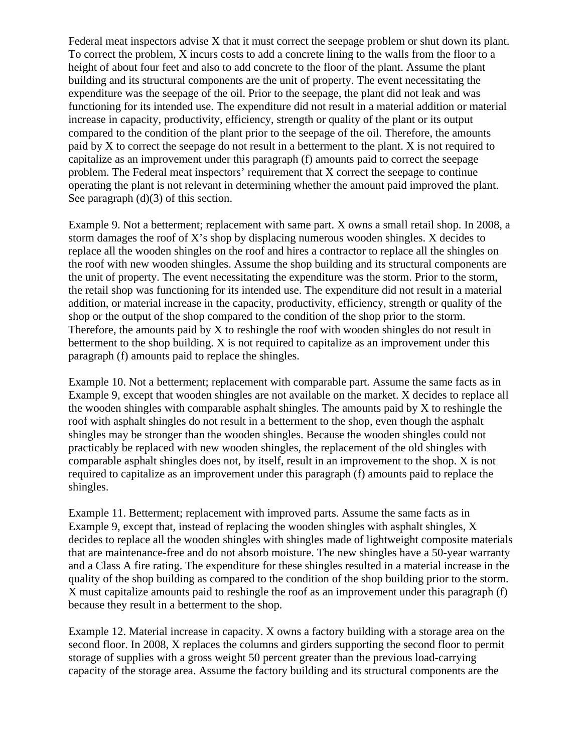Federal meat inspectors advise X that it must correct the seepage problem or shut down its plant. To correct the problem, X incurs costs to add a concrete lining to the walls from the floor to a height of about four feet and also to add concrete to the floor of the plant. Assume the plant building and its structural components are the unit of property. The event necessitating the expenditure was the seepage of the oil. Prior to the seepage, the plant did not leak and was functioning for its intended use. The expenditure did not result in a material addition or material increase in capacity, productivity, efficiency, strength or quality of the plant or its output compared to the condition of the plant prior to the seepage of the oil. Therefore, the amounts paid by X to correct the seepage do not result in a betterment to the plant. X is not required to capitalize as an improvement under this paragraph (f) amounts paid to correct the seepage problem. The Federal meat inspectors' requirement that X correct the seepage to continue operating the plant is not relevant in determining whether the amount paid improved the plant. See paragraph (d)(3) of this section.

Example 9. Not a betterment; replacement with same part. X owns a small retail shop. In 2008, a storm damages the roof of X's shop by displacing numerous wooden shingles. X decides to replace all the wooden shingles on the roof and hires a contractor to replace all the shingles on the roof with new wooden shingles. Assume the shop building and its structural components are the unit of property. The event necessitating the expenditure was the storm. Prior to the storm, the retail shop was functioning for its intended use. The expenditure did not result in a material addition, or material increase in the capacity, productivity, efficiency, strength or quality of the shop or the output of the shop compared to the condition of the shop prior to the storm. Therefore, the amounts paid by X to reshingle the roof with wooden shingles do not result in betterment to the shop building. X is not required to capitalize as an improvement under this paragraph (f) amounts paid to replace the shingles.

Example 10. Not a betterment; replacement with comparable part. Assume the same facts as in Example 9, except that wooden shingles are not available on the market. X decides to replace all the wooden shingles with comparable asphalt shingles. The amounts paid by X to reshingle the roof with asphalt shingles do not result in a betterment to the shop, even though the asphalt shingles may be stronger than the wooden shingles. Because the wooden shingles could not practicably be replaced with new wooden shingles, the replacement of the old shingles with comparable asphalt shingles does not, by itself, result in an improvement to the shop. X is not required to capitalize as an improvement under this paragraph (f) amounts paid to replace the shingles.

Example 11. Betterment; replacement with improved parts. Assume the same facts as in Example 9, except that, instead of replacing the wooden shingles with asphalt shingles, X decides to replace all the wooden shingles with shingles made of lightweight composite materials that are maintenance-free and do not absorb moisture. The new shingles have a 50-year warranty and a Class A fire rating. The expenditure for these shingles resulted in a material increase in the quality of the shop building as compared to the condition of the shop building prior to the storm. X must capitalize amounts paid to reshingle the roof as an improvement under this paragraph (f) because they result in a betterment to the shop.

Example 12. Material increase in capacity. X owns a factory building with a storage area on the second floor. In 2008, X replaces the columns and girders supporting the second floor to permit storage of supplies with a gross weight 50 percent greater than the previous load-carrying capacity of the storage area. Assume the factory building and its structural components are the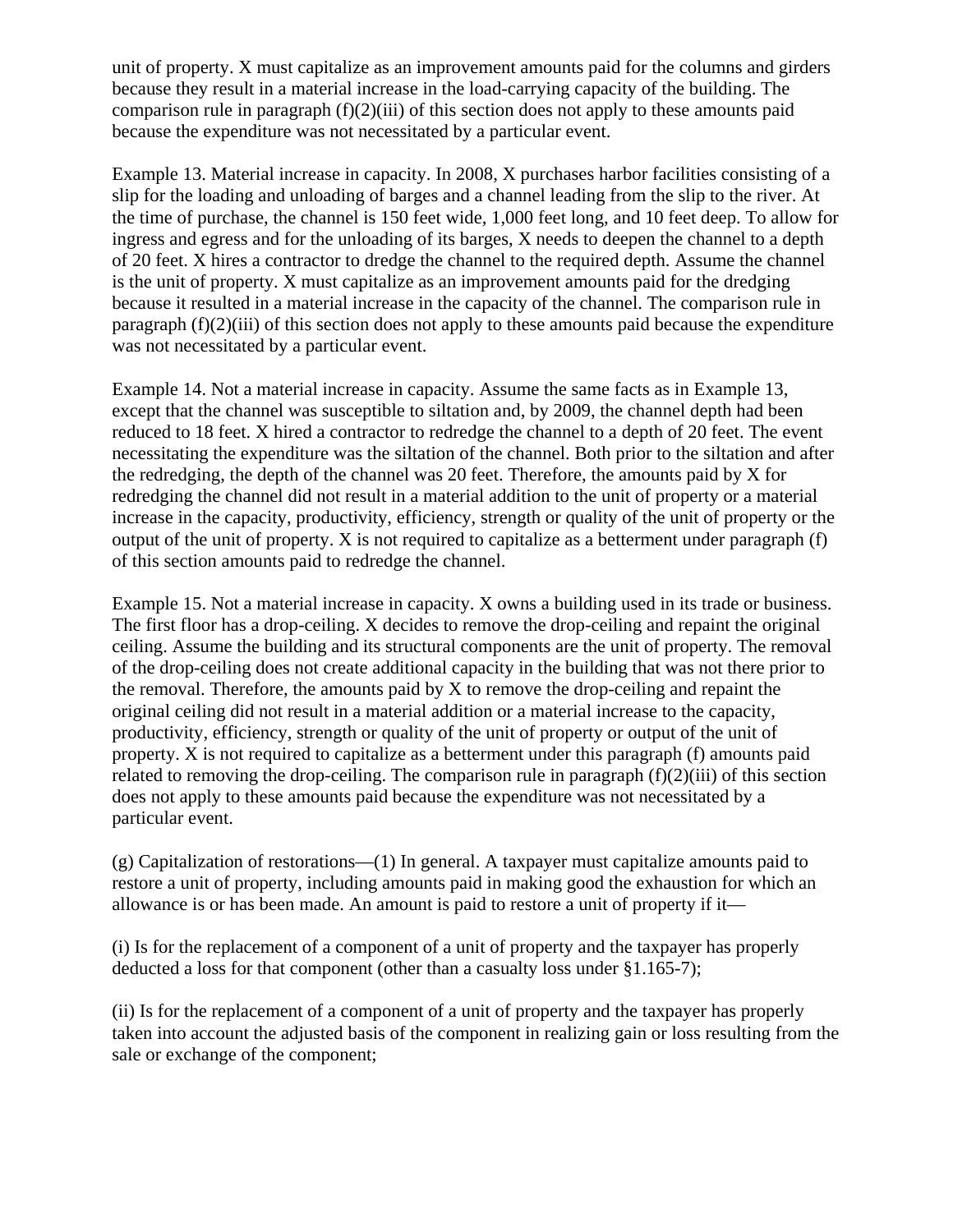unit of property. X must capitalize as an improvement amounts paid for the columns and girders because they result in a material increase in the load-carrying capacity of the building. The comparison rule in paragraph (f)(2)(iii) of this section does not apply to these amounts paid because the expenditure was not necessitated by a particular event.

Example 13. Material increase in capacity. In 2008, X purchases harbor facilities consisting of a slip for the loading and unloading of barges and a channel leading from the slip to the river. At the time of purchase, the channel is 150 feet wide, 1,000 feet long, and 10 feet deep. To allow for ingress and egress and for the unloading of its barges, X needs to deepen the channel to a depth of 20 feet. X hires a contractor to dredge the channel to the required depth. Assume the channel is the unit of property. X must capitalize as an improvement amounts paid for the dredging because it resulted in a material increase in the capacity of the channel. The comparison rule in paragraph (f)(2)(iii) of this section does not apply to these amounts paid because the expenditure was not necessitated by a particular event.

Example 14. Not a material increase in capacity. Assume the same facts as in Example 13, except that the channel was susceptible to siltation and, by 2009, the channel depth had been reduced to 18 feet. X hired a contractor to redredge the channel to a depth of 20 feet. The event necessitating the expenditure was the siltation of the channel. Both prior to the siltation and after the redredging, the depth of the channel was 20 feet. Therefore, the amounts paid by X for redredging the channel did not result in a material addition to the unit of property or a material increase in the capacity, productivity, efficiency, strength or quality of the unit of property or the output of the unit of property. X is not required to capitalize as a betterment under paragraph (f) of this section amounts paid to redredge the channel.

Example 15. Not a material increase in capacity. X owns a building used in its trade or business. The first floor has a drop-ceiling. X decides to remove the drop-ceiling and repaint the original ceiling. Assume the building and its structural components are the unit of property. The removal of the drop-ceiling does not create additional capacity in the building that was not there prior to the removal. Therefore, the amounts paid by X to remove the drop-ceiling and repaint the original ceiling did not result in a material addition or a material increase to the capacity, productivity, efficiency, strength or quality of the unit of property or output of the unit of property. X is not required to capitalize as a betterment under this paragraph (f) amounts paid related to removing the drop-ceiling. The comparison rule in paragraph (f)(2)(iii) of this section does not apply to these amounts paid because the expenditure was not necessitated by a particular event.

(g) Capitalization of restorations—(1) In general. A taxpayer must capitalize amounts paid to restore a unit of property, including amounts paid in making good the exhaustion for which an allowance is or has been made. An amount is paid to restore a unit of property if it—

(i) Is for the replacement of a component of a unit of property and the taxpayer has properly deducted a loss for that component (other than a casualty loss under §1.165-7);

(ii) Is for the replacement of a component of a unit of property and the taxpayer has properly taken into account the adjusted basis of the component in realizing gain or loss resulting from the sale or exchange of the component;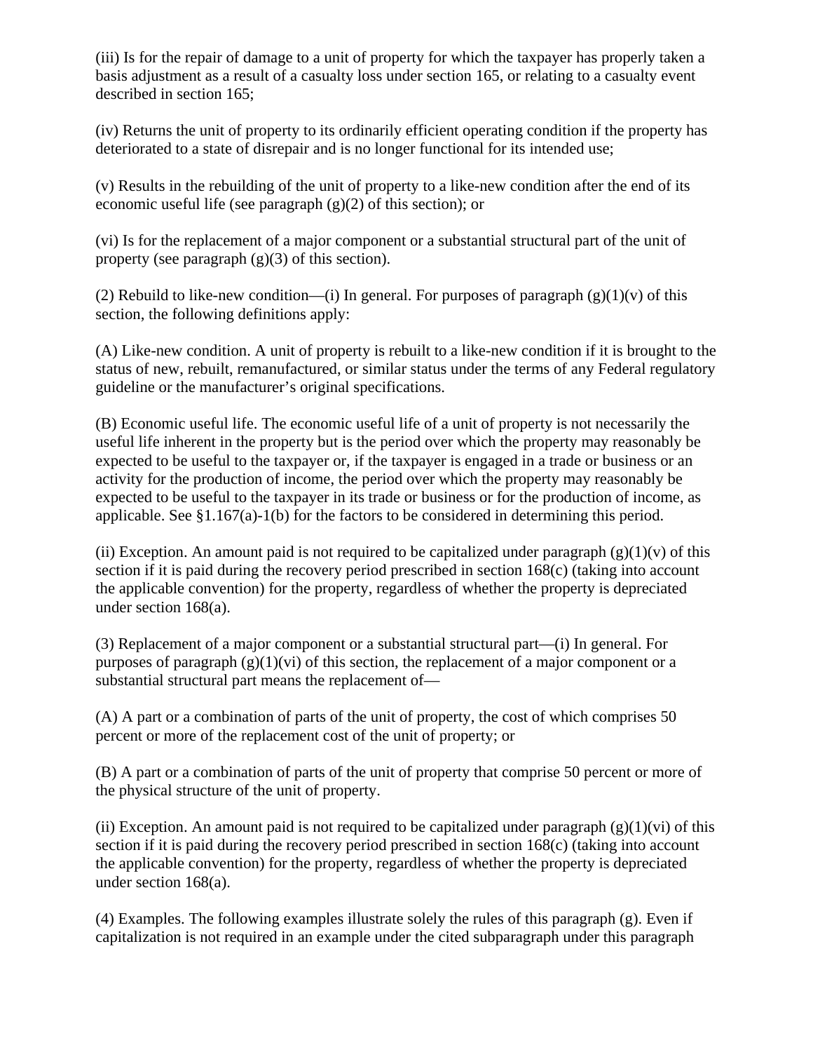(iii) Is for the repair of damage to a unit of property for which the taxpayer has properly taken a basis adjustment as a result of a casualty loss under section 165, or relating to a casualty event described in section 165;

(iv) Returns the unit of property to its ordinarily efficient operating condition if the property has deteriorated to a state of disrepair and is no longer functional for its intended use;

(v) Results in the rebuilding of the unit of property to a like-new condition after the end of its economic useful life (see paragraph (g)(2) of this section); or

(vi) Is for the replacement of a major component or a substantial structural part of the unit of property (see paragraph (g)(3) of this section).

(2) Rebuild to like-new condition—(i) In general. For purposes of paragraph (g)(1)(v) of this section, the following definitions apply:

(A) Like-new condition. A unit of property is rebuilt to a like-new condition if it is brought to the status of new, rebuilt, remanufactured, or similar status under the terms of any Federal regulatory guideline or the manufacturer's original specifications.

(B) Economic useful life. The economic useful life of a unit of property is not necessarily the useful life inherent in the property but is the period over which the property may reasonably be expected to be useful to the taxpayer or, if the taxpayer is engaged in a trade or business or an activity for the production of income, the period over which the property may reasonably be expected to be useful to the taxpayer in its trade or business or for the production of income, as applicable. See §1.167(a)-1(b) for the factors to be considered in determining this period.

(ii) Exception. An amount paid is not required to be capitalized under paragraph (g)(1)(v) of this section if it is paid during the recovery period prescribed in section 168(c) (taking into account the applicable convention) for the property, regardless of whether the property is depreciated under section 168(a).

(3) Replacement of a major component or a substantial structural part—(i) In general. For purposes of paragraph (g)(1)(vi) of this section, the replacement of a major component or a substantial structural part means the replacement of—

(A) A part or a combination of parts of the unit of property, the cost of which comprises 50 percent or more of the replacement cost of the unit of property; or

(B) A part or a combination of parts of the unit of property that comprise 50 percent or more of the physical structure of the unit of property.

(ii) Exception. An amount paid is not required to be capitalized under paragraph (g)(1)(vi) of this section if it is paid during the recovery period prescribed in section 168(c) (taking into account the applicable convention) for the property, regardless of whether the property is depreciated under section 168(a).

(4) Examples. The following examples illustrate solely the rules of this paragraph (g). Even if capitalization is not required in an example under the cited subparagraph under this paragraph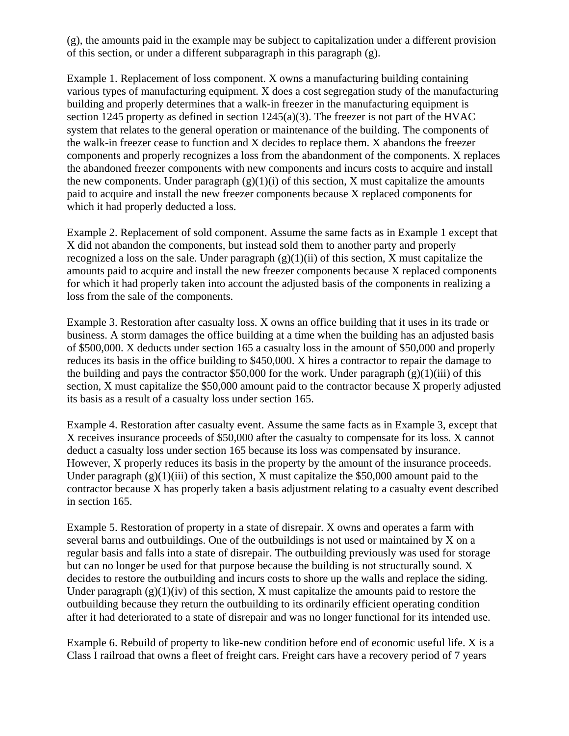(g), the amounts paid in the example may be subject to capitalization under a different provision of this section, or under a different subparagraph in this paragraph (g).

Example 1. Replacement of loss component. X owns a manufacturing building containing various types of manufacturing equipment. X does a cost segregation study of the manufacturing building and properly determines that a walk-in freezer in the manufacturing equipment is section 1245 property as defined in section 1245(a)(3). The freezer is not part of the HVAC system that relates to the general operation or maintenance of the building. The components of the walk-in freezer cease to function and X decides to replace them. X abandons the freezer components and properly recognizes a loss from the abandonment of the components. X replaces the abandoned freezer components with new components and incurs costs to acquire and install the new components. Under paragraph (g)(1)(i) of this section, X must capitalize the amounts paid to acquire and install the new freezer components because X replaced components for which it had properly deducted a loss.

Example 2. Replacement of sold component. Assume the same facts as in Example 1 except that X did not abandon the components, but instead sold them to another party and properly recognized a loss on the sale. Under paragraph (g)(1)(ii) of this section, X must capitalize the amounts paid to acquire and install the new freezer components because X replaced components for which it had properly taken into account the adjusted basis of the components in realizing a loss from the sale of the components.

Example 3. Restoration after casualty loss. X owns an office building that it uses in its trade or business. A storm damages the office building at a time when the building has an adjusted basis of $500,000. X deducts under section 165 a casualty loss in the amount of $50,000 and properly reduces its basis in the office building to $450,000. X hires a contractor to repair the damage to the building and pays the contractor $50,000 for the work. Under paragraph (g)(1)(iii) of this section, X must capitalize the $50,000 amount paid to the contractor because X properly adjusted its basis as a result of a casualty loss under section 165.

Example 4. Restoration after casualty event. Assume the same facts as in Example 3, except that X receives insurance proceeds of $50,000 after the casualty to compensate for its loss. X cannot deduct a casualty loss under section 165 because its loss was compensated by insurance. However, X properly reduces its basis in the property by the amount of the insurance proceeds. Under paragraph (g)(1)(iii) of this section, X must capitalize the $50,000 amount paid to the contractor because X has properly taken a basis adjustment relating to a casualty event described in section 165.

Example 5. Restoration of property in a state of disrepair. X owns and operates a farm with several barns and outbuildings. One of the outbuildings is not used or maintained by X on a regular basis and falls into a state of disrepair. The outbuilding previously was used for storage but can no longer be used for that purpose because the building is not structurally sound. X decides to restore the outbuilding and incurs costs to shore up the walls and replace the siding. Under paragraph (g)(1)(iv) of this section, X must capitalize the amounts paid to restore the outbuilding because they return the outbuilding to its ordinarily efficient operating condition after it had deteriorated to a state of disrepair and was no longer functional for its intended use.

Example 6. Rebuild of property to like-new condition before end of economic useful life. X is a Class I railroad that owns a fleet of freight cars. Freight cars have a recovery period of 7 years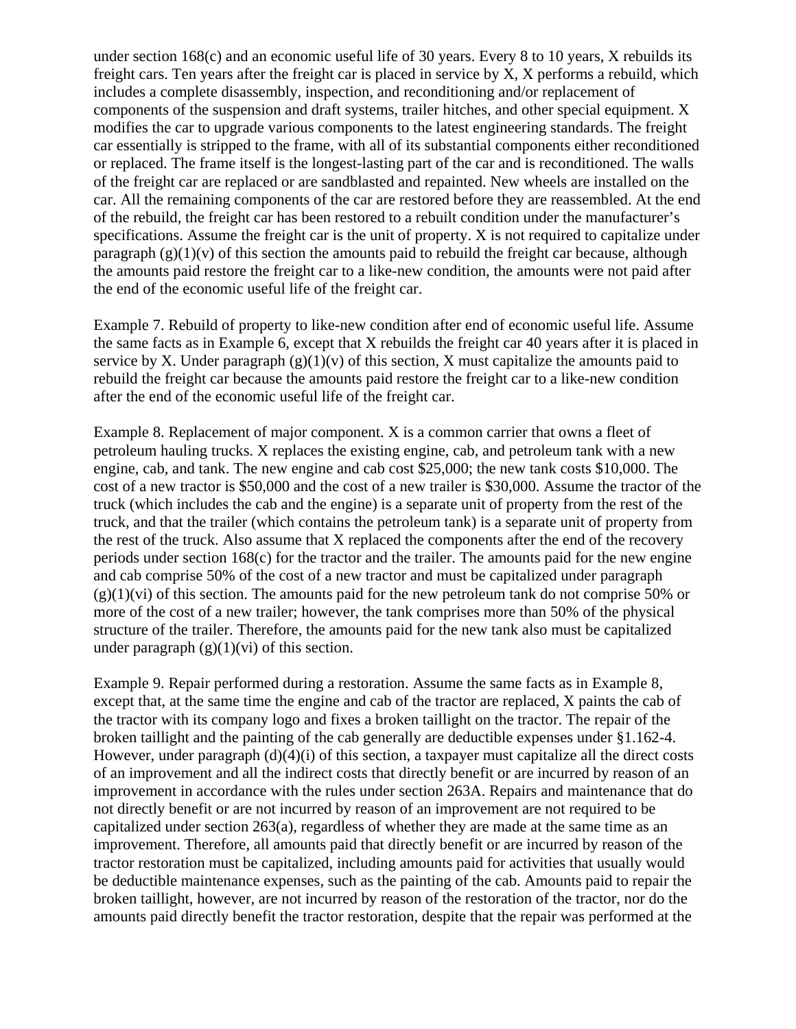under section 168(c) and an economic useful life of 30 years. Every 8 to 10 years, X rebuilds its freight cars. Ten years after the freight car is placed in service by X, X performs a rebuild, which includes a complete disassembly, inspection, and reconditioning and/or replacement of components of the suspension and draft systems, trailer hitches, and other special equipment. X modifies the car to upgrade various components to the latest engineering standards. The freight car essentially is stripped to the frame, with all of its substantial components either reconditioned or replaced. The frame itself is the longest-lasting part of the car and is reconditioned. The walls of the freight car are replaced or are sandblasted and repainted. New wheels are installed on the car. All the remaining components of the car are restored before they are reassembled. At the end of the rebuild, the freight car has been restored to a rebuilt condition under the manufacturer's specifications. Assume the freight car is the unit of property. X is not required to capitalize under paragraph (g)(1)(v) of this section the amounts paid to rebuild the freight car because, although the amounts paid restore the freight car to a like-new condition, the amounts were not paid after the end of the economic useful life of the freight car.

Example 7. Rebuild of property to like-new condition after end of economic useful life. Assume the same facts as in Example 6, except that X rebuilds the freight car 40 years after it is placed in service by X. Under paragraph (g)(1)(v) of this section, X must capitalize the amounts paid to rebuild the freight car because the amounts paid restore the freight car to a like-new condition after the end of the economic useful life of the freight car.

Example 8. Replacement of major component. X is a common carrier that owns a fleet of petroleum hauling trucks. X replaces the existing engine, cab, and petroleum tank with a new engine, cab, and tank. The new engine and cab cost $25,000; the new tank costs $10,000. The cost of a new tractor is $50,000 and the cost of a new trailer is $30,000. Assume the tractor of the truck (which includes the cab and the engine) is a separate unit of property from the rest of the truck, and that the trailer (which contains the petroleum tank) is a separate unit of property from the rest of the truck. Also assume that X replaced the components after the end of the recovery periods under section 168(c) for the tractor and the trailer. The amounts paid for the new engine and cab comprise 50% of the cost of a new tractor and must be capitalized under paragraph (g)(1)(vi) of this section. The amounts paid for the new petroleum tank do not comprise 50% or more of the cost of a new trailer; however, the tank comprises more than 50% of the physical structure of the trailer. Therefore, the amounts paid for the new tank also must be capitalized under paragraph (g)(1)(vi) of this section.

Example 9. Repair performed during a restoration. Assume the same facts as in Example 8, except that, at the same time the engine and cab of the tractor are replaced, X paints the cab of the tractor with its company logo and fixes a broken taillight on the tractor. The repair of the broken taillight and the painting of the cab generally are deductible expenses under §1.162-4. However, under paragraph (d)(4)(i) of this section, a taxpayer must capitalize all the direct costs of an improvement and all the indirect costs that directly benefit or are incurred by reason of an improvement in accordance with the rules under section 263A. Repairs and maintenance that do not directly benefit or are not incurred by reason of an improvement are not required to be capitalized under section 263(a), regardless of whether they are made at the same time as an improvement. Therefore, all amounts paid that directly benefit or are incurred by reason of the tractor restoration must be capitalized, including amounts paid for activities that usually would be deductible maintenance expenses, such as the painting of the cab. Amounts paid to repair the broken taillight, however, are not incurred by reason of the restoration of the tractor, nor do the amounts paid directly benefit the tractor restoration, despite that the repair was performed at the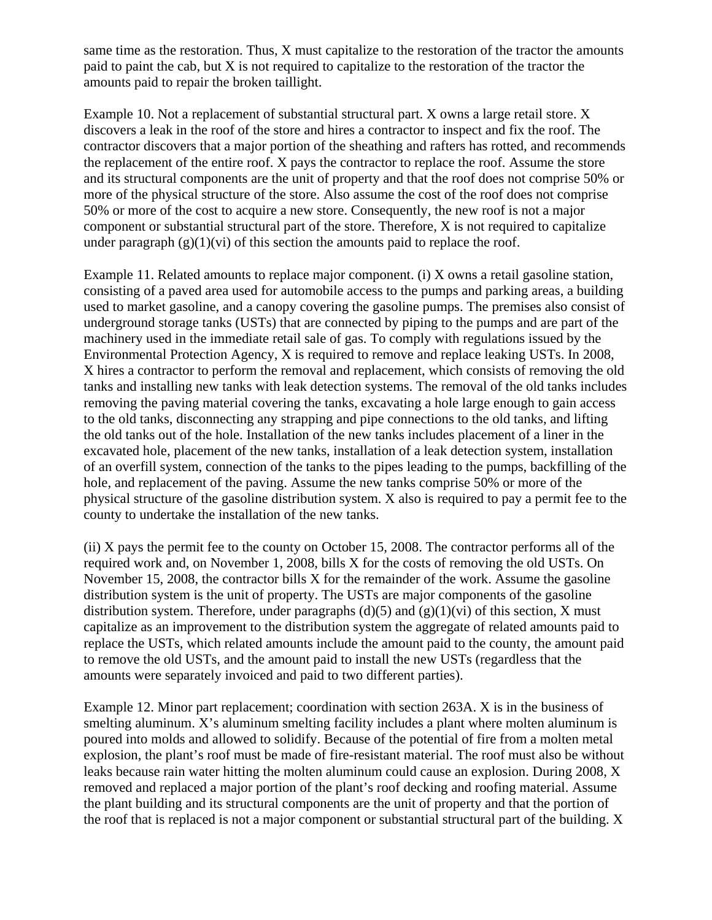same time as the restoration. Thus, X must capitalize to the restoration of the tractor the amounts paid to paint the cab, but X is not required to capitalize to the restoration of the tractor the amounts paid to repair the broken taillight.

Example 10. Not a replacement of substantial structural part. X owns a large retail store. X discovers a leak in the roof of the store and hires a contractor to inspect and fix the roof. The contractor discovers that a major portion of the sheathing and rafters has rotted, and recommends the replacement of the entire roof. X pays the contractor to replace the roof. Assume the store and its structural components are the unit of property and that the roof does not comprise 50% or more of the physical structure of the store. Also assume the cost of the roof does not comprise 50% or more of the cost to acquire a new store. Consequently, the new roof is not a major component or substantial structural part of the store. Therefore, X is not required to capitalize under paragraph (g)(1)(vi) of this section the amounts paid to replace the roof.

Example 11. Related amounts to replace major component. (i) X owns a retail gasoline station, consisting of a paved area used for automobile access to the pumps and parking areas, a building used to market gasoline, and a canopy covering the gasoline pumps. The premises also consist of underground storage tanks (USTs) that are connected by piping to the pumps and are part of the machinery used in the immediate retail sale of gas. To comply with regulations issued by the Environmental Protection Agency, X is required to remove and replace leaking USTs. In 2008, X hires a contractor to perform the removal and replacement, which consists of removing the old tanks and installing new tanks with leak detection systems. The removal of the old tanks includes removing the paving material covering the tanks, excavating a hole large enough to gain access to the old tanks, disconnecting any strapping and pipe connections to the old tanks, and lifting the old tanks out of the hole. Installation of the new tanks includes placement of a liner in the excavated hole, placement of the new tanks, installation of a leak detection system, installation of an overfill system, connection of the tanks to the pipes leading to the pumps, backfilling of the hole, and replacement of the paving. Assume the new tanks comprise 50% or more of the physical structure of the gasoline distribution system. X also is required to pay a permit fee to the county to undertake the installation of the new tanks.

(ii) X pays the permit fee to the county on October 15, 2008. The contractor performs all of the required work and, on November 1, 2008, bills X for the costs of removing the old USTs. On November 15, 2008, the contractor bills X for the remainder of the work. Assume the gasoline distribution system is the unit of property. The USTs are major components of the gasoline distribution system. Therefore, under paragraphs (d)(5) and (g)(1)(vi) of this section, X must capitalize as an improvement to the distribution system the aggregate of related amounts paid to replace the USTs, which related amounts include the amount paid to the county, the amount paid to remove the old USTs, and the amount paid to install the new USTs (regardless that the amounts were separately invoiced and paid to two different parties).

Example 12. Minor part replacement; coordination with section 263A. X is in the business of smelting aluminum. X's aluminum smelting facility includes a plant where molten aluminum is poured into molds and allowed to solidify. Because of the potential of fire from a molten metal explosion, the plant's roof must be made of fire-resistant material. The roof must also be without leaks because rain water hitting the molten aluminum could cause an explosion. During 2008, X removed and replaced a major portion of the plant's roof decking and roofing material. Assume the plant building and its structural components are the unit of property and that the portion of the roof that is replaced is not a major component or substantial structural part of the building. X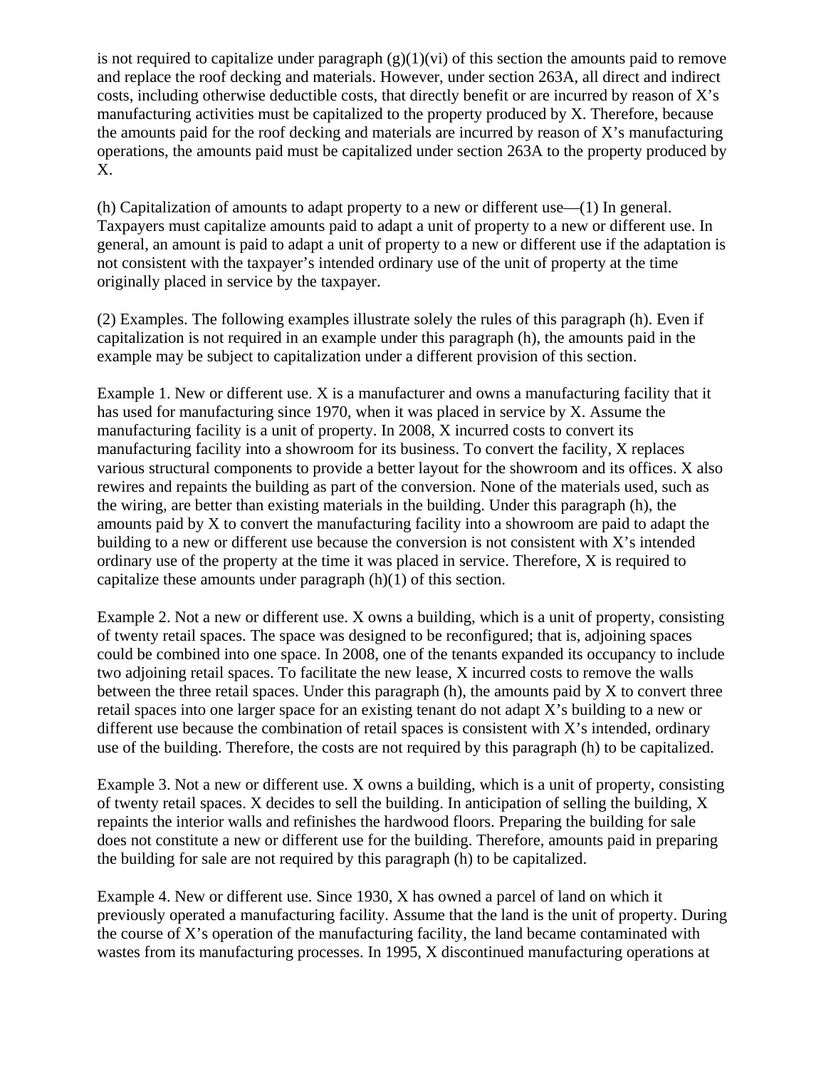is not required to capitalize under paragraph (g)(1)(vi) of this section the amounts paid to remove and replace the roof decking and materials. However, under section 263A, all direct and indirect costs, including otherwise deductible costs, that directly benefit or are incurred by reason of X's manufacturing activities must be capitalized to the property produced by X. Therefore, because the amounts paid for the roof decking and materials are incurred by reason of X's manufacturing operations, the amounts paid must be capitalized under section 263A to the property produced by X.

(h) Capitalization of amounts to adapt property to a new or different use—(1) In general. Taxpayers must capitalize amounts paid to adapt a unit of property to a new or different use. In general, an amount is paid to adapt a unit of property to a new or different use if the adaptation is not consistent with the taxpayer's intended ordinary use of the unit of property at the time originally placed in service by the taxpayer.

(2) Examples. The following examples illustrate solely the rules of this paragraph (h). Even if capitalization is not required in an example under this paragraph (h), the amounts paid in the example may be subject to capitalization under a different provision of this section.

Example 1. New or different use. X is a manufacturer and owns a manufacturing facility that it has used for manufacturing since 1970, when it was placed in service by X. Assume the manufacturing facility is a unit of property. In 2008, X incurred costs to convert its manufacturing facility into a showroom for its business. To convert the facility, X replaces various structural components to provide a better layout for the showroom and its offices. X also rewires and repaints the building as part of the conversion. None of the materials used, such as the wiring, are better than existing materials in the building. Under this paragraph (h), the amounts paid by X to convert the manufacturing facility into a showroom are paid to adapt the building to a new or different use because the conversion is not consistent with X's intended ordinary use of the property at the time it was placed in service. Therefore, X is required to capitalize these amounts under paragraph (h)(1) of this section.

Example 2. Not a new or different use. X owns a building, which is a unit of property, consisting of twenty retail spaces. The space was designed to be reconfigured; that is, adjoining spaces could be combined into one space. In 2008, one of the tenants expanded its occupancy to include two adjoining retail spaces. To facilitate the new lease, X incurred costs to remove the walls between the three retail spaces. Under this paragraph (h), the amounts paid by X to convert three retail spaces into one larger space for an existing tenant do not adapt X's building to a new or different use because the combination of retail spaces is consistent with X's intended, ordinary use of the building. Therefore, the costs are not required by this paragraph (h) to be capitalized.

Example 3. Not a new or different use. X owns a building, which is a unit of property, consisting of twenty retail spaces. X decides to sell the building. In anticipation of selling the building, X repaints the interior walls and refinishes the hardwood floors. Preparing the building for sale does not constitute a new or different use for the building. Therefore, amounts paid in preparing the building for sale are not required by this paragraph (h) to be capitalized.

Example 4. New or different use. Since 1930, X has owned a parcel of land on which it previously operated a manufacturing facility. Assume that the land is the unit of property. During the course of X's operation of the manufacturing facility, the land became contaminated with wastes from its manufacturing processes. In 1995, X discontinued manufacturing operations at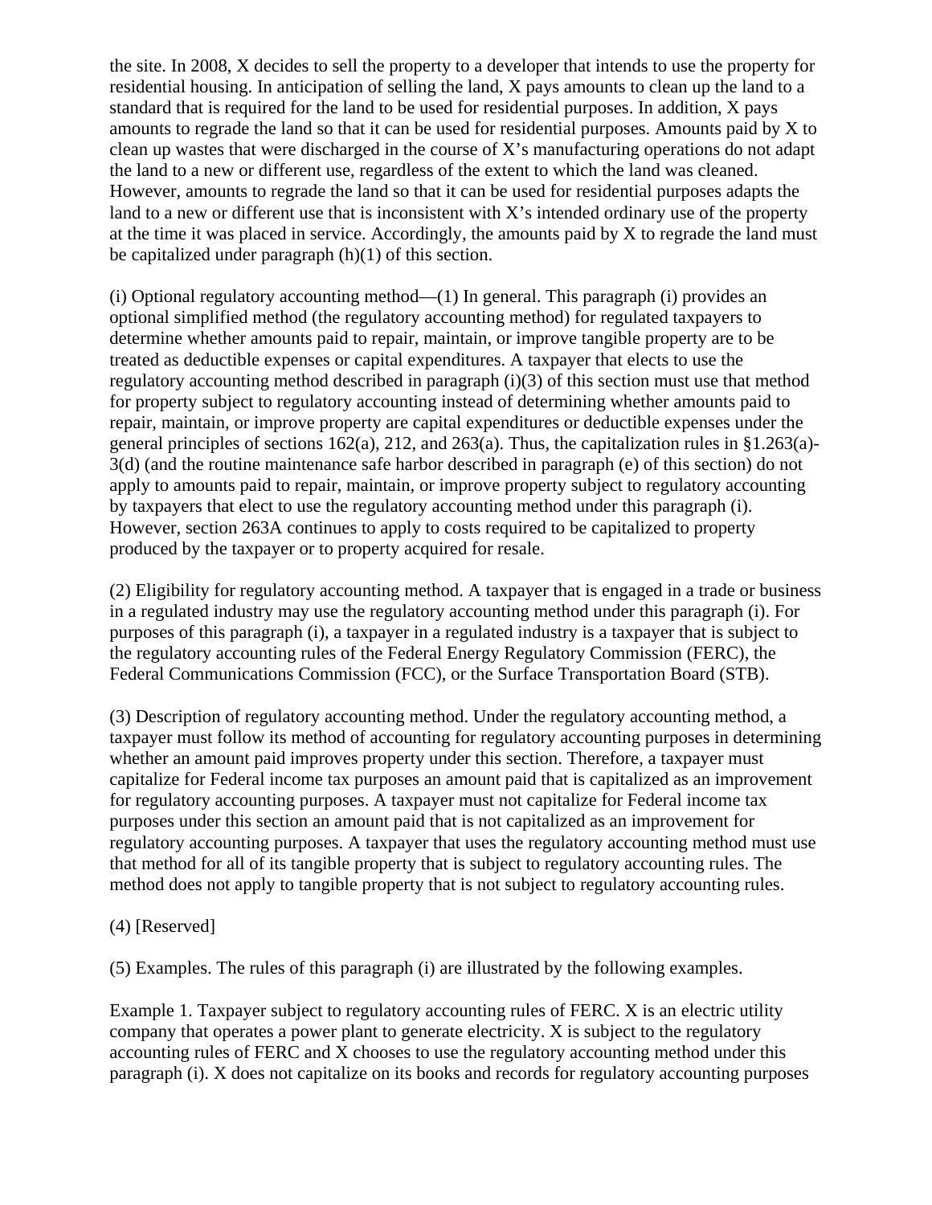the site. In 2008, X decides to sell the property to a developer that intends to use the property for residential housing. In anticipation of selling the land, X pays amounts to clean up the land to a standard that is required for the land to be used for residential purposes. In addition, X pays amounts to regrade the land so that it can be used for residential purposes. Amounts paid by X to clean up wastes that were discharged in the course of X's manufacturing operations do not adapt the land to a new or different use, regardless of the extent to which the land was cleaned. However, amounts to regrade the land so that it can be used for residential purposes adapts the land to a new or different use that is inconsistent with X's intended ordinary use of the property at the time it was placed in service. Accordingly, the amounts paid by X to regrade the land must be capitalized under paragraph (h)(1) of this section.

(i) Optional regulatory accounting method—(1) In general. This paragraph (i) provides an optional simplified method (the regulatory accounting method) for regulated taxpayers to determine whether amounts paid to repair, maintain, or improve tangible property are to be treated as deductible expenses or capital expenditures. A taxpayer that elects to use the regulatory accounting method described in paragraph (i)(3) of this section must use that method for property subject to regulatory accounting instead of determining whether amounts paid to repair, maintain, or improve property are capital expenditures or deductible expenses under the general principles of sections 162(a), 212, and 263(a). Thus, the capitalization rules in §1.263(a)-3(d) (and the routine maintenance safe harbor described in paragraph (e) of this section) do not apply to amounts paid to repair, maintain, or improve property subject to regulatory accounting by taxpayers that elect to use the regulatory accounting method under this paragraph (i). However, section 263A continues to apply to costs required to be capitalized to property produced by the taxpayer or to property acquired for resale.

(2) Eligibility for regulatory accounting method. A taxpayer that is engaged in a trade or business in a regulated industry may use the regulatory accounting method under this paragraph (i). For purposes of this paragraph (i), a taxpayer in a regulated industry is a taxpayer that is subject to the regulatory accounting rules of the Federal Energy Regulatory Commission (FERC), the Federal Communications Commission (FCC), or the Surface Transportation Board (STB).

(3) Description of regulatory accounting method. Under the regulatory accounting method, a taxpayer must follow its method of accounting for regulatory accounting purposes in determining whether an amount paid improves property under this section. Therefore, a taxpayer must capitalize for Federal income tax purposes an amount paid that is capitalized as an improvement for regulatory accounting purposes. A taxpayer must not capitalize for Federal income tax purposes under this section an amount paid that is not capitalized as an improvement for regulatory accounting purposes. A taxpayer that uses the regulatory accounting method must use that method for all of its tangible property that is subject to regulatory accounting rules. The method does not apply to tangible property that is not subject to regulatory accounting rules.

(4) [Reserved]

(5) Examples. The rules of this paragraph (i) are illustrated by the following examples.

Example 1. Taxpayer subject to regulatory accounting rules of FERC. X is an electric utility company that operates a power plant to generate electricity. X is subject to the regulatory accounting rules of FERC and X chooses to use the regulatory accounting method under this paragraph (i). X does not capitalize on its books and records for regulatory accounting purposes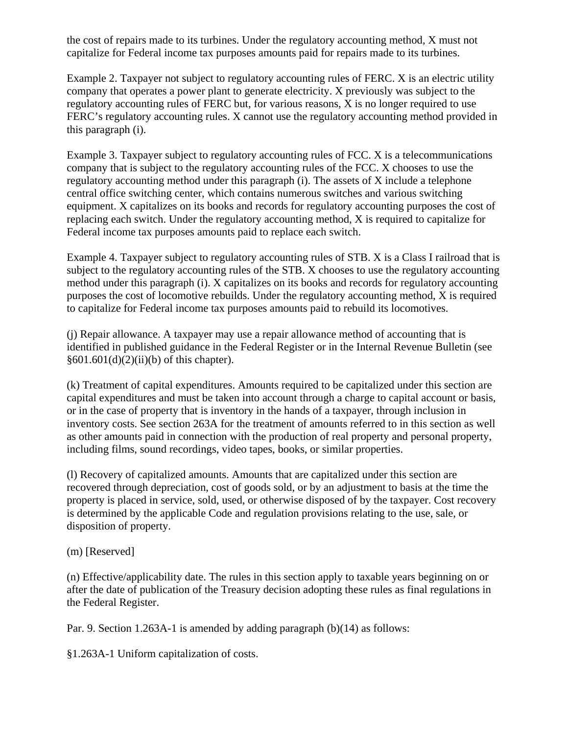the cost of repairs made to its turbines. Under the regulatory accounting method, X must not capitalize for Federal income tax purposes amounts paid for repairs made to its turbines.

Example 2. Taxpayer not subject to regulatory accounting rules of FERC. X is an electric utility company that operates a power plant to generate electricity. X previously was subject to the regulatory accounting rules of FERC but, for various reasons, X is no longer required to use FERC's regulatory accounting rules. X cannot use the regulatory accounting method provided in this paragraph (i).

Example 3. Taxpayer subject to regulatory accounting rules of FCC. X is a telecommunications company that is subject to the regulatory accounting rules of the FCC. X chooses to use the regulatory accounting method under this paragraph (i). The assets of X include a telephone central office switching center, which contains numerous switches and various switching equipment. X capitalizes on its books and records for regulatory accounting purposes the cost of replacing each switch. Under the regulatory accounting method, X is required to capitalize for Federal income tax purposes amounts paid to replace each switch.

Example 4. Taxpayer subject to regulatory accounting rules of STB. X is a Class I railroad that is subject to the regulatory accounting rules of the STB. X chooses to use the regulatory accounting method under this paragraph (i). X capitalizes on its books and records for regulatory accounting purposes the cost of locomotive rebuilds. Under the regulatory accounting method, X is required to capitalize for Federal income tax purposes amounts paid to rebuild its locomotives.

(j) Repair allowance. A taxpayer may use a repair allowance method of accounting that is identified in published guidance in the Federal Register or in the Internal Revenue Bulletin (see §601.601(d)(2)(ii)(b) of this chapter).

(k) Treatment of capital expenditures. Amounts required to be capitalized under this section are capital expenditures and must be taken into account through a charge to capital account or basis, or in the case of property that is inventory in the hands of a taxpayer, through inclusion in inventory costs. See section 263A for the treatment of amounts referred to in this section as well as other amounts paid in connection with the production of real property and personal property, including films, sound recordings, video tapes, books, or similar properties.

(l) Recovery of capitalized amounts. Amounts that are capitalized under this section are recovered through depreciation, cost of goods sold, or by an adjustment to basis at the time the property is placed in service, sold, used, or otherwise disposed of by the taxpayer. Cost recovery is determined by the applicable Code and regulation provisions relating to the use, sale, or disposition of property.

(m) [Reserved]

(n) Effective/applicability date. The rules in this section apply to taxable years beginning on or after the date of publication of the Treasury decision adopting these rules as final regulations in the Federal Register.

Par. 9. Section 1.263A-1 is amended by adding paragraph (b)(14) as follows:

§1.263A-1 Uniform capitalization of costs.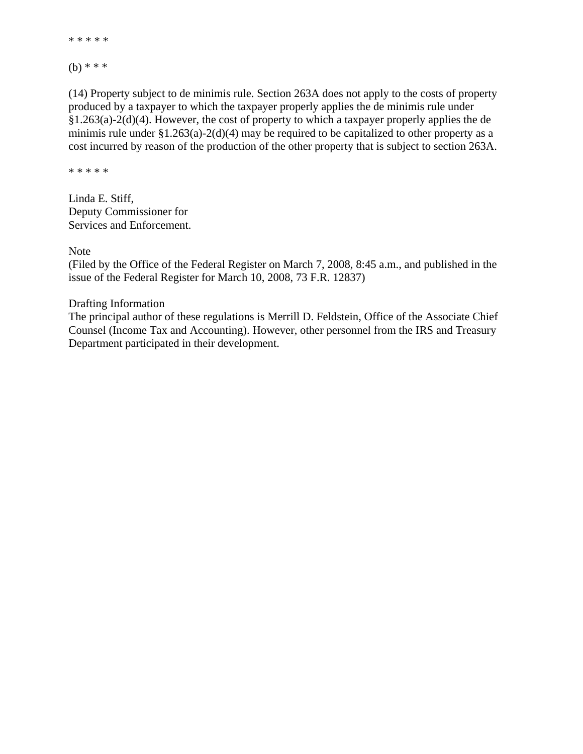* * * * *

(b) * * *

(14) Property subject to de minimis rule. Section 263A does not apply to the costs of property produced by a taxpayer to which the taxpayer properly applies the de minimis rule under §1.263(a)-2(d)(4). However, the cost of property to which a taxpayer properly applies the de minimis rule under §1.263(a)-2(d)(4) may be required to be capitalized to other property as a cost incurred by reason of the production of the other property that is subject to section 263A.

* * * * *

Linda E. Stiff,
Deputy Commissioner for
Services and Enforcement.

Note
(Filed by the Office of the Federal Register on March 7, 2008, 8:45 a.m., and published in the issue of the Federal Register for March 10, 2008, 73 F.R. 12837)

Drafting Information
The principal author of these regulations is Merrill D. Feldstein, Office of the Associate Chief Counsel (Income Tax and Accounting). However, other personnel from the IRS and Treasury Department participated in their development.